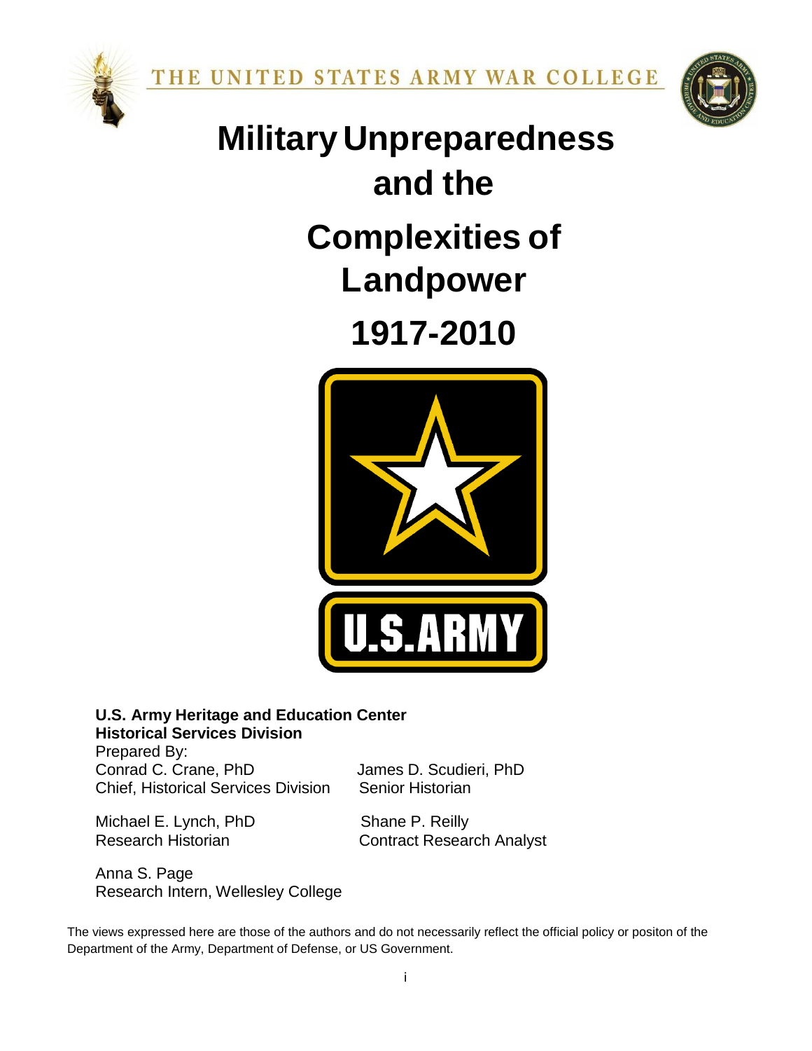THE UNITED STATES ARMY WAR COLLEGE

# Military Unpreparedness and the Complexities of Landpower 1917-2010

U.S.ARMY

**U.S. Army Heritage and Education Center**
**Historical Services Division**

Prepared By:

Conrad C. Crane, PhD
Chief, Historical Services Division

James D. Scudieri, PhD
Senior Historian

Michael E. Lynch, PhD
Research Historian

Shane P. Reilly
Contract Research Analyst

Anna S. Page
Research Intern, Wellesley College

The views expressed here are those of the authors and do not necessarily reflect the official policy or positon of the Department of the Army, Department of Defense, or US Government.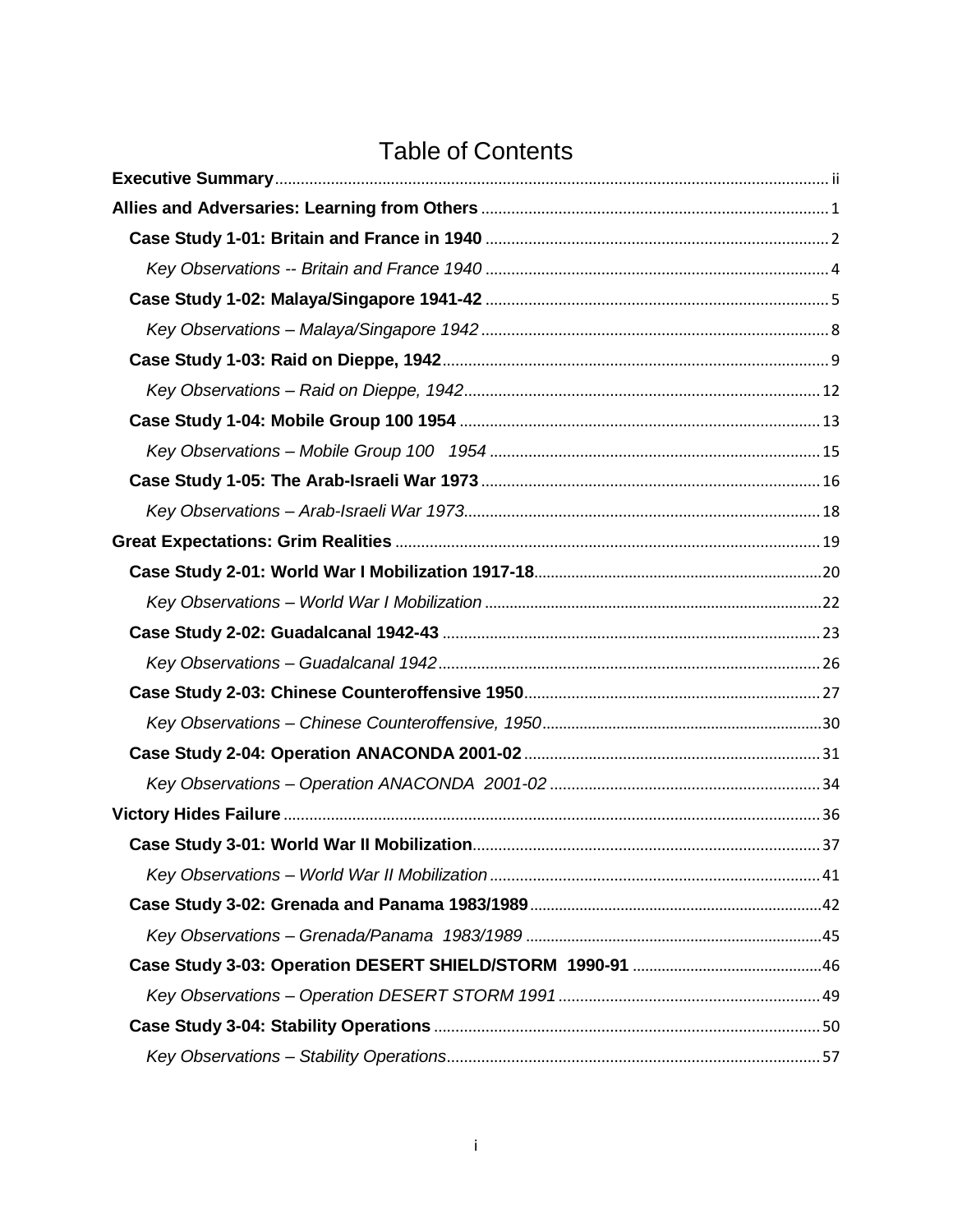# Table of Contents

**Executive Summary** ii

**Allies and Adversaries: Learning from Others** 1

- **Case Study 1-01: Britain and France in 1940** 2
  - *Key Observations -- Britain and France 1940* 4
- **Case Study 1-02: Malaya/Singapore 1941-42** 5
  - *Key Observations – Malaya/Singapore 1942* 8
- **Case Study 1-03: Raid on Dieppe, 1942** 9
  - *Key Observations – Raid on Dieppe, 1942* 12
- **Case Study 1-04: Mobile Group 100 1954** 13
  - *Key Observations – Mobile Group 100 1954* 15
- **Case Study 1-05: The Arab-Israeli War 1973** 16
  - *Key Observations – Arab-Israeli War 1973* 18

**Great Expectations: Grim Realities** 19

- **Case Study 2-01: World War I Mobilization 1917-18** 20
  - *Key Observations – World War I Mobilization* 22
- **Case Study 2-02: Guadalcanal 1942-43** 23
  - *Key Observations – Guadalcanal 1942* 26
- **Case Study 2-03: Chinese Counteroffensive 1950** 27
  - *Key Observations – Chinese Counteroffensive, 1950* 30
- **Case Study 2-04: Operation ANACONDA 2001-02** 31
  - *Key Observations – Operation ANACONDA 2001-02* 34

**Victory Hides Failure** 36

- **Case Study 3-01: World War II Mobilization** 37
  - *Key Observations – World War II Mobilization* 41
- **Case Study 3-02: Grenada and Panama 1983/1989** 42
  - *Key Observations – Grenada/Panama 1983/1989* 45
- **Case Study 3-03: Operation DESERT SHIELD/STORM 1990-91** 46
  - *Key Observations – Operation DESERT STORM 1991* 49
- **Case Study 3-04: Stability Operations** 50
  - *Key Observations – Stability Operations* 57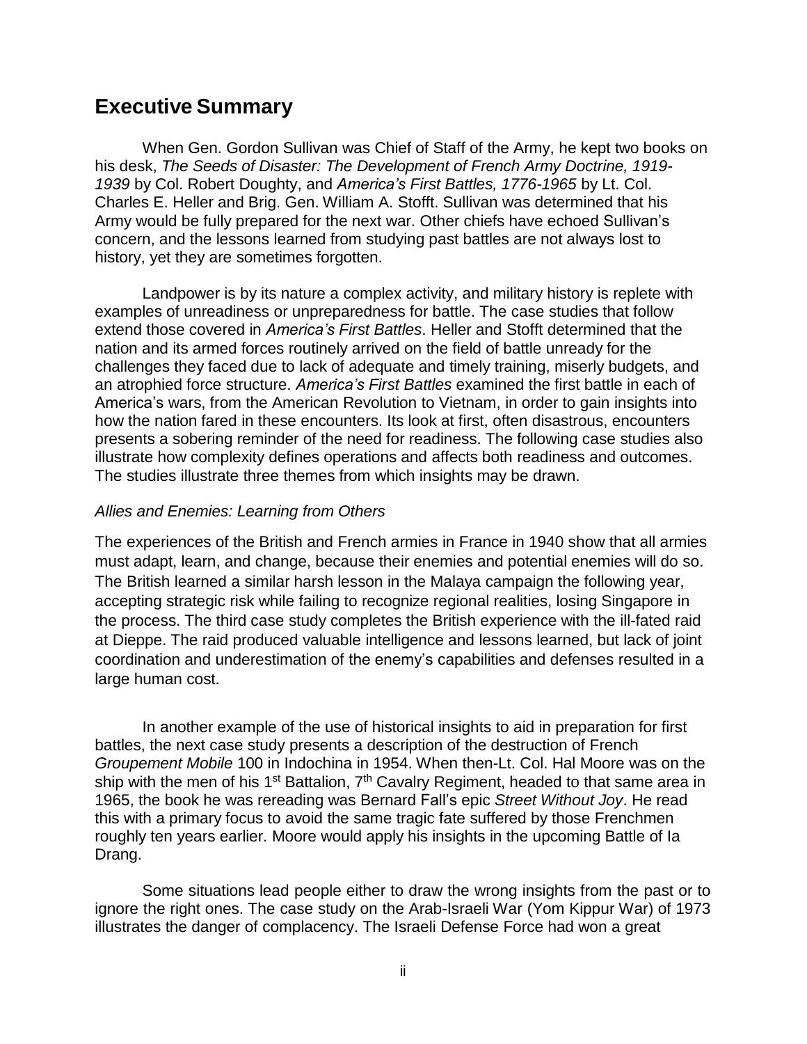## Executive Summary

When Gen. Gordon Sullivan was Chief of Staff of the Army, he kept two books on his desk, *The Seeds of Disaster: The Development of French Army Doctrine, 1919-1939* by Col. Robert Doughty, and *America's First Battles, 1776-1965* by Lt. Col. Charles E. Heller and Brig. Gen. William A. Stofft. Sullivan was determined that his Army would be fully prepared for the next war. Other chiefs have echoed Sullivan's concern, and the lessons learned from studying past battles are not always lost to history, yet they are sometimes forgotten.

Landpower is by its nature a complex activity, and military history is replete with examples of unreadiness or unpreparedness for battle. The case studies that follow extend those covered in *America's First Battles*. Heller and Stofft determined that the nation and its armed forces routinely arrived on the field of battle unready for the challenges they faced due to lack of adequate and timely training, miserly budgets, and an atrophied force structure. *America's First Battles* examined the first battle in each of America's wars, from the American Revolution to Vietnam, in order to gain insights into how the nation fared in these encounters. Its look at first, often disastrous, encounters presents a sobering reminder of the need for readiness. The following case studies also illustrate how complexity defines operations and affects both readiness and outcomes. The studies illustrate three themes from which insights may be drawn.

*Allies and Enemies: Learning from Others*

The experiences of the British and French armies in France in 1940 show that all armies must adapt, learn, and change, because their enemies and potential enemies will do so. The British learned a similar harsh lesson in the Malaya campaign the following year, accepting strategic risk while failing to recognize regional realities, losing Singapore in the process. The third case study completes the British experience with the ill-fated raid at Dieppe. The raid produced valuable intelligence and lessons learned, but lack of joint coordination and underestimation of the enemy's capabilities and defenses resulted in a large human cost.

In another example of the use of historical insights to aid in preparation for first battles, the next case study presents a description of the destruction of French *Groupement Mobile* 100 in Indochina in 1954. When then-Lt. Col. Hal Moore was on the ship with the men of his 1st Battalion, 7th Cavalry Regiment, headed to that same area in 1965, the book he was rereading was Bernard Fall's epic *Street Without Joy*. He read this with a primary focus to avoid the same tragic fate suffered by those Frenchmen roughly ten years earlier. Moore would apply his insights in the upcoming Battle of Ia Drang.

Some situations lead people either to draw the wrong insights from the past or to ignore the right ones. The case study on the Arab-Israeli War (Yom Kippur War) of 1973 illustrates the danger of complacency. The Israeli Defense Force had won a great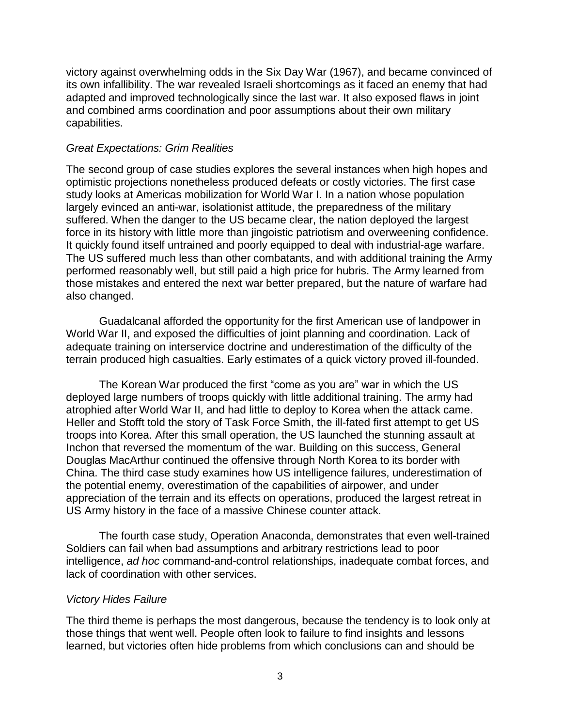victory against overwhelming odds in the Six Day War (1967), and became convinced of its own infallibility. The war revealed Israeli shortcomings as it faced an enemy that had adapted and improved technologically since the last war. It also exposed flaws in joint and combined arms coordination and poor assumptions about their own military capabilities.

*Great Expectations: Grim Realities*

The second group of case studies explores the several instances when high hopes and optimistic projections nonetheless produced defeats or costly victories. The first case study looks at Americas mobilization for World War I. In a nation whose population largely evinced an anti-war, isolationist attitude, the preparedness of the military suffered. When the danger to the US became clear, the nation deployed the largest force in its history with little more than jingoistic patriotism and overweening confidence. It quickly found itself untrained and poorly equipped to deal with industrial-age warfare. The US suffered much less than other combatants, and with additional training the Army performed reasonably well, but still paid a high price for hubris. The Army learned from those mistakes and entered the next war better prepared, but the nature of warfare had also changed.

Guadalcanal afforded the opportunity for the first American use of landpower in World War II, and exposed the difficulties of joint planning and coordination. Lack of adequate training on interservice doctrine and underestimation of the difficulty of the terrain produced high casualties. Early estimates of a quick victory proved ill-founded.

The Korean War produced the first "come as you are" war in which the US deployed large numbers of troops quickly with little additional training. The army had atrophied after World War II, and had little to deploy to Korea when the attack came. Heller and Stofft told the story of Task Force Smith, the ill-fated first attempt to get US troops into Korea. After this small operation, the US launched the stunning assault at Inchon that reversed the momentum of the war. Building on this success, General Douglas MacArthur continued the offensive through North Korea to its border with China. The third case study examines how US intelligence failures, underestimation of the potential enemy, overestimation of the capabilities of airpower, and under appreciation of the terrain and its effects on operations, produced the largest retreat in US Army history in the face of a massive Chinese counter attack.

The fourth case study, Operation Anaconda, demonstrates that even well-trained Soldiers can fail when bad assumptions and arbitrary restrictions lead to poor intelligence, *ad hoc* command-and-control relationships, inadequate combat forces, and lack of coordination with other services.

*Victory Hides Failure*

The third theme is perhaps the most dangerous, because the tendency is to look only at those things that went well. People often look to failure to find insights and lessons learned, but victories often hide problems from which conclusions can and should be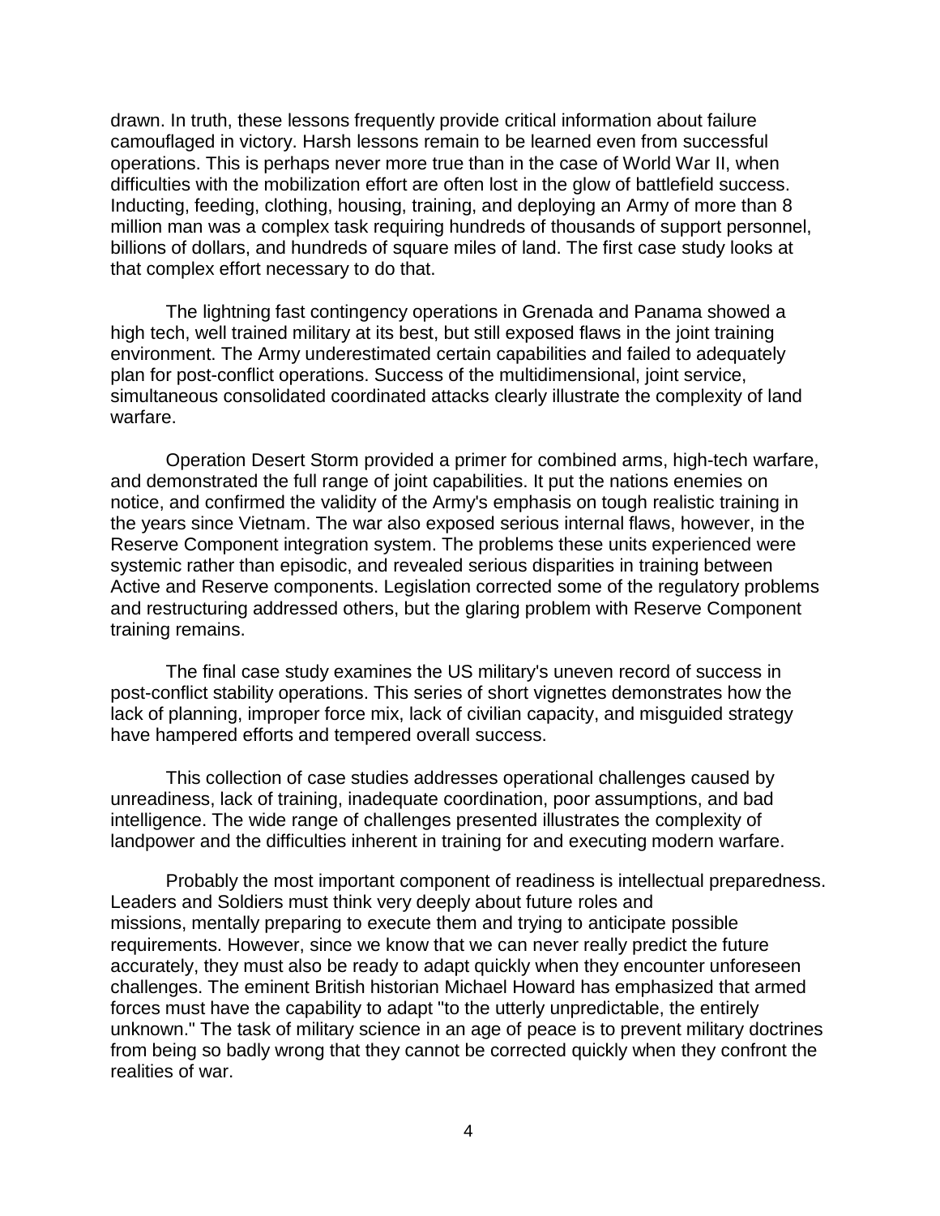drawn. In truth, these lessons frequently provide critical information about failure camouflaged in victory. Harsh lessons remain to be learned even from successful operations. This is perhaps never more true than in the case of World War II, when difficulties with the mobilization effort are often lost in the glow of battlefield success. Inducting, feeding, clothing, housing, training, and deploying an Army of more than 8 million man was a complex task requiring hundreds of thousands of support personnel, billions of dollars, and hundreds of square miles of land. The first case study looks at that complex effort necessary to do that.

The lightning fast contingency operations in Grenada and Panama showed a high tech, well trained military at its best, but still exposed flaws in the joint training environment. The Army underestimated certain capabilities and failed to adequately plan for post-conflict operations. Success of the multidimensional, joint service, simultaneous consolidated coordinated attacks clearly illustrate the complexity of land warfare.

Operation Desert Storm provided a primer for combined arms, high-tech warfare, and demonstrated the full range of joint capabilities. It put the nations enemies on notice, and confirmed the validity of the Army's emphasis on tough realistic training in the years since Vietnam. The war also exposed serious internal flaws, however, in the Reserve Component integration system. The problems these units experienced were systemic rather than episodic, and revealed serious disparities in training between Active and Reserve components. Legislation corrected some of the regulatory problems and restructuring addressed others, but the glaring problem with Reserve Component training remains.

The final case study examines the US military's uneven record of success in post-conflict stability operations. This series of short vignettes demonstrates how the lack of planning, improper force mix, lack of civilian capacity, and misguided strategy have hampered efforts and tempered overall success.

This collection of case studies addresses operational challenges caused by unreadiness, lack of training, inadequate coordination, poor assumptions, and bad intelligence. The wide range of challenges presented illustrates the complexity of landpower and the difficulties inherent in training for and executing modern warfare.

Probably the most important component of readiness is intellectual preparedness. Leaders and Soldiers must think very deeply about future roles and missions, mentally preparing to execute them and trying to anticipate possible requirements. However, since we know that we can never really predict the future accurately, they must also be ready to adapt quickly when they encounter unforeseen challenges. The eminent British historian Michael Howard has emphasized that armed forces must have the capability to adapt "to the utterly unpredictable, the entirely unknown." The task of military science in an age of peace is to prevent military doctrines from being so badly wrong that they cannot be corrected quickly when they confront the realities of war.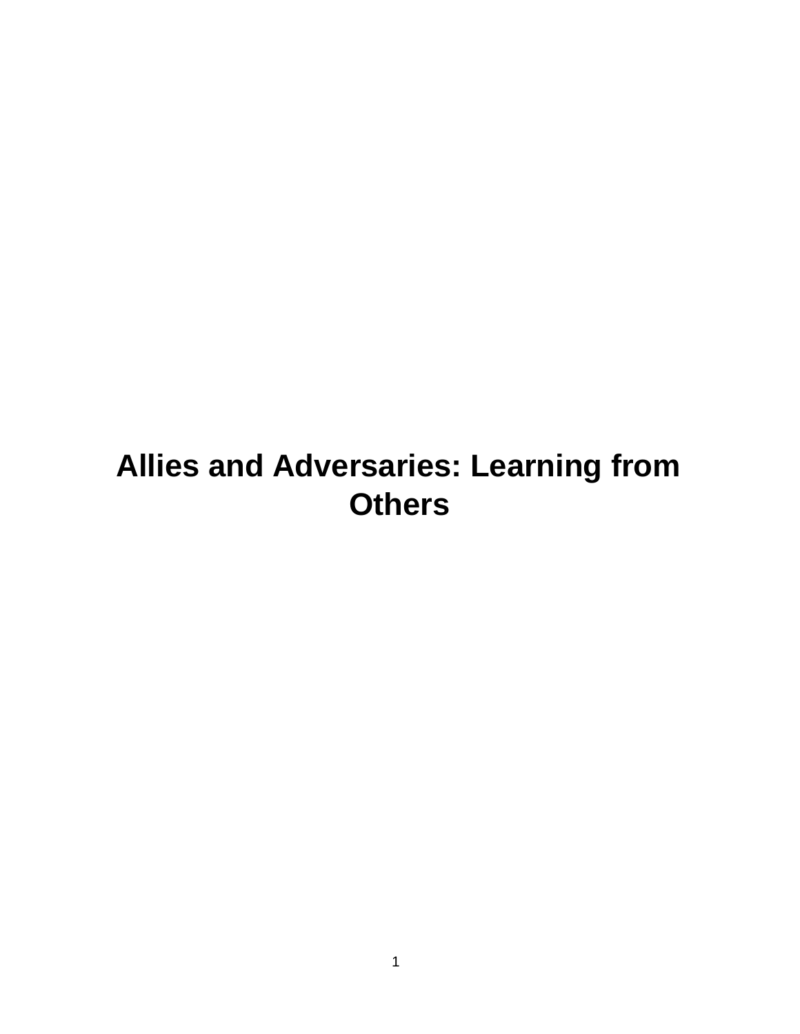# Allies and Adversaries: Learning from Others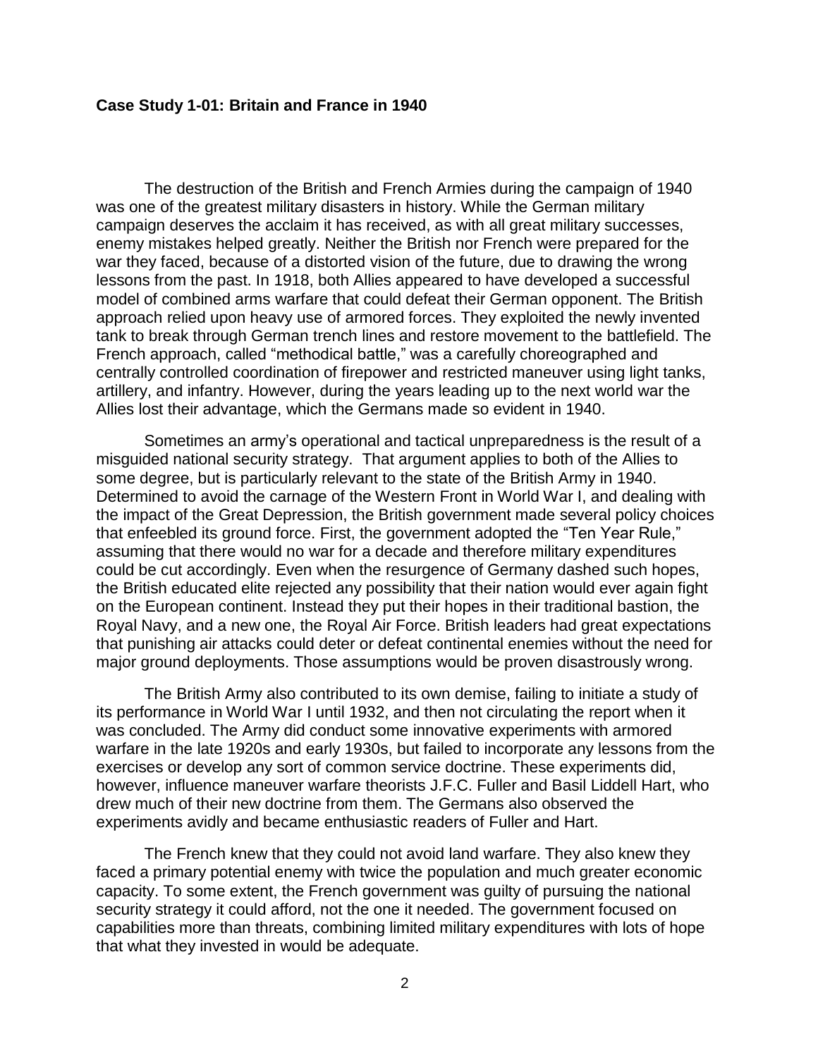**Case Study 1-01: Britain and France in 1940**

The destruction of the British and French Armies during the campaign of 1940 was one of the greatest military disasters in history. While the German military campaign deserves the acclaim it has received, as with all great military successes, enemy mistakes helped greatly. Neither the British nor French were prepared for the war they faced, because of a distorted vision of the future, due to drawing the wrong lessons from the past. In 1918, both Allies appeared to have developed a successful model of combined arms warfare that could defeat their German opponent. The British approach relied upon heavy use of armored forces. They exploited the newly invented tank to break through German trench lines and restore movement to the battlefield. The French approach, called "methodical battle," was a carefully choreographed and centrally controlled coordination of firepower and restricted maneuver using light tanks, artillery, and infantry. However, during the years leading up to the next world war the Allies lost their advantage, which the Germans made so evident in 1940.

Sometimes an army's operational and tactical unpreparedness is the result of a misguided national security strategy. That argument applies to both of the Allies to some degree, but is particularly relevant to the state of the British Army in 1940. Determined to avoid the carnage of the Western Front in World War I, and dealing with the impact of the Great Depression, the British government made several policy choices that enfeebled its ground force. First, the government adopted the "Ten Year Rule," assuming that there would no war for a decade and therefore military expenditures could be cut accordingly. Even when the resurgence of Germany dashed such hopes, the British educated elite rejected any possibility that their nation would ever again fight on the European continent. Instead they put their hopes in their traditional bastion, the Royal Navy, and a new one, the Royal Air Force. British leaders had great expectations that punishing air attacks could deter or defeat continental enemies without the need for major ground deployments. Those assumptions would be proven disastrously wrong.

The British Army also contributed to its own demise, failing to initiate a study of its performance in World War I until 1932, and then not circulating the report when it was concluded. The Army did conduct some innovative experiments with armored warfare in the late 1920s and early 1930s, but failed to incorporate any lessons from the exercises or develop any sort of common service doctrine. These experiments did, however, influence maneuver warfare theorists J.F.C. Fuller and Basil Liddell Hart, who drew much of their new doctrine from them. The Germans also observed the experiments avidly and became enthusiastic readers of Fuller and Hart.

The French knew that they could not avoid land warfare. They also knew they faced a primary potential enemy with twice the population and much greater economic capacity. To some extent, the French government was guilty of pursuing the national security strategy it could afford, not the one it needed. The government focused on capabilities more than threats, combining limited military expenditures with lots of hope that what they invested in would be adequate.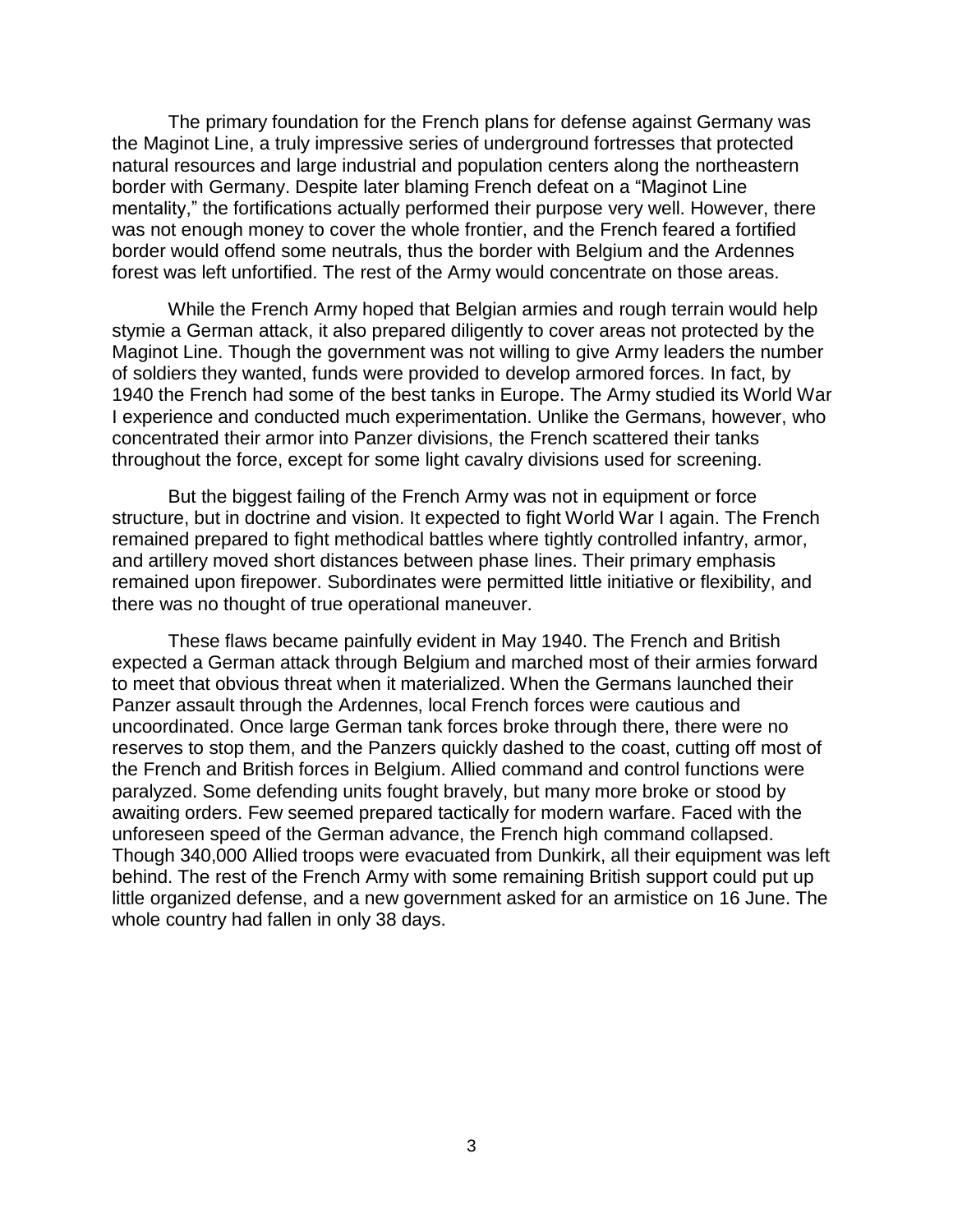The primary foundation for the French plans for defense against Germany was the Maginot Line, a truly impressive series of underground fortresses that protected natural resources and large industrial and population centers along the northeastern border with Germany. Despite later blaming French defeat on a "Maginot Line mentality," the fortifications actually performed their purpose very well. However, there was not enough money to cover the whole frontier, and the French feared a fortified border would offend some neutrals, thus the border with Belgium and the Ardennes forest was left unfortified. The rest of the Army would concentrate on those areas.

While the French Army hoped that Belgian armies and rough terrain would help stymie a German attack, it also prepared diligently to cover areas not protected by the Maginot Line. Though the government was not willing to give Army leaders the number of soldiers they wanted, funds were provided to develop armored forces. In fact, by 1940 the French had some of the best tanks in Europe. The Army studied its World War I experience and conducted much experimentation. Unlike the Germans, however, who concentrated their armor into Panzer divisions, the French scattered their tanks throughout the force, except for some light cavalry divisions used for screening.

But the biggest failing of the French Army was not in equipment or force structure, but in doctrine and vision. It expected to fight World War I again. The French remained prepared to fight methodical battles where tightly controlled infantry, armor, and artillery moved short distances between phase lines. Their primary emphasis remained upon firepower. Subordinates were permitted little initiative or flexibility, and there was no thought of true operational maneuver.

These flaws became painfully evident in May 1940. The French and British expected a German attack through Belgium and marched most of their armies forward to meet that obvious threat when it materialized. When the Germans launched their Panzer assault through the Ardennes, local French forces were cautious and uncoordinated. Once large German tank forces broke through there, there were no reserves to stop them, and the Panzers quickly dashed to the coast, cutting off most of the French and British forces in Belgium. Allied command and control functions were paralyzed. Some defending units fought bravely, but many more broke or stood by awaiting orders. Few seemed prepared tactically for modern warfare. Faced with the unforeseen speed of the German advance, the French high command collapsed. Though 340,000 Allied troops were evacuated from Dunkirk, all their equipment was left behind. The rest of the French Army with some remaining British support could put up little organized defense, and a new government asked for an armistice on 16 June. The whole country had fallen in only 38 days.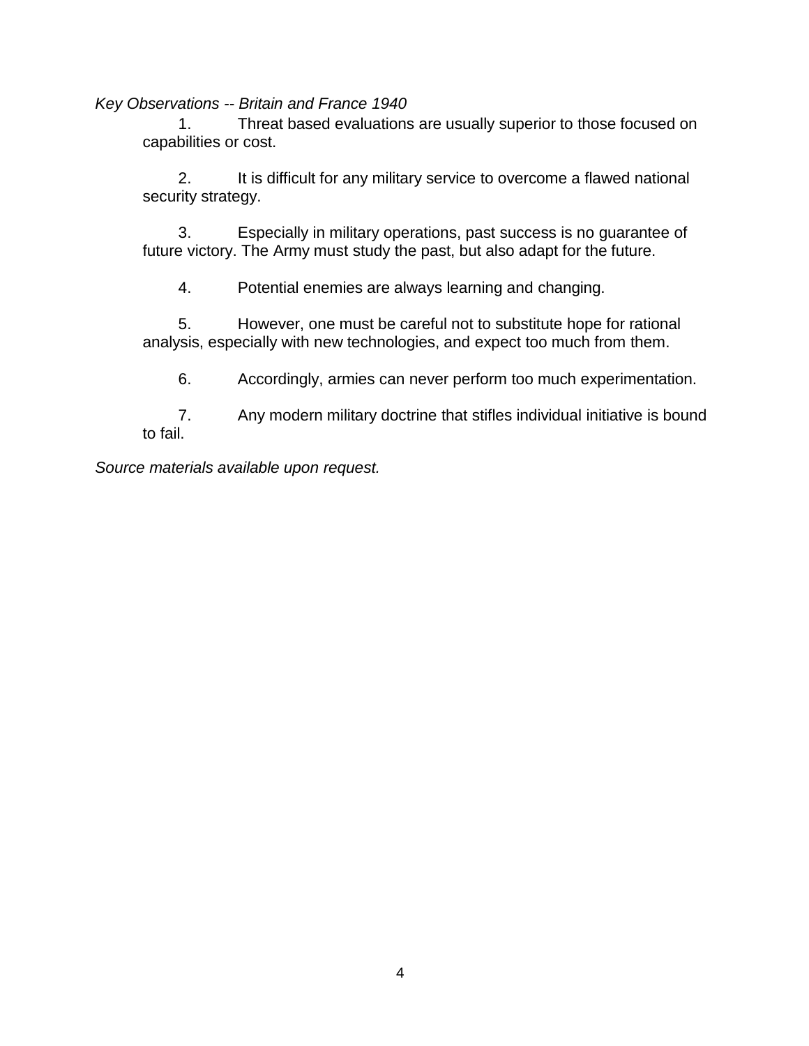*Key Observations -- Britain and France 1940*

1. Threat based evaluations are usually superior to those focused on capabilities or cost.

2. It is difficult for any military service to overcome a flawed national security strategy.

3. Especially in military operations, past success is no guarantee of future victory. The Army must study the past, but also adapt for the future.

4. Potential enemies are always learning and changing.

5. However, one must be careful not to substitute hope for rational analysis, especially with new technologies, and expect too much from them.

6. Accordingly, armies can never perform too much experimentation.

7. Any modern military doctrine that stifles individual initiative is bound to fail.

*Source materials available upon request.*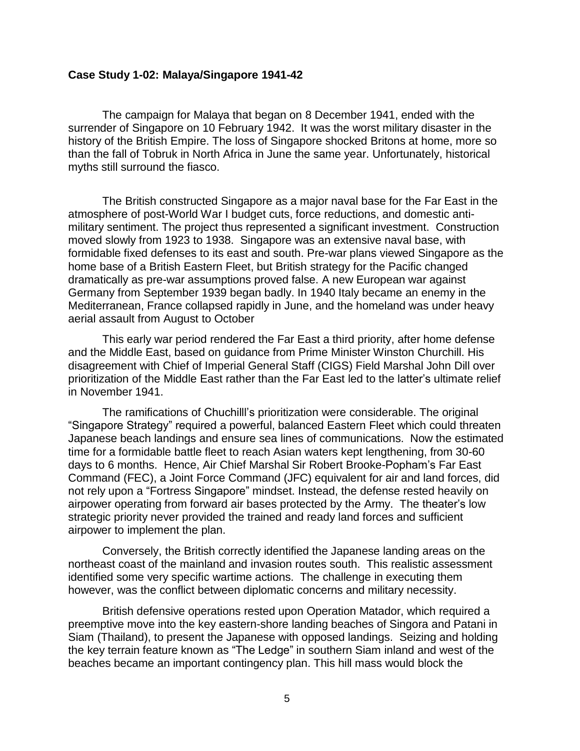**Case Study 1-02: Malaya/Singapore 1941-42**

The campaign for Malaya that began on 8 December 1941, ended with the surrender of Singapore on 10 February 1942. It was the worst military disaster in the history of the British Empire. The loss of Singapore shocked Britons at home, more so than the fall of Tobruk in North Africa in June the same year. Unfortunately, historical myths still surround the fiasco.

The British constructed Singapore as a major naval base for the Far East in the atmosphere of post-World War I budget cuts, force reductions, and domestic anti-military sentiment. The project thus represented a significant investment. Construction moved slowly from 1923 to 1938. Singapore was an extensive naval base, with formidable fixed defenses to its east and south. Pre-war plans viewed Singapore as the home base of a British Eastern Fleet, but British strategy for the Pacific changed dramatically as pre-war assumptions proved false. A new European war against Germany from September 1939 began badly. In 1940 Italy became an enemy in the Mediterranean, France collapsed rapidly in June, and the homeland was under heavy aerial assault from August to October

This early war period rendered the Far East a third priority, after home defense and the Middle East, based on guidance from Prime Minister Winston Churchill. His disagreement with Chief of Imperial General Staff (CIGS) Field Marshal John Dill over prioritization of the Middle East rather than the Far East led to the latter's ultimate relief in November 1941.

The ramifications of Chuchilll's prioritization were considerable. The original "Singapore Strategy" required a powerful, balanced Eastern Fleet which could threaten Japanese beach landings and ensure sea lines of communications. Now the estimated time for a formidable battle fleet to reach Asian waters kept lengthening, from 30-60 days to 6 months. Hence, Air Chief Marshal Sir Robert Brooke-Popham's Far East Command (FEC), a Joint Force Command (JFC) equivalent for air and land forces, did not rely upon a "Fortress Singapore" mindset. Instead, the defense rested heavily on airpower operating from forward air bases protected by the Army. The theater's low strategic priority never provided the trained and ready land forces and sufficient airpower to implement the plan.

Conversely, the British correctly identified the Japanese landing areas on the northeast coast of the mainland and invasion routes south. This realistic assessment identified some very specific wartime actions. The challenge in executing them however, was the conflict between diplomatic concerns and military necessity.

British defensive operations rested upon Operation Matador, which required a preemptive move into the key eastern-shore landing beaches of Singora and Patani in Siam (Thailand), to present the Japanese with opposed landings. Seizing and holding the key terrain feature known as "The Ledge" in southern Siam inland and west of the beaches became an important contingency plan. This hill mass would block the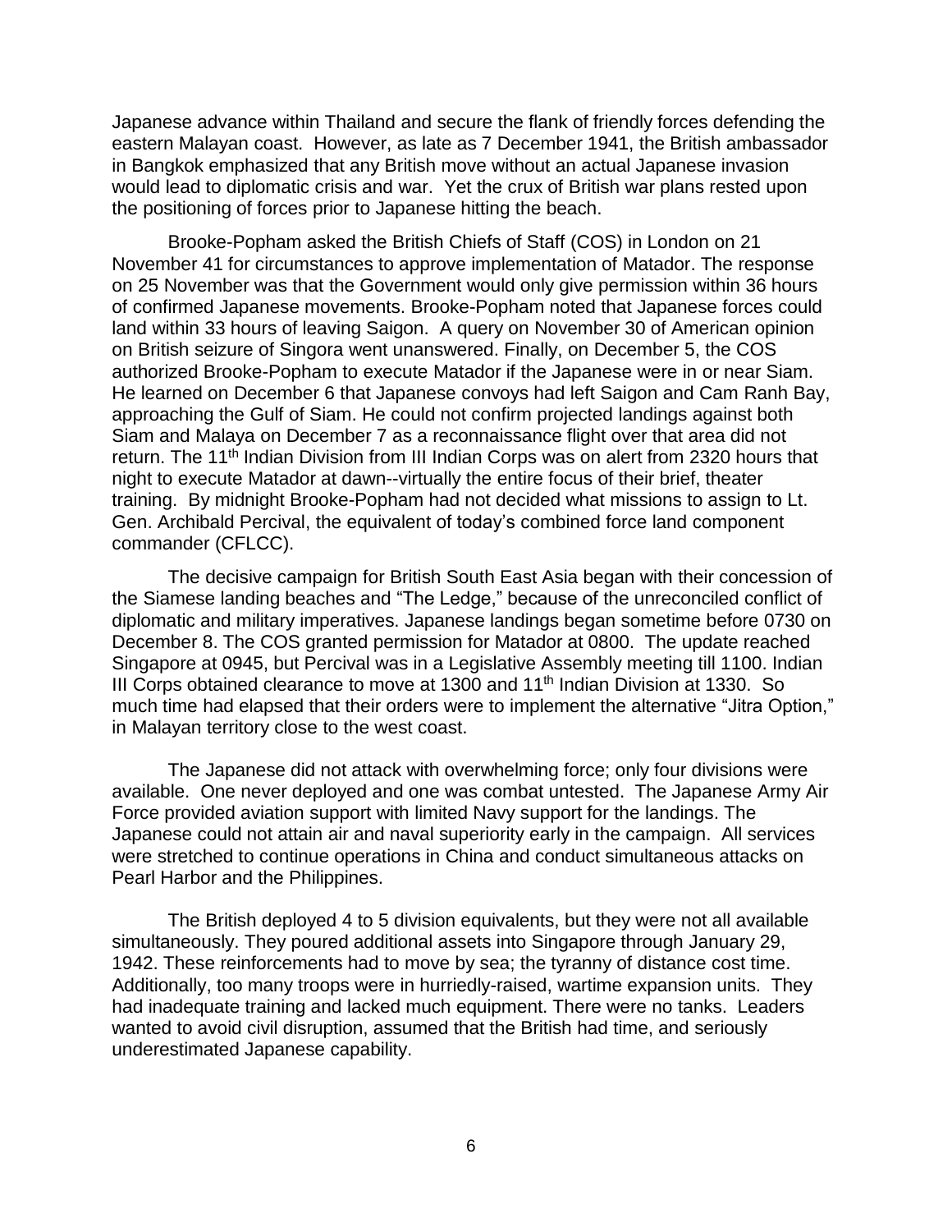Japanese advance within Thailand and secure the flank of friendly forces defending the eastern Malayan coast. However, as late as 7 December 1941, the British ambassador in Bangkok emphasized that any British move without an actual Japanese invasion would lead to diplomatic crisis and war. Yet the crux of British war plans rested upon the positioning of forces prior to Japanese hitting the beach.

Brooke-Popham asked the British Chiefs of Staff (COS) in London on 21 November 41 for circumstances to approve implementation of Matador. The response on 25 November was that the Government would only give permission within 36 hours of confirmed Japanese movements. Brooke-Popham noted that Japanese forces could land within 33 hours of leaving Saigon. A query on November 30 of American opinion on British seizure of Singora went unanswered. Finally, on December 5, the COS authorized Brooke-Popham to execute Matador if the Japanese were in or near Siam. He learned on December 6 that Japanese convoys had left Saigon and Cam Ranh Bay, approaching the Gulf of Siam. He could not confirm projected landings against both Siam and Malaya on December 7 as a reconnaissance flight over that area did not return. The 11th Indian Division from III Indian Corps was on alert from 2320 hours that night to execute Matador at dawn--virtually the entire focus of their brief, theater training. By midnight Brooke-Popham had not decided what missions to assign to Lt. Gen. Archibald Percival, the equivalent of today's combined force land component commander (CFLCC).

The decisive campaign for British South East Asia began with their concession of the Siamese landing beaches and "The Ledge," because of the unreconciled conflict of diplomatic and military imperatives. Japanese landings began sometime before 0730 on December 8. The COS granted permission for Matador at 0800. The update reached Singapore at 0945, but Percival was in a Legislative Assembly meeting till 1100. Indian III Corps obtained clearance to move at 1300 and 11th Indian Division at 1330. So much time had elapsed that their orders were to implement the alternative "Jitra Option," in Malayan territory close to the west coast.

The Japanese did not attack with overwhelming force; only four divisions were available. One never deployed and one was combat untested. The Japanese Army Air Force provided aviation support with limited Navy support for the landings. The Japanese could not attain air and naval superiority early in the campaign. All services were stretched to continue operations in China and conduct simultaneous attacks on Pearl Harbor and the Philippines.

The British deployed 4 to 5 division equivalents, but they were not all available simultaneously. They poured additional assets into Singapore through January 29, 1942. These reinforcements had to move by sea; the tyranny of distance cost time. Additionally, too many troops were in hurriedly-raised, wartime expansion units. They had inadequate training and lacked much equipment. There were no tanks. Leaders wanted to avoid civil disruption, assumed that the British had time, and seriously underestimated Japanese capability.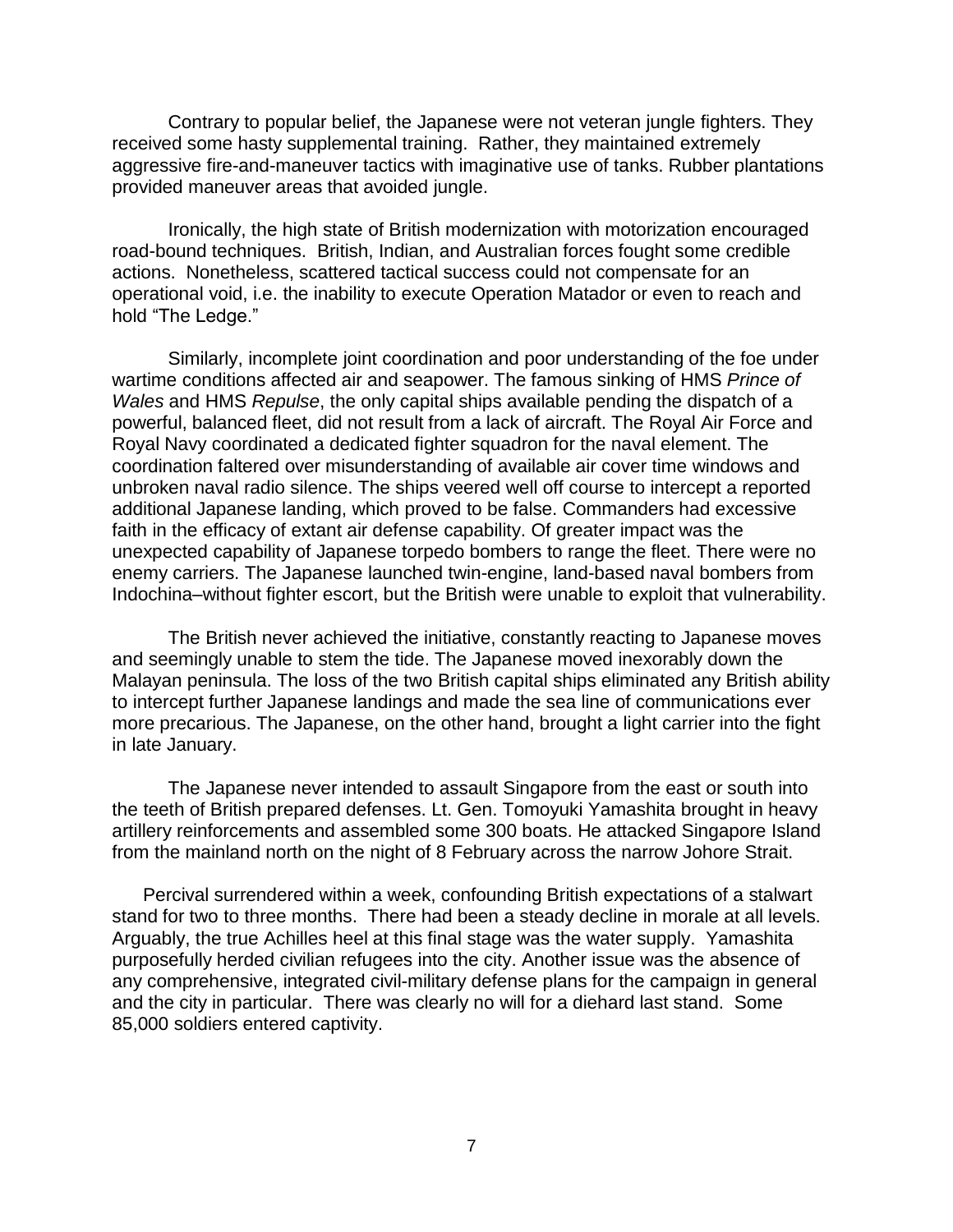Contrary to popular belief, the Japanese were not veteran jungle fighters. They received some hasty supplemental training. Rather, they maintained extremely aggressive fire-and-maneuver tactics with imaginative use of tanks. Rubber plantations provided maneuver areas that avoided jungle.

Ironically, the high state of British modernization with motorization encouraged road-bound techniques. British, Indian, and Australian forces fought some credible actions. Nonetheless, scattered tactical success could not compensate for an operational void, i.e. the inability to execute Operation Matador or even to reach and hold "The Ledge."

Similarly, incomplete joint coordination and poor understanding of the foe under wartime conditions affected air and seapower. The famous sinking of HMS *Prince of Wales* and HMS *Repulse*, the only capital ships available pending the dispatch of a powerful, balanced fleet, did not result from a lack of aircraft. The Royal Air Force and Royal Navy coordinated a dedicated fighter squadron for the naval element. The coordination faltered over misunderstanding of available air cover time windows and unbroken naval radio silence. The ships veered well off course to intercept a reported additional Japanese landing, which proved to be false. Commanders had excessive faith in the efficacy of extant air defense capability. Of greater impact was the unexpected capability of Japanese torpedo bombers to range the fleet. There were no enemy carriers. The Japanese launched twin-engine, land-based naval bombers from Indochina–without fighter escort, but the British were unable to exploit that vulnerability.

The British never achieved the initiative, constantly reacting to Japanese moves and seemingly unable to stem the tide. The Japanese moved inexorably down the Malayan peninsula. The loss of the two British capital ships eliminated any British ability to intercept further Japanese landings and made the sea line of communications ever more precarious. The Japanese, on the other hand, brought a light carrier into the fight in late January.

The Japanese never intended to assault Singapore from the east or south into the teeth of British prepared defenses. Lt. Gen. Tomoyuki Yamashita brought in heavy artillery reinforcements and assembled some 300 boats. He attacked Singapore Island from the mainland north on the night of 8 February across the narrow Johore Strait.

Percival surrendered within a week, confounding British expectations of a stalwart stand for two to three months. There had been a steady decline in morale at all levels. Arguably, the true Achilles heel at this final stage was the water supply. Yamashita purposefully herded civilian refugees into the city. Another issue was the absence of any comprehensive, integrated civil-military defense plans for the campaign in general and the city in particular. There was clearly no will for a diehard last stand. Some 85,000 soldiers entered captivity.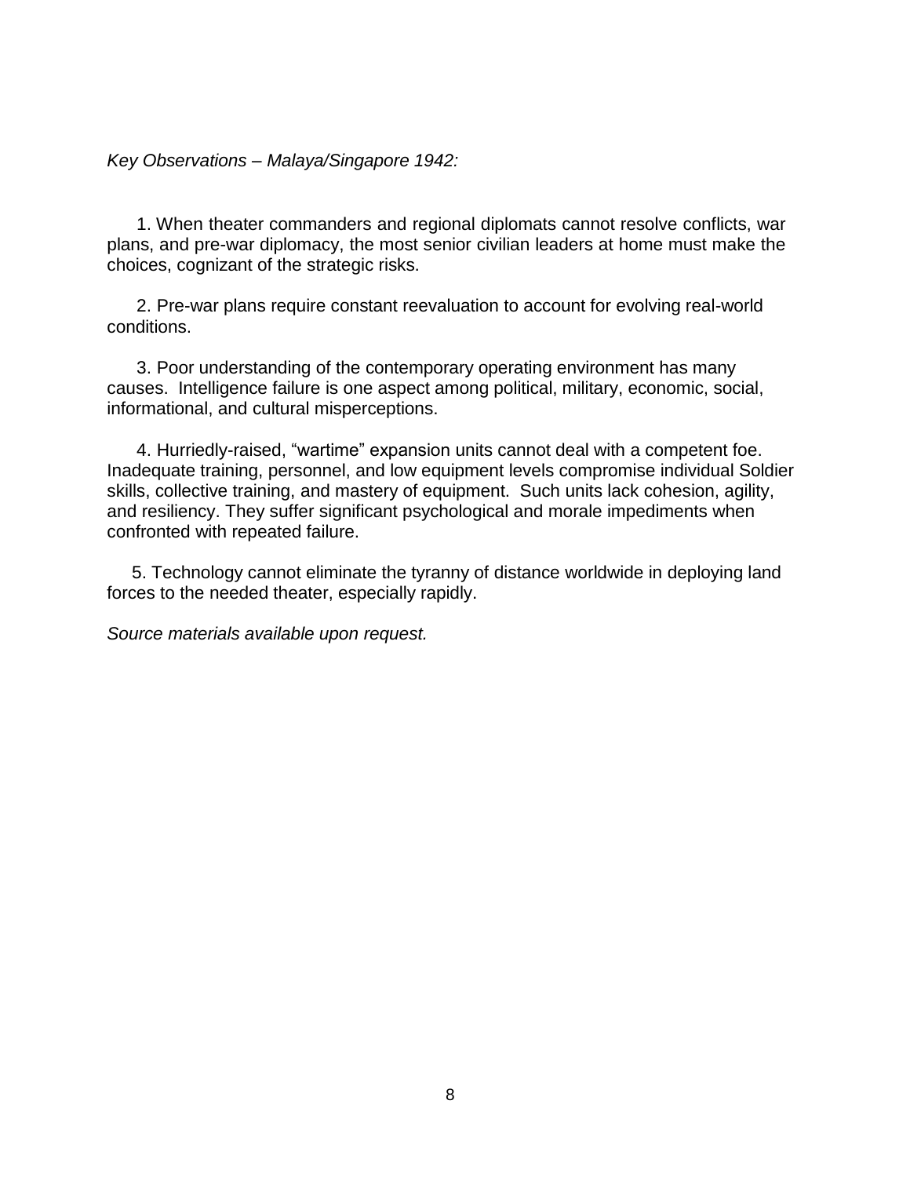*Key Observations – Malaya/Singapore 1942:*

1. When theater commanders and regional diplomats cannot resolve conflicts, war plans, and pre-war diplomacy, the most senior civilian leaders at home must make the choices, cognizant of the strategic risks.

2. Pre-war plans require constant reevaluation to account for evolving real-world conditions.

3. Poor understanding of the contemporary operating environment has many causes. Intelligence failure is one aspect among political, military, economic, social, informational, and cultural misperceptions.

4. Hurriedly-raised, "wartime" expansion units cannot deal with a competent foe. Inadequate training, personnel, and low equipment levels compromise individual Soldier skills, collective training, and mastery of equipment. Such units lack cohesion, agility, and resiliency. They suffer significant psychological and morale impediments when confronted with repeated failure.

5. Technology cannot eliminate the tyranny of distance worldwide in deploying land forces to the needed theater, especially rapidly.

*Source materials available upon request.*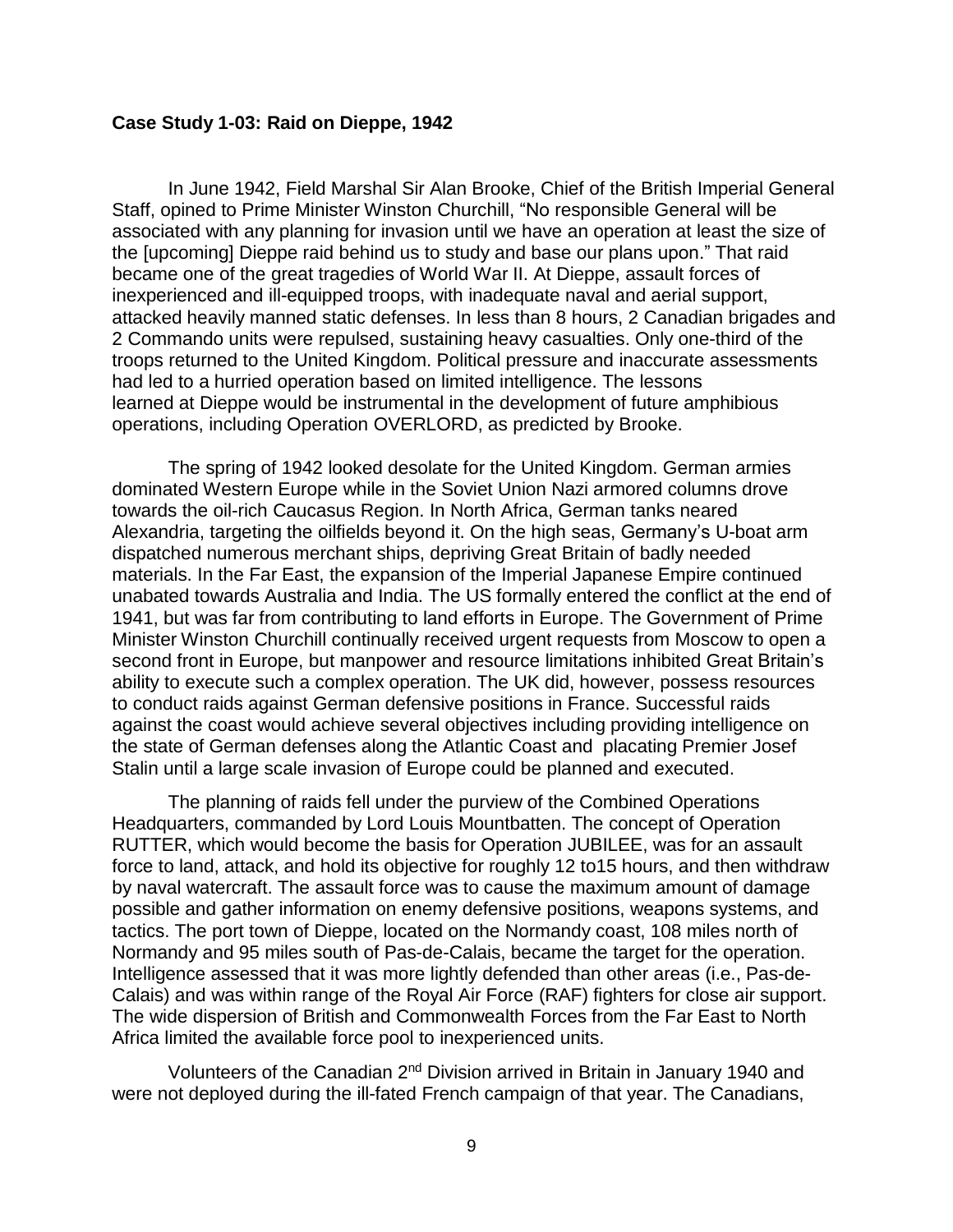**Case Study 1-03: Raid on Dieppe, 1942**

In June 1942, Field Marshal Sir Alan Brooke, Chief of the British Imperial General Staff, opined to Prime Minister Winston Churchill, "No responsible General will be associated with any planning for invasion until we have an operation at least the size of the [upcoming] Dieppe raid behind us to study and base our plans upon." That raid became one of the great tragedies of World War II. At Dieppe, assault forces of inexperienced and ill-equipped troops, with inadequate naval and aerial support, attacked heavily manned static defenses. In less than 8 hours, 2 Canadian brigades and 2 Commando units were repulsed, sustaining heavy casualties. Only one-third of the troops returned to the United Kingdom. Political pressure and inaccurate assessments had led to a hurried operation based on limited intelligence. The lessons learned at Dieppe would be instrumental in the development of future amphibious operations, including Operation OVERLORD, as predicted by Brooke.

The spring of 1942 looked desolate for the United Kingdom. German armies dominated Western Europe while in the Soviet Union Nazi armored columns drove towards the oil-rich Caucasus Region. In North Africa, German tanks neared Alexandria, targeting the oilfields beyond it. On the high seas, Germany's U-boat arm dispatched numerous merchant ships, depriving Great Britain of badly needed materials. In the Far East, the expansion of the Imperial Japanese Empire continued unabated towards Australia and India. The US formally entered the conflict at the end of 1941, but was far from contributing to land efforts in Europe. The Government of Prime Minister Winston Churchill continually received urgent requests from Moscow to open a second front in Europe, but manpower and resource limitations inhibited Great Britain's ability to execute such a complex operation. The UK did, however, possess resources to conduct raids against German defensive positions in France. Successful raids against the coast would achieve several objectives including providing intelligence on the state of German defenses along the Atlantic Coast and placating Premier Josef Stalin until a large scale invasion of Europe could be planned and executed.

The planning of raids fell under the purview of the Combined Operations Headquarters, commanded by Lord Louis Mountbatten. The concept of Operation RUTTER, which would become the basis for Operation JUBILEE, was for an assault force to land, attack, and hold its objective for roughly 12 to15 hours, and then withdraw by naval watercraft. The assault force was to cause the maximum amount of damage possible and gather information on enemy defensive positions, weapons systems, and tactics. The port town of Dieppe, located on the Normandy coast, 108 miles north of Normandy and 95 miles south of Pas-de-Calais, became the target for the operation. Intelligence assessed that it was more lightly defended than other areas (i.e., Pas-de-Calais) and was within range of the Royal Air Force (RAF) fighters for close air support. The wide dispersion of British and Commonwealth Forces from the Far East to North Africa limited the available force pool to inexperienced units.

Volunteers of the Canadian 2nd Division arrived in Britain in January 1940 and were not deployed during the ill-fated French campaign of that year. The Canadians,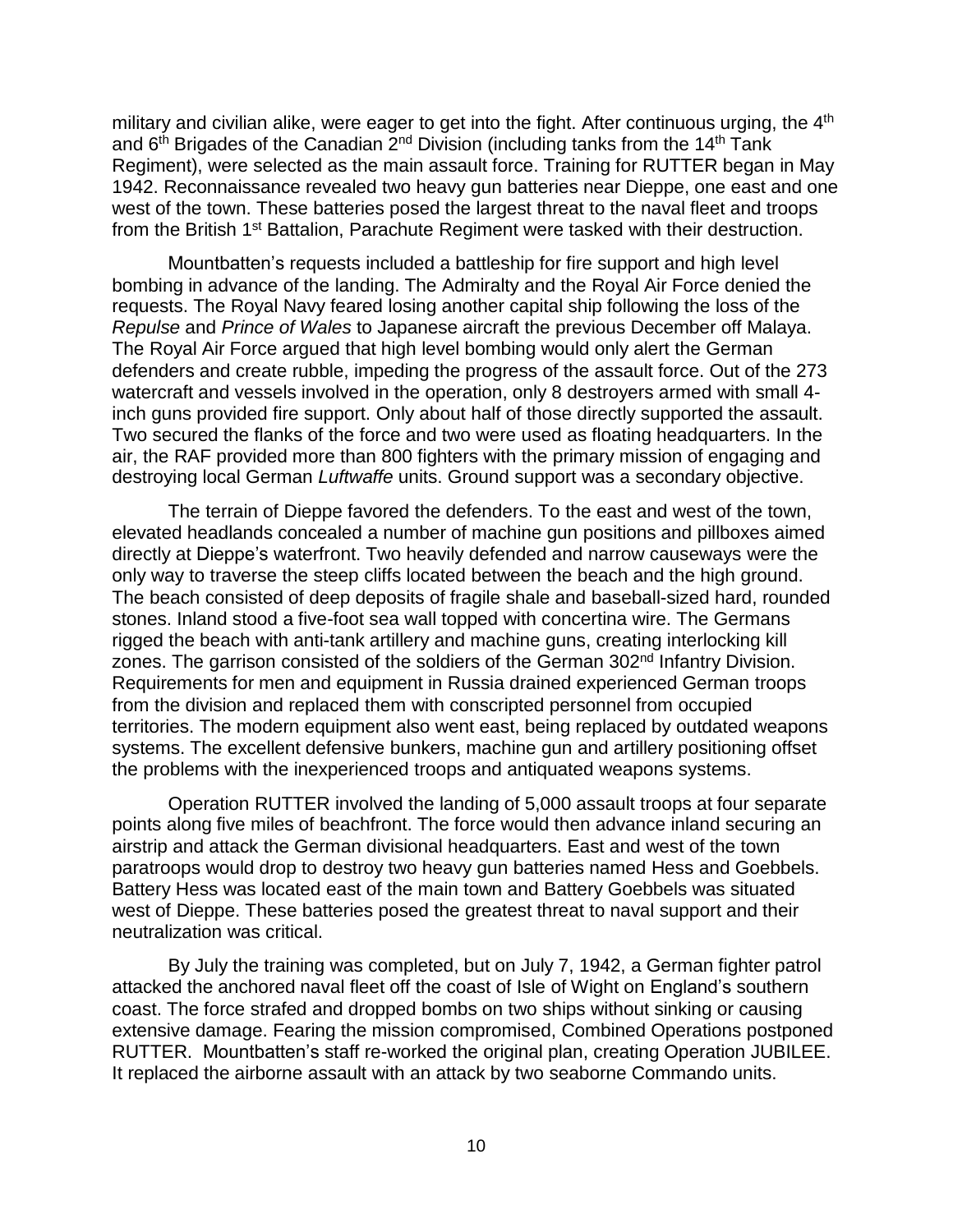military and civilian alike, were eager to get into the fight. After continuous urging, the 4th and 6th Brigades of the Canadian 2nd Division (including tanks from the 14th Tank Regiment), were selected as the main assault force. Training for RUTTER began in May 1942. Reconnaissance revealed two heavy gun batteries near Dieppe, one east and one west of the town. These batteries posed the largest threat to the naval fleet and troops from the British 1st Battalion, Parachute Regiment were tasked with their destruction.

Mountbatten's requests included a battleship for fire support and high level bombing in advance of the landing. The Admiralty and the Royal Air Force denied the requests. The Royal Navy feared losing another capital ship following the loss of the *Repulse* and *Prince of Wales* to Japanese aircraft the previous December off Malaya. The Royal Air Force argued that high level bombing would only alert the German defenders and create rubble, impeding the progress of the assault force. Out of the 273 watercraft and vessels involved in the operation, only 8 destroyers armed with small 4-inch guns provided fire support. Only about half of those directly supported the assault. Two secured the flanks of the force and two were used as floating headquarters. In the air, the RAF provided more than 800 fighters with the primary mission of engaging and destroying local German *Luftwaffe* units. Ground support was a secondary objective.

The terrain of Dieppe favored the defenders. To the east and west of the town, elevated headlands concealed a number of machine gun positions and pillboxes aimed directly at Dieppe's waterfront. Two heavily defended and narrow causeways were the only way to traverse the steep cliffs located between the beach and the high ground. The beach consisted of deep deposits of fragile shale and baseball-sized hard, rounded stones. Inland stood a five-foot sea wall topped with concertina wire. The Germans rigged the beach with anti-tank artillery and machine guns, creating interlocking kill zones. The garrison consisted of the soldiers of the German 302nd Infantry Division. Requirements for men and equipment in Russia drained experienced German troops from the division and replaced them with conscripted personnel from occupied territories. The modern equipment also went east, being replaced by outdated weapons systems. The excellent defensive bunkers, machine gun and artillery positioning offset the problems with the inexperienced troops and antiquated weapons systems.

Operation RUTTER involved the landing of 5,000 assault troops at four separate points along five miles of beachfront. The force would then advance inland securing an airstrip and attack the German divisional headquarters. East and west of the town paratroops would drop to destroy two heavy gun batteries named Hess and Goebbels. Battery Hess was located east of the main town and Battery Goebbels was situated west of Dieppe. These batteries posed the greatest threat to naval support and their neutralization was critical.

By July the training was completed, but on July 7, 1942, a German fighter patrol attacked the anchored naval fleet off the coast of Isle of Wight on England's southern coast. The force strafed and dropped bombs on two ships without sinking or causing extensive damage. Fearing the mission compromised, Combined Operations postponed RUTTER. Mountbatten's staff re-worked the original plan, creating Operation JUBILEE. It replaced the airborne assault with an attack by two seaborne Commando units.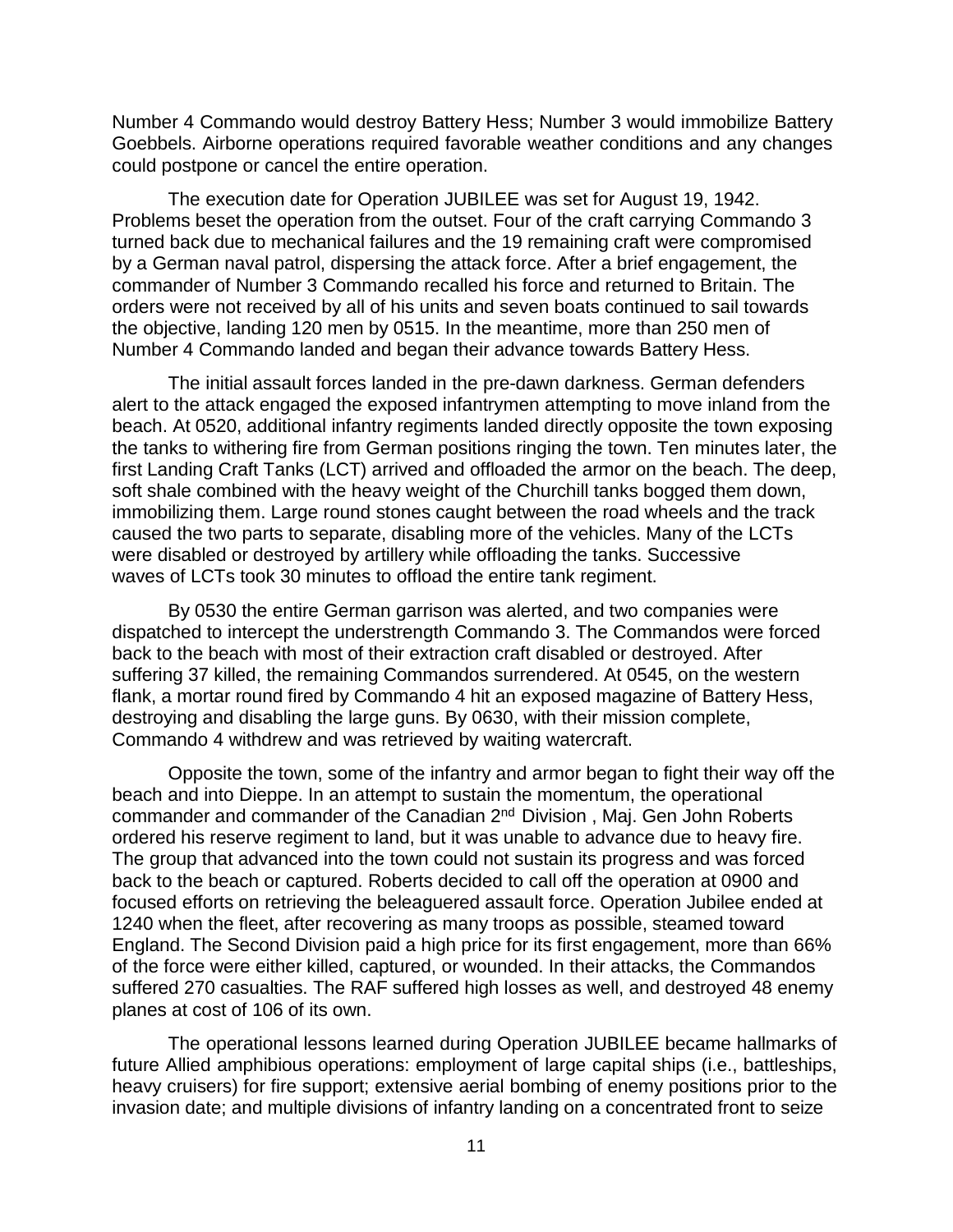Number 4 Commando would destroy Battery Hess; Number 3 would immobilize Battery Goebbels. Airborne operations required favorable weather conditions and any changes could postpone or cancel the entire operation.

The execution date for Operation JUBILEE was set for August 19, 1942. Problems beset the operation from the outset. Four of the craft carrying Commando 3 turned back due to mechanical failures and the 19 remaining craft were compromised by a German naval patrol, dispersing the attack force. After a brief engagement, the commander of Number 3 Commando recalled his force and returned to Britain. The orders were not received by all of his units and seven boats continued to sail towards the objective, landing 120 men by 0515. In the meantime, more than 250 men of Number 4 Commando landed and began their advance towards Battery Hess.

The initial assault forces landed in the pre-dawn darkness. German defenders alert to the attack engaged the exposed infantrymen attempting to move inland from the beach. At 0520, additional infantry regiments landed directly opposite the town exposing the tanks to withering fire from German positions ringing the town. Ten minutes later, the first Landing Craft Tanks (LCT) arrived and offloaded the armor on the beach. The deep, soft shale combined with the heavy weight of the Churchill tanks bogged them down, immobilizing them. Large round stones caught between the road wheels and the track caused the two parts to separate, disabling more of the vehicles. Many of the LCTs were disabled or destroyed by artillery while offloading the tanks. Successive waves of LCTs took 30 minutes to offload the entire tank regiment.

By 0530 the entire German garrison was alerted, and two companies were dispatched to intercept the understrength Commando 3. The Commandos were forced back to the beach with most of their extraction craft disabled or destroyed. After suffering 37 killed, the remaining Commandos surrendered. At 0545, on the western flank, a mortar round fired by Commando 4 hit an exposed magazine of Battery Hess, destroying and disabling the large guns. By 0630, with their mission complete, Commando 4 withdrew and was retrieved by waiting watercraft.

Opposite the town, some of the infantry and armor began to fight their way off the beach and into Dieppe. In an attempt to sustain the momentum, the operational commander and commander of the Canadian 2nd Division , Maj. Gen John Roberts ordered his reserve regiment to land, but it was unable to advance due to heavy fire. The group that advanced into the town could not sustain its progress and was forced back to the beach or captured. Roberts decided to call off the operation at 0900 and focused efforts on retrieving the beleaguered assault force. Operation Jubilee ended at 1240 when the fleet, after recovering as many troops as possible, steamed toward England. The Second Division paid a high price for its first engagement, more than 66% of the force were either killed, captured, or wounded. In their attacks, the Commandos suffered 270 casualties. The RAF suffered high losses as well, and destroyed 48 enemy planes at cost of 106 of its own.

The operational lessons learned during Operation JUBILEE became hallmarks of future Allied amphibious operations: employment of large capital ships (i.e., battleships, heavy cruisers) for fire support; extensive aerial bombing of enemy positions prior to the invasion date; and multiple divisions of infantry landing on a concentrated front to seize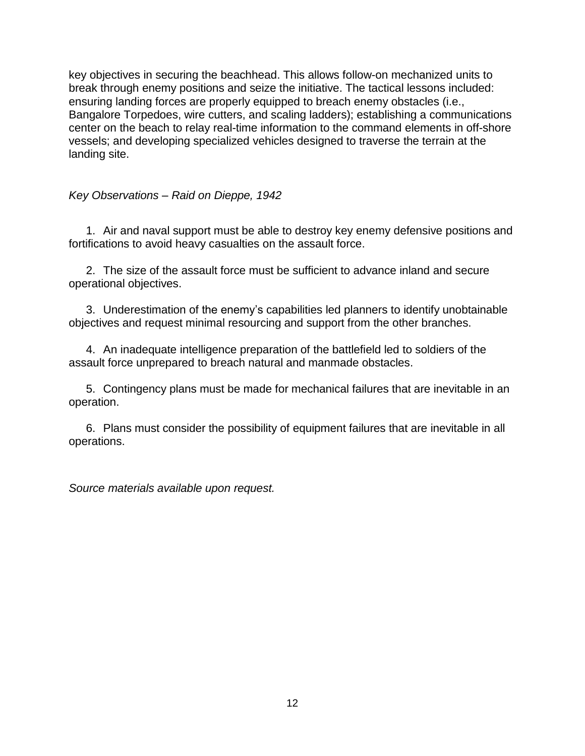key objectives in securing the beachhead. This allows follow-on mechanized units to break through enemy positions and seize the initiative. The tactical lessons included: ensuring landing forces are properly equipped to breach enemy obstacles (i.e., Bangalore Torpedoes, wire cutters, and scaling ladders); establishing a communications center on the beach to relay real-time information to the command elements in off-shore vessels; and developing specialized vehicles designed to traverse the terrain at the landing site.

*Key Observations – Raid on Dieppe, 1942*

1. Air and naval support must be able to destroy key enemy defensive positions and fortifications to avoid heavy casualties on the assault force.

2. The size of the assault force must be sufficient to advance inland and secure operational objectives.

3. Underestimation of the enemy's capabilities led planners to identify unobtainable objectives and request minimal resourcing and support from the other branches.

4. An inadequate intelligence preparation of the battlefield led to soldiers of the assault force unprepared to breach natural and manmade obstacles.

5. Contingency plans must be made for mechanical failures that are inevitable in an operation.

6. Plans must consider the possibility of equipment failures that are inevitable in all operations.

*Source materials available upon request.*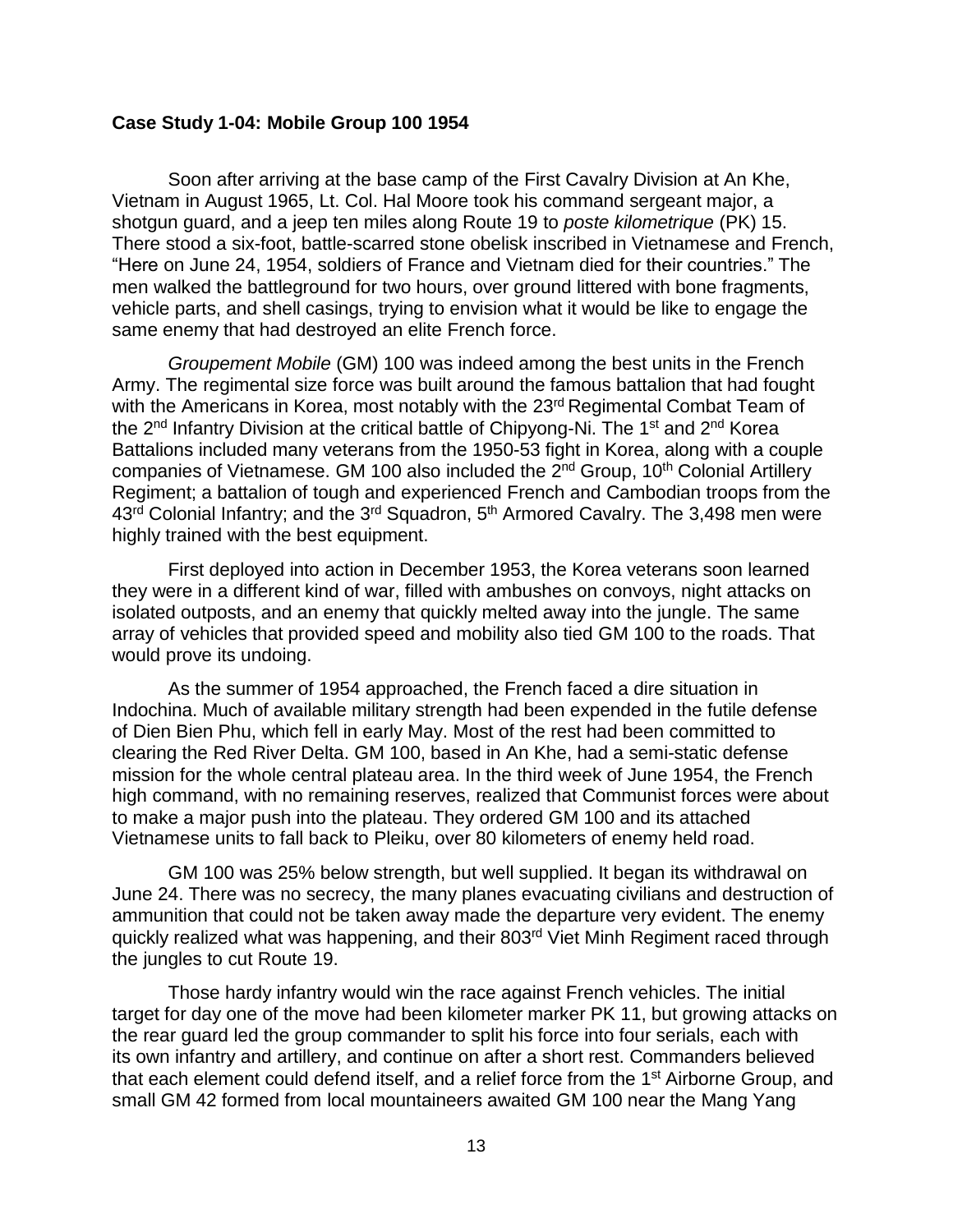**Case Study 1-04: Mobile Group 100 1954**

Soon after arriving at the base camp of the First Cavalry Division at An Khe, Vietnam in August 1965, Lt. Col. Hal Moore took his command sergeant major, a shotgun guard, and a jeep ten miles along Route 19 to *poste kilometrique* (PK) 15. There stood a six-foot, battle-scarred stone obelisk inscribed in Vietnamese and French, "Here on June 24, 1954, soldiers of France and Vietnam died for their countries." The men walked the battleground for two hours, over ground littered with bone fragments, vehicle parts, and shell casings, trying to envision what it would be like to engage the same enemy that had destroyed an elite French force.

*Groupement Mobile* (GM) 100 was indeed among the best units in the French Army. The regimental size force was built around the famous battalion that had fought with the Americans in Korea, most notably with the 23rd Regimental Combat Team of the 2nd Infantry Division at the critical battle of Chipyong-Ni. The 1st and 2nd Korea Battalions included many veterans from the 1950-53 fight in Korea, along with a couple companies of Vietnamese. GM 100 also included the 2nd Group, 10th Colonial Artillery Regiment; a battalion of tough and experienced French and Cambodian troops from the 43rd Colonial Infantry; and the 3rd Squadron, 5th Armored Cavalry. The 3,498 men were highly trained with the best equipment.

First deployed into action in December 1953, the Korea veterans soon learned they were in a different kind of war, filled with ambushes on convoys, night attacks on isolated outposts, and an enemy that quickly melted away into the jungle. The same array of vehicles that provided speed and mobility also tied GM 100 to the roads. That would prove its undoing.

As the summer of 1954 approached, the French faced a dire situation in Indochina. Much of available military strength had been expended in the futile defense of Dien Bien Phu, which fell in early May. Most of the rest had been committed to clearing the Red River Delta. GM 100, based in An Khe, had a semi-static defense mission for the whole central plateau area. In the third week of June 1954, the French high command, with no remaining reserves, realized that Communist forces were about to make a major push into the plateau. They ordered GM 100 and its attached Vietnamese units to fall back to Pleiku, over 80 kilometers of enemy held road.

GM 100 was 25% below strength, but well supplied. It began its withdrawal on June 24. There was no secrecy, the many planes evacuating civilians and destruction of ammunition that could not be taken away made the departure very evident. The enemy quickly realized what was happening, and their 803rd Viet Minh Regiment raced through the jungles to cut Route 19.

Those hardy infantry would win the race against French vehicles. The initial target for day one of the move had been kilometer marker PK 11, but growing attacks on the rear guard led the group commander to split his force into four serials, each with its own infantry and artillery, and continue on after a short rest. Commanders believed that each element could defend itself, and a relief force from the 1st Airborne Group, and small GM 42 formed from local mountaineers awaited GM 100 near the Mang Yang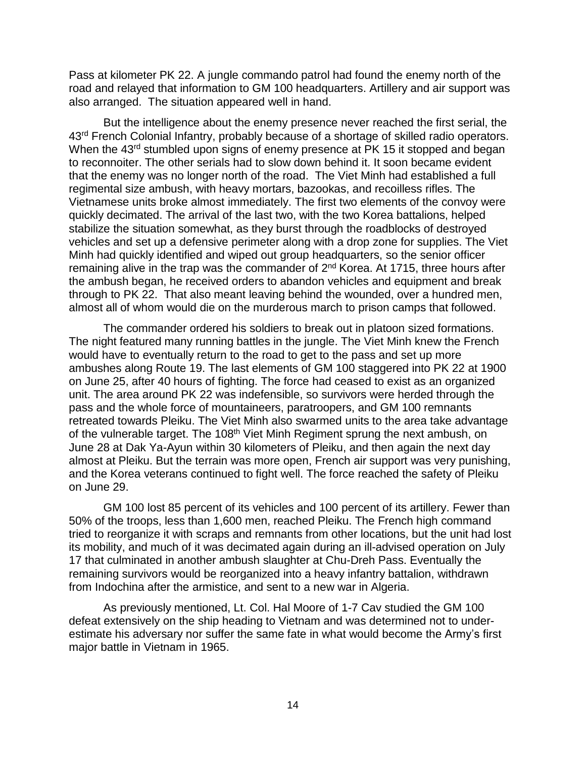Pass at kilometer PK 22. A jungle commando patrol had found the enemy north of the road and relayed that information to GM 100 headquarters. Artillery and air support was also arranged. The situation appeared well in hand.

But the intelligence about the enemy presence never reached the first serial, the 43rd French Colonial Infantry, probably because of a shortage of skilled radio operators. When the 43rd stumbled upon signs of enemy presence at PK 15 it stopped and began to reconnoiter. The other serials had to slow down behind it. It soon became evident that the enemy was no longer north of the road. The Viet Minh had established a full regimental size ambush, with heavy mortars, bazookas, and recoilless rifles. The Vietnamese units broke almost immediately. The first two elements of the convoy were quickly decimated. The arrival of the last two, with the two Korea battalions, helped stabilize the situation somewhat, as they burst through the roadblocks of destroyed vehicles and set up a defensive perimeter along with a drop zone for supplies. The Viet Minh had quickly identified and wiped out group headquarters, so the senior officer remaining alive in the trap was the commander of 2nd Korea. At 1715, three hours after the ambush began, he received orders to abandon vehicles and equipment and break through to PK 22. That also meant leaving behind the wounded, over a hundred men, almost all of whom would die on the murderous march to prison camps that followed.

The commander ordered his soldiers to break out in platoon sized formations. The night featured many running battles in the jungle. The Viet Minh knew the French would have to eventually return to the road to get to the pass and set up more ambushes along Route 19. The last elements of GM 100 staggered into PK 22 at 1900 on June 25, after 40 hours of fighting. The force had ceased to exist as an organized unit. The area around PK 22 was indefensible, so survivors were herded through the pass and the whole force of mountaineers, paratroopers, and GM 100 remnants retreated towards Pleiku. The Viet Minh also swarmed units to the area take advantage of the vulnerable target. The 108th Viet Minh Regiment sprung the next ambush, on June 28 at Dak Ya-Ayun within 30 kilometers of Pleiku, and then again the next day almost at Pleiku. But the terrain was more open, French air support was very punishing, and the Korea veterans continued to fight well. The force reached the safety of Pleiku on June 29.

GM 100 lost 85 percent of its vehicles and 100 percent of its artillery. Fewer than 50% of the troops, less than 1,600 men, reached Pleiku. The French high command tried to reorganize it with scraps and remnants from other locations, but the unit had lost its mobility, and much of it was decimated again during an ill-advised operation on July 17 that culminated in another ambush slaughter at Chu-Dreh Pass. Eventually the remaining survivors would be reorganized into a heavy infantry battalion, withdrawn from Indochina after the armistice, and sent to a new war in Algeria.

As previously mentioned, Lt. Col. Hal Moore of 1-7 Cav studied the GM 100 defeat extensively on the ship heading to Vietnam and was determined not to underestimate his adversary nor suffer the same fate in what would become the Army's first major battle in Vietnam in 1965.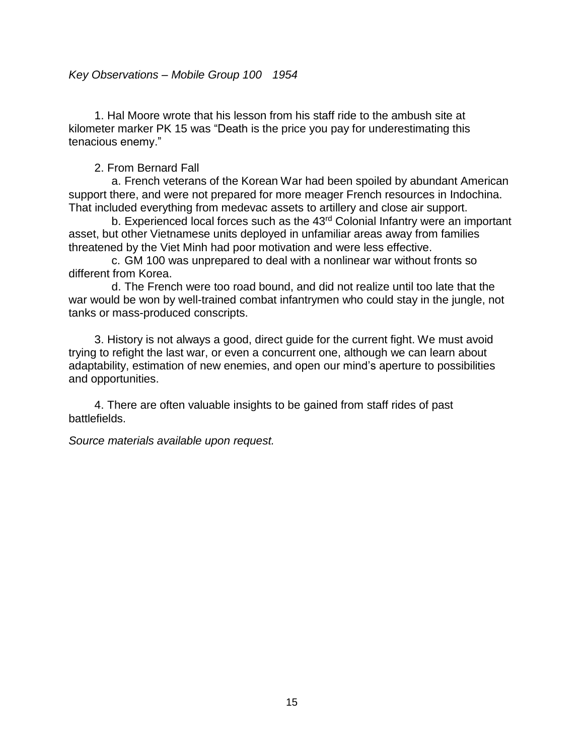*Key Observations – Mobile Group 100   1954*

1. Hal Moore wrote that his lesson from his staff ride to the ambush site at kilometer marker PK 15 was "Death is the price you pay for underestimating this tenacious enemy."

2. From Bernard Fall

   a. French veterans of the Korean War had been spoiled by abundant American support there, and were not prepared for more meager French resources in Indochina. That included everything from medevac assets to artillery and close air support.

   b. Experienced local forces such as the 43rd Colonial Infantry were an important asset, but other Vietnamese units deployed in unfamiliar areas away from families threatened by the Viet Minh had poor motivation and were less effective.

   c. GM 100 was unprepared to deal with a nonlinear war without fronts so different from Korea.

   d. The French were too road bound, and did not realize until too late that the war would be won by well-trained combat infantrymen who could stay in the jungle, not tanks or mass-produced conscripts.

3. History is not always a good, direct guide for the current fight. We must avoid trying to refight the last war, or even a concurrent one, although we can learn about adaptability, estimation of new enemies, and open our mind's aperture to possibilities and opportunities.

4. There are often valuable insights to be gained from staff rides of past battlefields.

*Source materials available upon request.*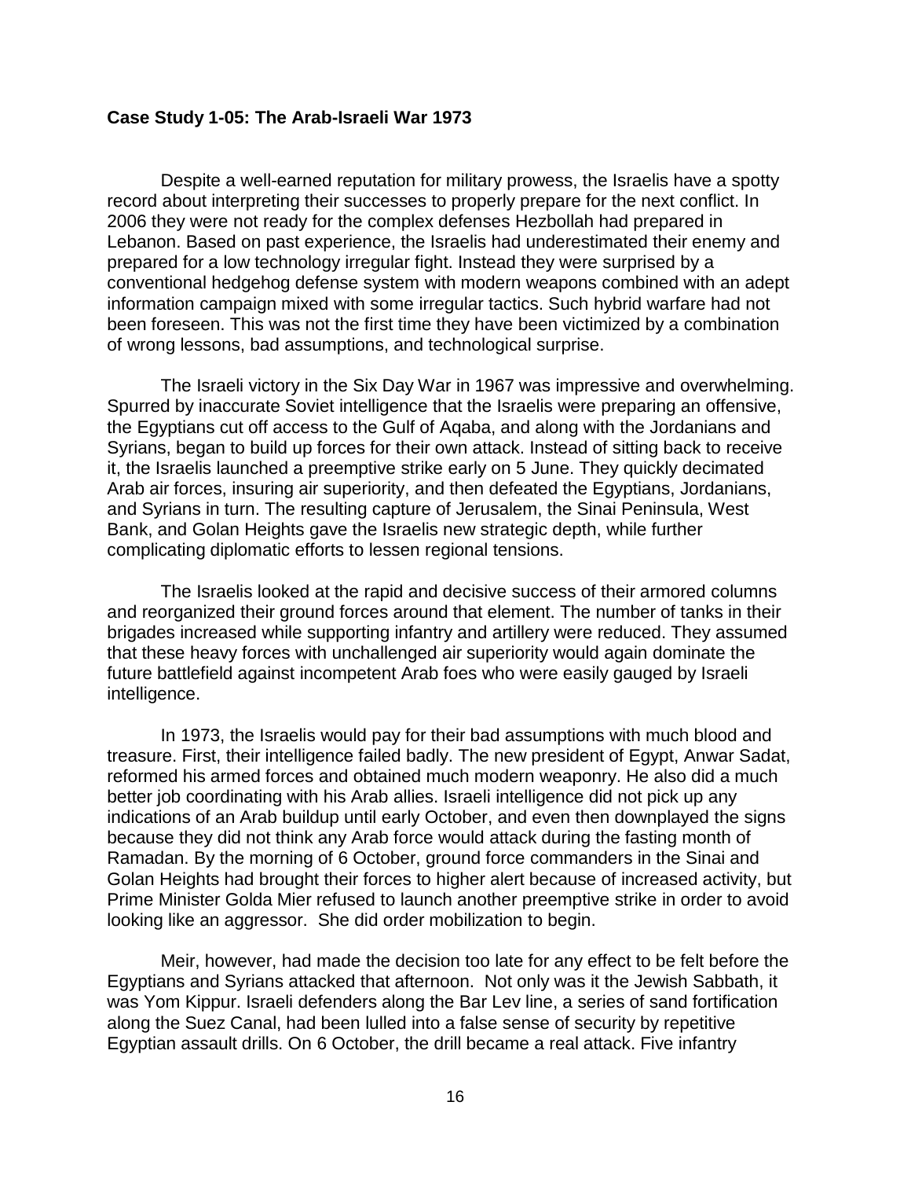**Case Study 1-05: The Arab-Israeli War 1973**

Despite a well-earned reputation for military prowess, the Israelis have a spotty record about interpreting their successes to properly prepare for the next conflict. In 2006 they were not ready for the complex defenses Hezbollah had prepared in Lebanon. Based on past experience, the Israelis had underestimated their enemy and prepared for a low technology irregular fight. Instead they were surprised by a conventional hedgehog defense system with modern weapons combined with an adept information campaign mixed with some irregular tactics. Such hybrid warfare had not been foreseen. This was not the first time they have been victimized by a combination of wrong lessons, bad assumptions, and technological surprise.

The Israeli victory in the Six Day War in 1967 was impressive and overwhelming. Spurred by inaccurate Soviet intelligence that the Israelis were preparing an offensive, the Egyptians cut off access to the Gulf of Aqaba, and along with the Jordanians and Syrians, began to build up forces for their own attack. Instead of sitting back to receive it, the Israelis launched a preemptive strike early on 5 June. They quickly decimated Arab air forces, insuring air superiority, and then defeated the Egyptians, Jordanians, and Syrians in turn. The resulting capture of Jerusalem, the Sinai Peninsula, West Bank, and Golan Heights gave the Israelis new strategic depth, while further complicating diplomatic efforts to lessen regional tensions.

The Israelis looked at the rapid and decisive success of their armored columns and reorganized their ground forces around that element. The number of tanks in their brigades increased while supporting infantry and artillery were reduced. They assumed that these heavy forces with unchallenged air superiority would again dominate the future battlefield against incompetent Arab foes who were easily gauged by Israeli intelligence.

In 1973, the Israelis would pay for their bad assumptions with much blood and treasure. First, their intelligence failed badly. The new president of Egypt, Anwar Sadat, reformed his armed forces and obtained much modern weaponry. He also did a much better job coordinating with his Arab allies. Israeli intelligence did not pick up any indications of an Arab buildup until early October, and even then downplayed the signs because they did not think any Arab force would attack during the fasting month of Ramadan. By the morning of 6 October, ground force commanders in the Sinai and Golan Heights had brought their forces to higher alert because of increased activity, but Prime Minister Golda Mier refused to launch another preemptive strike in order to avoid looking like an aggressor. She did order mobilization to begin.

Meir, however, had made the decision too late for any effect to be felt before the Egyptians and Syrians attacked that afternoon. Not only was it the Jewish Sabbath, it was Yom Kippur. Israeli defenders along the Bar Lev line, a series of sand fortification along the Suez Canal, had been lulled into a false sense of security by repetitive Egyptian assault drills. On 6 October, the drill became a real attack. Five infantry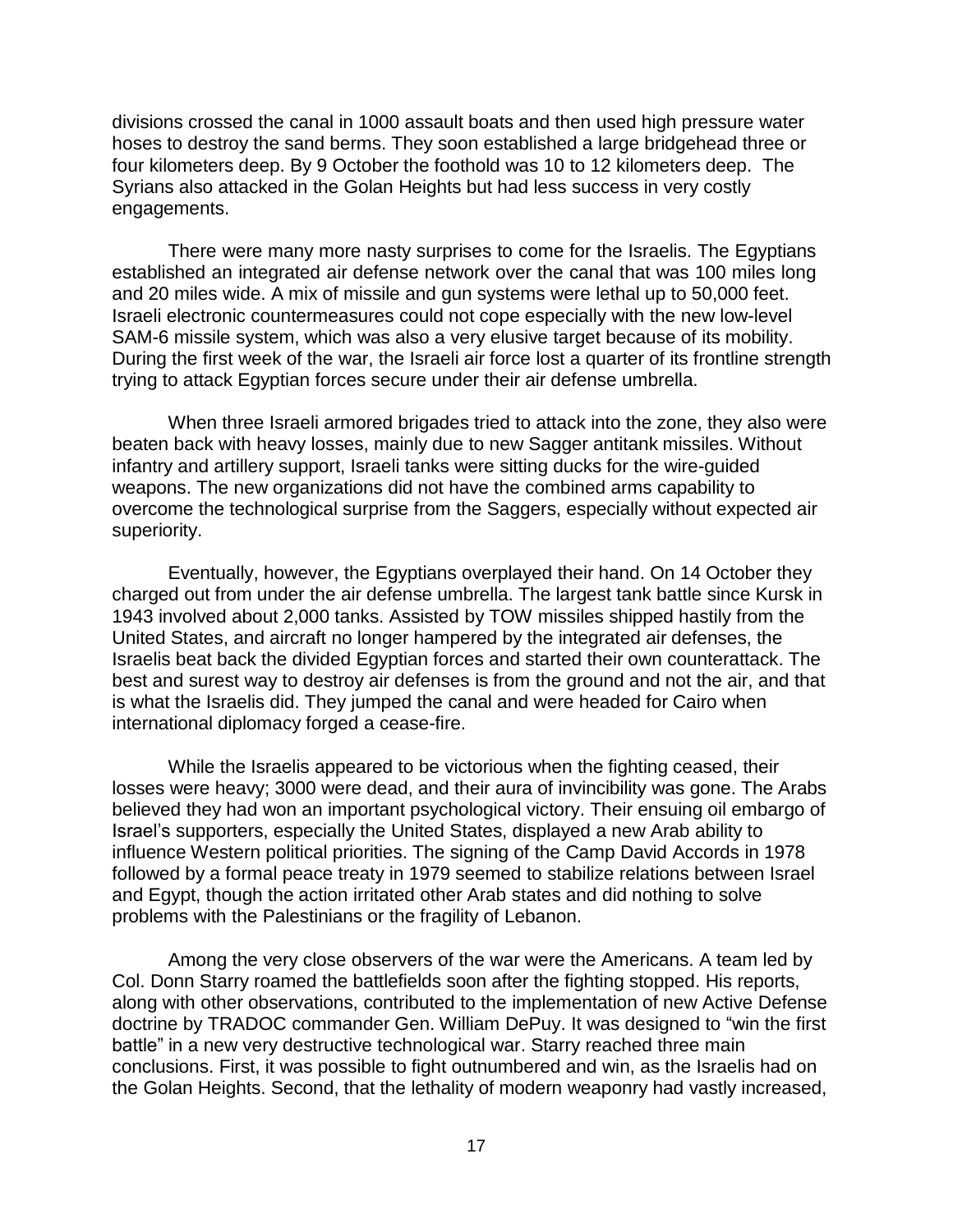divisions crossed the canal in 1000 assault boats and then used high pressure water hoses to destroy the sand berms. They soon established a large bridgehead three or four kilometers deep. By 9 October the foothold was 10 to 12 kilometers deep. The Syrians also attacked in the Golan Heights but had less success in very costly engagements.

There were many more nasty surprises to come for the Israelis. The Egyptians established an integrated air defense network over the canal that was 100 miles long and 20 miles wide. A mix of missile and gun systems were lethal up to 50,000 feet. Israeli electronic countermeasures could not cope especially with the new low-level SAM-6 missile system, which was also a very elusive target because of its mobility. During the first week of the war, the Israeli air force lost a quarter of its frontline strength trying to attack Egyptian forces secure under their air defense umbrella.

When three Israeli armored brigades tried to attack into the zone, they also were beaten back with heavy losses, mainly due to new Sagger antitank missiles. Without infantry and artillery support, Israeli tanks were sitting ducks for the wire-guided weapons. The new organizations did not have the combined arms capability to overcome the technological surprise from the Saggers, especially without expected air superiority.

Eventually, however, the Egyptians overplayed their hand. On 14 October they charged out from under the air defense umbrella. The largest tank battle since Kursk in 1943 involved about 2,000 tanks. Assisted by TOW missiles shipped hastily from the United States, and aircraft no longer hampered by the integrated air defenses, the Israelis beat back the divided Egyptian forces and started their own counterattack. The best and surest way to destroy air defenses is from the ground and not the air, and that is what the Israelis did. They jumped the canal and were headed for Cairo when international diplomacy forged a cease-fire.

While the Israelis appeared to be victorious when the fighting ceased, their losses were heavy; 3000 were dead, and their aura of invincibility was gone. The Arabs believed they had won an important psychological victory. Their ensuing oil embargo of Israel's supporters, especially the United States, displayed a new Arab ability to influence Western political priorities. The signing of the Camp David Accords in 1978 followed by a formal peace treaty in 1979 seemed to stabilize relations between Israel and Egypt, though the action irritated other Arab states and did nothing to solve problems with the Palestinians or the fragility of Lebanon.

Among the very close observers of the war were the Americans. A team led by Col. Donn Starry roamed the battlefields soon after the fighting stopped. His reports, along with other observations, contributed to the implementation of new Active Defense doctrine by TRADOC commander Gen. William DePuy. It was designed to "win the first battle" in a new very destructive technological war. Starry reached three main conclusions. First, it was possible to fight outnumbered and win, as the Israelis had on the Golan Heights. Second, that the lethality of modern weaponry had vastly increased,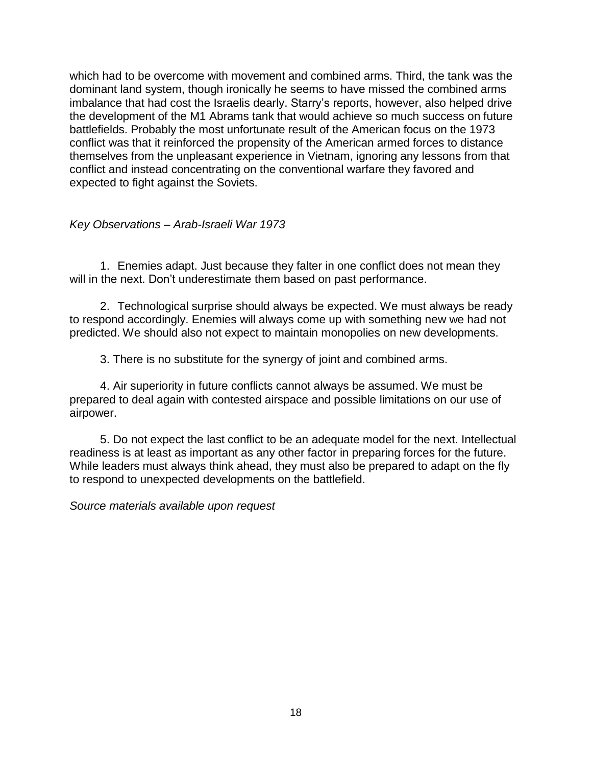which had to be overcome with movement and combined arms. Third, the tank was the dominant land system, though ironically he seems to have missed the combined arms imbalance that had cost the Israelis dearly. Starry's reports, however, also helped drive the development of the M1 Abrams tank that would achieve so much success on future battlefields. Probably the most unfortunate result of the American focus on the 1973 conflict was that it reinforced the propensity of the American armed forces to distance themselves from the unpleasant experience in Vietnam, ignoring any lessons from that conflict and instead concentrating on the conventional warfare they favored and expected to fight against the Soviets.

*Key Observations – Arab-Israeli War 1973*

1. Enemies adapt. Just because they falter in one conflict does not mean they will in the next. Don't underestimate them based on past performance.

2. Technological surprise should always be expected. We must always be ready to respond accordingly. Enemies will always come up with something new we had not predicted. We should also not expect to maintain monopolies on new developments.

3. There is no substitute for the synergy of joint and combined arms.

4. Air superiority in future conflicts cannot always be assumed. We must be prepared to deal again with contested airspace and possible limitations on our use of airpower.

5. Do not expect the last conflict to be an adequate model for the next. Intellectual readiness is at least as important as any other factor in preparing forces for the future. While leaders must always think ahead, they must also be prepared to adapt on the fly to respond to unexpected developments on the battlefield.

*Source materials available upon request*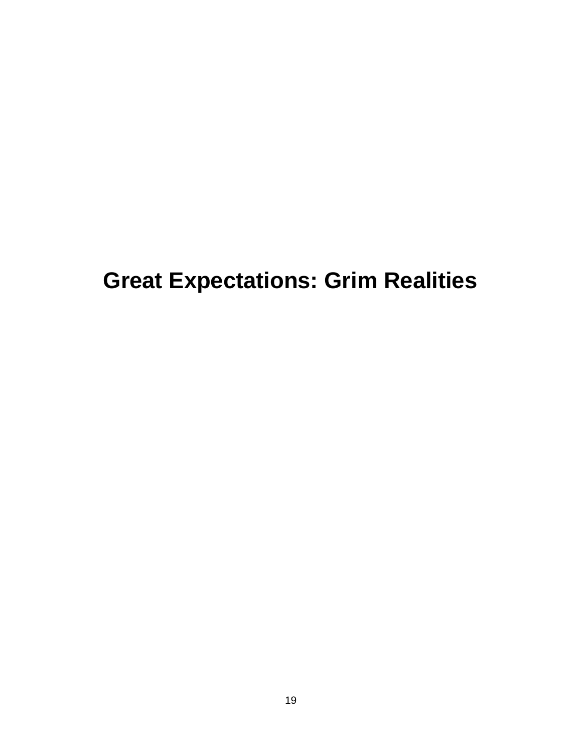# Great Expectations: Grim Realities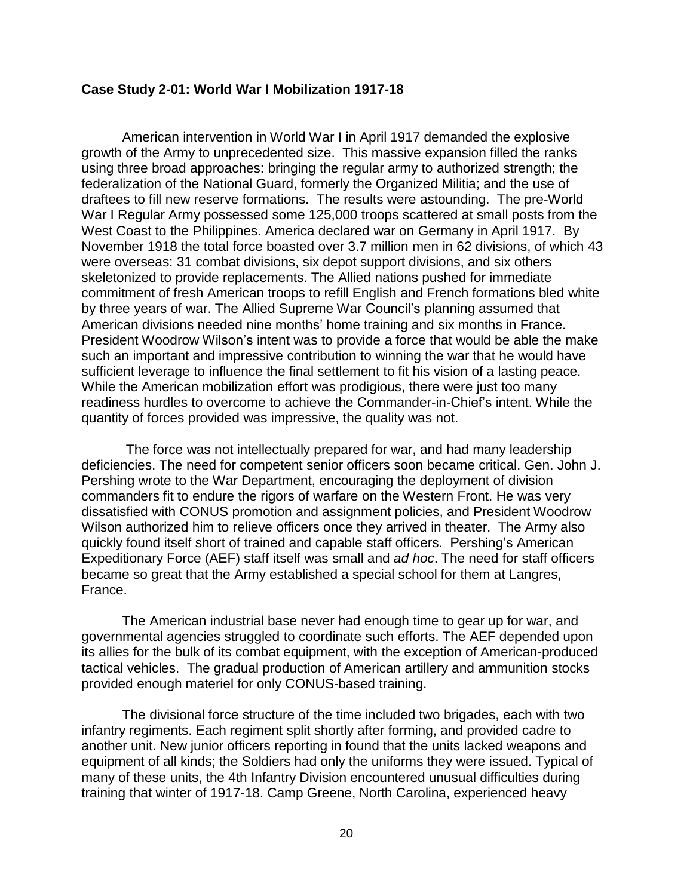**Case Study 2-01: World War I Mobilization 1917-18**

American intervention in World War I in April 1917 demanded the explosive growth of the Army to unprecedented size. This massive expansion filled the ranks using three broad approaches: bringing the regular army to authorized strength; the federalization of the National Guard, formerly the Organized Militia; and the use of draftees to fill new reserve formations. The results were astounding. The pre-World War I Regular Army possessed some 125,000 troops scattered at small posts from the West Coast to the Philippines. America declared war on Germany in April 1917. By November 1918 the total force boasted over 3.7 million men in 62 divisions, of which 43 were overseas: 31 combat divisions, six depot support divisions, and six others skeletonized to provide replacements. The Allied nations pushed for immediate commitment of fresh American troops to refill English and French formations bled white by three years of war. The Allied Supreme War Council's planning assumed that American divisions needed nine months' home training and six months in France. President Woodrow Wilson's intent was to provide a force that would be able the make such an important and impressive contribution to winning the war that he would have sufficient leverage to influence the final settlement to fit his vision of a lasting peace. While the American mobilization effort was prodigious, there were just too many readiness hurdles to overcome to achieve the Commander-in-Chief's intent. While the quantity of forces provided was impressive, the quality was not.

The force was not intellectually prepared for war, and had many leadership deficiencies. The need for competent senior officers soon became critical. Gen. John J. Pershing wrote to the War Department, encouraging the deployment of division commanders fit to endure the rigors of warfare on the Western Front. He was very dissatisfied with CONUS promotion and assignment policies, and President Woodrow Wilson authorized him to relieve officers once they arrived in theater. The Army also quickly found itself short of trained and capable staff officers. Pershing's American Expeditionary Force (AEF) staff itself was small and *ad hoc*. The need for staff officers became so great that the Army established a special school for them at Langres, France.

The American industrial base never had enough time to gear up for war, and governmental agencies struggled to coordinate such efforts. The AEF depended upon its allies for the bulk of its combat equipment, with the exception of American-produced tactical vehicles. The gradual production of American artillery and ammunition stocks provided enough materiel for only CONUS-based training.

The divisional force structure of the time included two brigades, each with two infantry regiments. Each regiment split shortly after forming, and provided cadre to another unit. New junior officers reporting in found that the units lacked weapons and equipment of all kinds; the Soldiers had only the uniforms they were issued. Typical of many of these units, the 4th Infantry Division encountered unusual difficulties during training that winter of 1917-18. Camp Greene, North Carolina, experienced heavy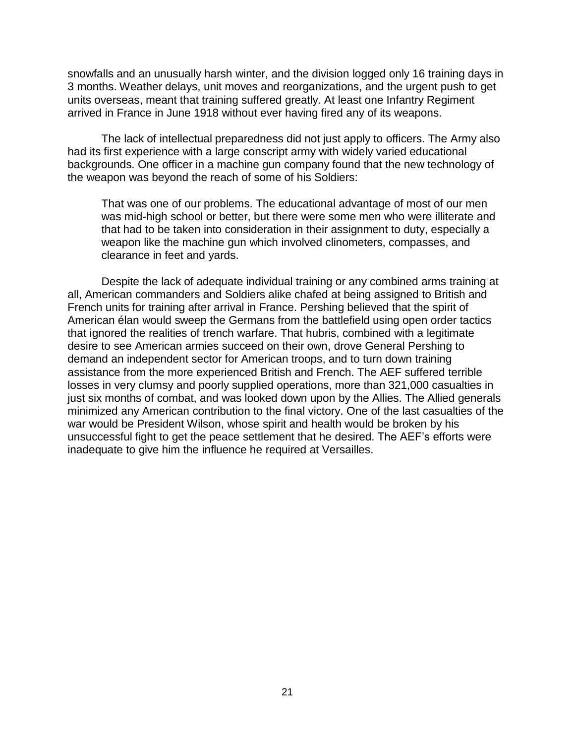snowfalls and an unusually harsh winter, and the division logged only 16 training days in 3 months. Weather delays, unit moves and reorganizations, and the urgent push to get units overseas, meant that training suffered greatly. At least one Infantry Regiment arrived in France in June 1918 without ever having fired any of its weapons.

The lack of intellectual preparedness did not just apply to officers. The Army also had its first experience with a large conscript army with widely varied educational backgrounds. One officer in a machine gun company found that the new technology of the weapon was beyond the reach of some of his Soldiers:

> That was one of our problems. The educational advantage of most of our men was mid-high school or better, but there were some men who were illiterate and that had to be taken into consideration in their assignment to duty, especially a weapon like the machine gun which involved clinometers, compasses, and clearance in feet and yards.

Despite the lack of adequate individual training or any combined arms training at all, American commanders and Soldiers alike chafed at being assigned to British and French units for training after arrival in France. Pershing believed that the spirit of American élan would sweep the Germans from the battlefield using open order tactics that ignored the realities of trench warfare. That hubris, combined with a legitimate desire to see American armies succeed on their own, drove General Pershing to demand an independent sector for American troops, and to turn down training assistance from the more experienced British and French. The AEF suffered terrible losses in very clumsy and poorly supplied operations, more than 321,000 casualties in just six months of combat, and was looked down upon by the Allies. The Allied generals minimized any American contribution to the final victory. One of the last casualties of the war would be President Wilson, whose spirit and health would be broken by his unsuccessful fight to get the peace settlement that he desired. The AEF's efforts were inadequate to give him the influence he required at Versailles.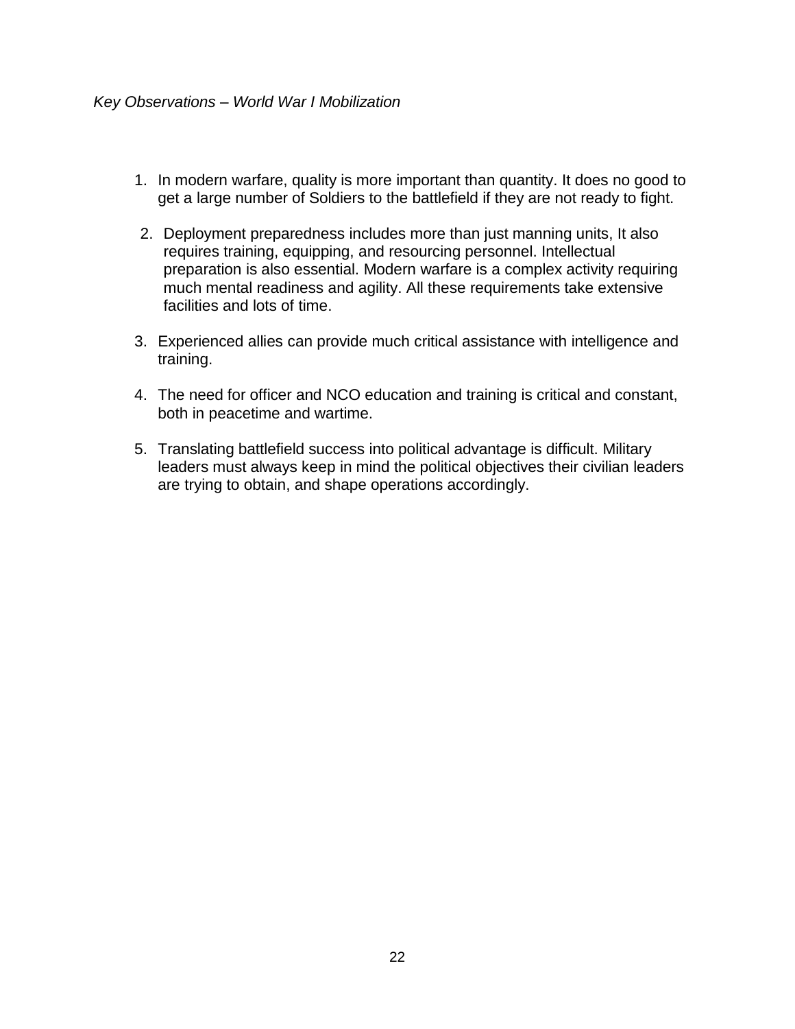*Key Observations – World War I Mobilization*

1. In modern warfare, quality is more important than quantity. It does no good to get a large number of Soldiers to the battlefield if they are not ready to fight.

2. Deployment preparedness includes more than just manning units, It also requires training, equipping, and resourcing personnel. Intellectual preparation is also essential. Modern warfare is a complex activity requiring much mental readiness and agility. All these requirements take extensive facilities and lots of time.

3. Experienced allies can provide much critical assistance with intelligence and training.

4. The need for officer and NCO education and training is critical and constant, both in peacetime and wartime.

5. Translating battlefield success into political advantage is difficult. Military leaders must always keep in mind the political objectives their civilian leaders are trying to obtain, and shape operations accordingly.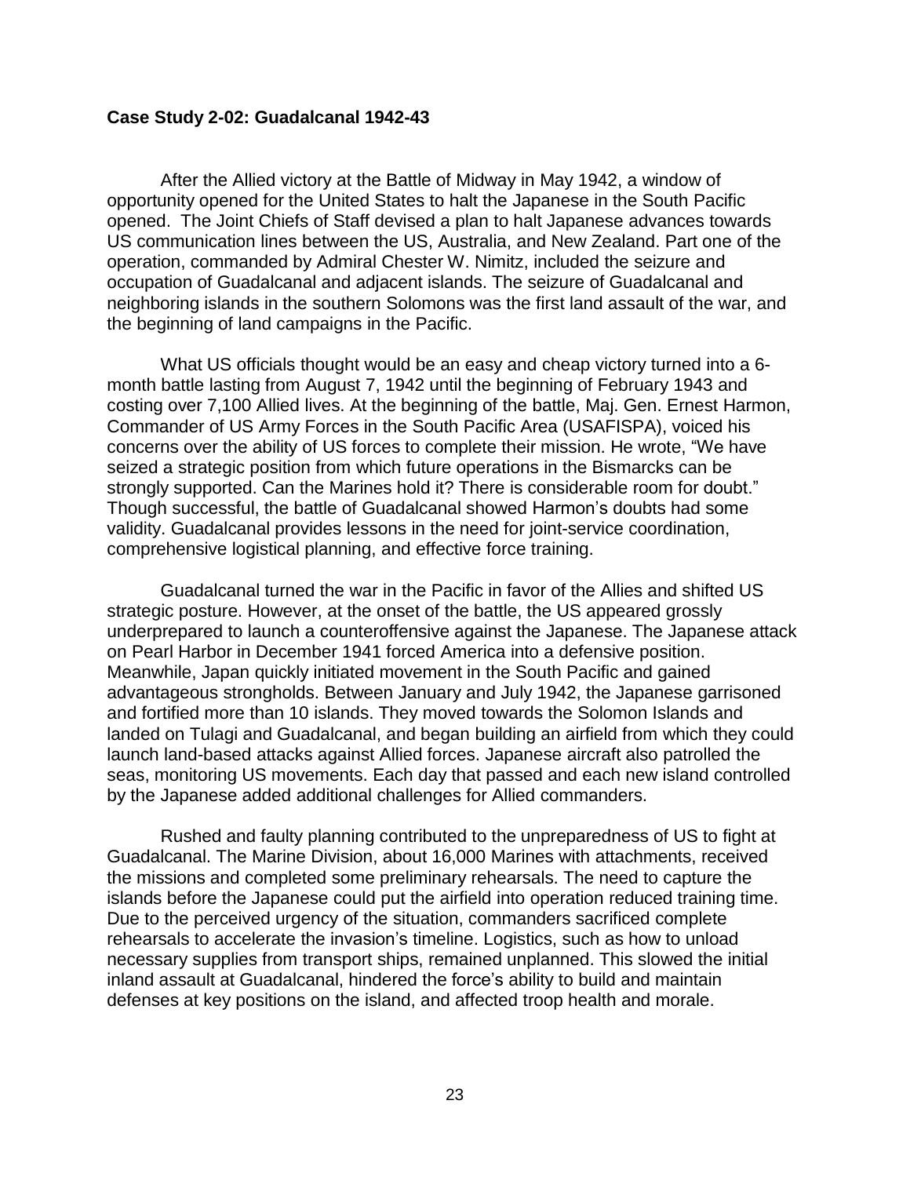**Case Study 2-02: Guadalcanal 1942-43**

After the Allied victory at the Battle of Midway in May 1942, a window of opportunity opened for the United States to halt the Japanese in the South Pacific opened. The Joint Chiefs of Staff devised a plan to halt Japanese advances towards US communication lines between the US, Australia, and New Zealand. Part one of the operation, commanded by Admiral Chester W. Nimitz, included the seizure and occupation of Guadalcanal and adjacent islands. The seizure of Guadalcanal and neighboring islands in the southern Solomons was the first land assault of the war, and the beginning of land campaigns in the Pacific.

What US officials thought would be an easy and cheap victory turned into a 6-month battle lasting from August 7, 1942 until the beginning of February 1943 and costing over 7,100 Allied lives. At the beginning of the battle, Maj. Gen. Ernest Harmon, Commander of US Army Forces in the South Pacific Area (USAFISPA), voiced his concerns over the ability of US forces to complete their mission. He wrote, “We have seized a strategic position from which future operations in the Bismarcks can be strongly supported. Can the Marines hold it? There is considerable room for doubt.” Though successful, the battle of Guadalcanal showed Harmon’s doubts had some validity. Guadalcanal provides lessons in the need for joint-service coordination, comprehensive logistical planning, and effective force training.

Guadalcanal turned the war in the Pacific in favor of the Allies and shifted US strategic posture. However, at the onset of the battle, the US appeared grossly underprepared to launch a counteroffensive against the Japanese. The Japanese attack on Pearl Harbor in December 1941 forced America into a defensive position. Meanwhile, Japan quickly initiated movement in the South Pacific and gained advantageous strongholds. Between January and July 1942, the Japanese garrisoned and fortified more than 10 islands. They moved towards the Solomon Islands and landed on Tulagi and Guadalcanal, and began building an airfield from which they could launch land-based attacks against Allied forces. Japanese aircraft also patrolled the seas, monitoring US movements. Each day that passed and each new island controlled by the Japanese added additional challenges for Allied commanders.

Rushed and faulty planning contributed to the unpreparedness of US to fight at Guadalcanal. The Marine Division, about 16,000 Marines with attachments, received the missions and completed some preliminary rehearsals. The need to capture the islands before the Japanese could put the airfield into operation reduced training time. Due to the perceived urgency of the situation, commanders sacrificed complete rehearsals to accelerate the invasion’s timeline. Logistics, such as how to unload necessary supplies from transport ships, remained unplanned. This slowed the initial inland assault at Guadalcanal, hindered the force’s ability to build and maintain defenses at key positions on the island, and affected troop health and morale.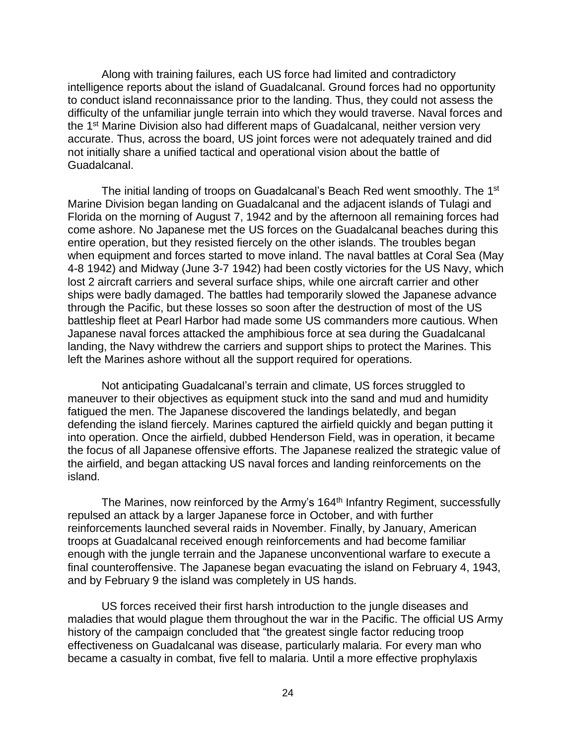Along with training failures, each US force had limited and contradictory intelligence reports about the island of Guadalcanal. Ground forces had no opportunity to conduct island reconnaissance prior to the landing. Thus, they could not assess the difficulty of the unfamiliar jungle terrain into which they would traverse. Naval forces and the 1st Marine Division also had different maps of Guadalcanal, neither version very accurate. Thus, across the board, US joint forces were not adequately trained and did not initially share a unified tactical and operational vision about the battle of Guadalcanal.

The initial landing of troops on Guadalcanal's Beach Red went smoothly. The 1st Marine Division began landing on Guadalcanal and the adjacent islands of Tulagi and Florida on the morning of August 7, 1942 and by the afternoon all remaining forces had come ashore. No Japanese met the US forces on the Guadalcanal beaches during this entire operation, but they resisted fiercely on the other islands. The troubles began when equipment and forces started to move inland. The naval battles at Coral Sea (May 4-8 1942) and Midway (June 3-7 1942) had been costly victories for the US Navy, which lost 2 aircraft carriers and several surface ships, while one aircraft carrier and other ships were badly damaged. The battles had temporarily slowed the Japanese advance through the Pacific, but these losses so soon after the destruction of most of the US battleship fleet at Pearl Harbor had made some US commanders more cautious. When Japanese naval forces attacked the amphibious force at sea during the Guadalcanal landing, the Navy withdrew the carriers and support ships to protect the Marines. This left the Marines ashore without all the support required for operations.

Not anticipating Guadalcanal's terrain and climate, US forces struggled to maneuver to their objectives as equipment stuck into the sand and mud and humidity fatigued the men. The Japanese discovered the landings belatedly, and began defending the island fiercely. Marines captured the airfield quickly and began putting it into operation. Once the airfield, dubbed Henderson Field, was in operation, it became the focus of all Japanese offensive efforts. The Japanese realized the strategic value of the airfield, and began attacking US naval forces and landing reinforcements on the island.

The Marines, now reinforced by the Army's 164th Infantry Regiment, successfully repulsed an attack by a larger Japanese force in October, and with further reinforcements launched several raids in November. Finally, by January, American troops at Guadalcanal received enough reinforcements and had become familiar enough with the jungle terrain and the Japanese unconventional warfare to execute a final counteroffensive. The Japanese began evacuating the island on February 4, 1943, and by February 9 the island was completely in US hands.

US forces received their first harsh introduction to the jungle diseases and maladies that would plague them throughout the war in the Pacific. The official US Army history of the campaign concluded that "the greatest single factor reducing troop effectiveness on Guadalcanal was disease, particularly malaria. For every man who became a casualty in combat, five fell to malaria. Until a more effective prophylaxis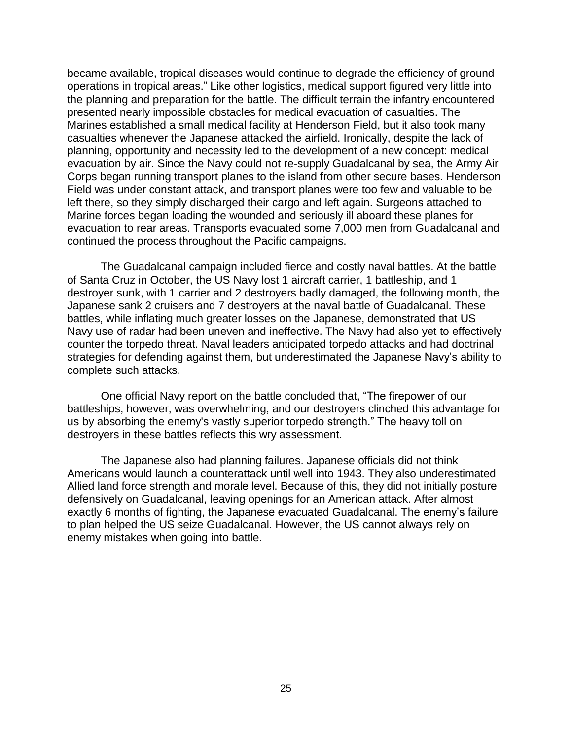became available, tropical diseases would continue to degrade the efficiency of ground operations in tropical areas." Like other logistics, medical support figured very little into the planning and preparation for the battle. The difficult terrain the infantry encountered presented nearly impossible obstacles for medical evacuation of casualties. The Marines established a small medical facility at Henderson Field, but it also took many casualties whenever the Japanese attacked the airfield. Ironically, despite the lack of planning, opportunity and necessity led to the development of a new concept: medical evacuation by air. Since the Navy could not re-supply Guadalcanal by sea, the Army Air Corps began running transport planes to the island from other secure bases. Henderson Field was under constant attack, and transport planes were too few and valuable to be left there, so they simply discharged their cargo and left again. Surgeons attached to Marine forces began loading the wounded and seriously ill aboard these planes for evacuation to rear areas. Transports evacuated some 7,000 men from Guadalcanal and continued the process throughout the Pacific campaigns.

The Guadalcanal campaign included fierce and costly naval battles. At the battle of Santa Cruz in October, the US Navy lost 1 aircraft carrier, 1 battleship, and 1 destroyer sunk, with 1 carrier and 2 destroyers badly damaged, the following month, the Japanese sank 2 cruisers and 7 destroyers at the naval battle of Guadalcanal. These battles, while inflating much greater losses on the Japanese, demonstrated that US Navy use of radar had been uneven and ineffective. The Navy had also yet to effectively counter the torpedo threat. Naval leaders anticipated torpedo attacks and had doctrinal strategies for defending against them, but underestimated the Japanese Navy's ability to complete such attacks.

One official Navy report on the battle concluded that, "The firepower of our battleships, however, was overwhelming, and our destroyers clinched this advantage for us by absorbing the enemy's vastly superior torpedo strength." The heavy toll on destroyers in these battles reflects this wry assessment.

The Japanese also had planning failures. Japanese officials did not think Americans would launch a counterattack until well into 1943. They also underestimated Allied land force strength and morale level. Because of this, they did not initially posture defensively on Guadalcanal, leaving openings for an American attack. After almost exactly 6 months of fighting, the Japanese evacuated Guadalcanal. The enemy's failure to plan helped the US seize Guadalcanal. However, the US cannot always rely on enemy mistakes when going into battle.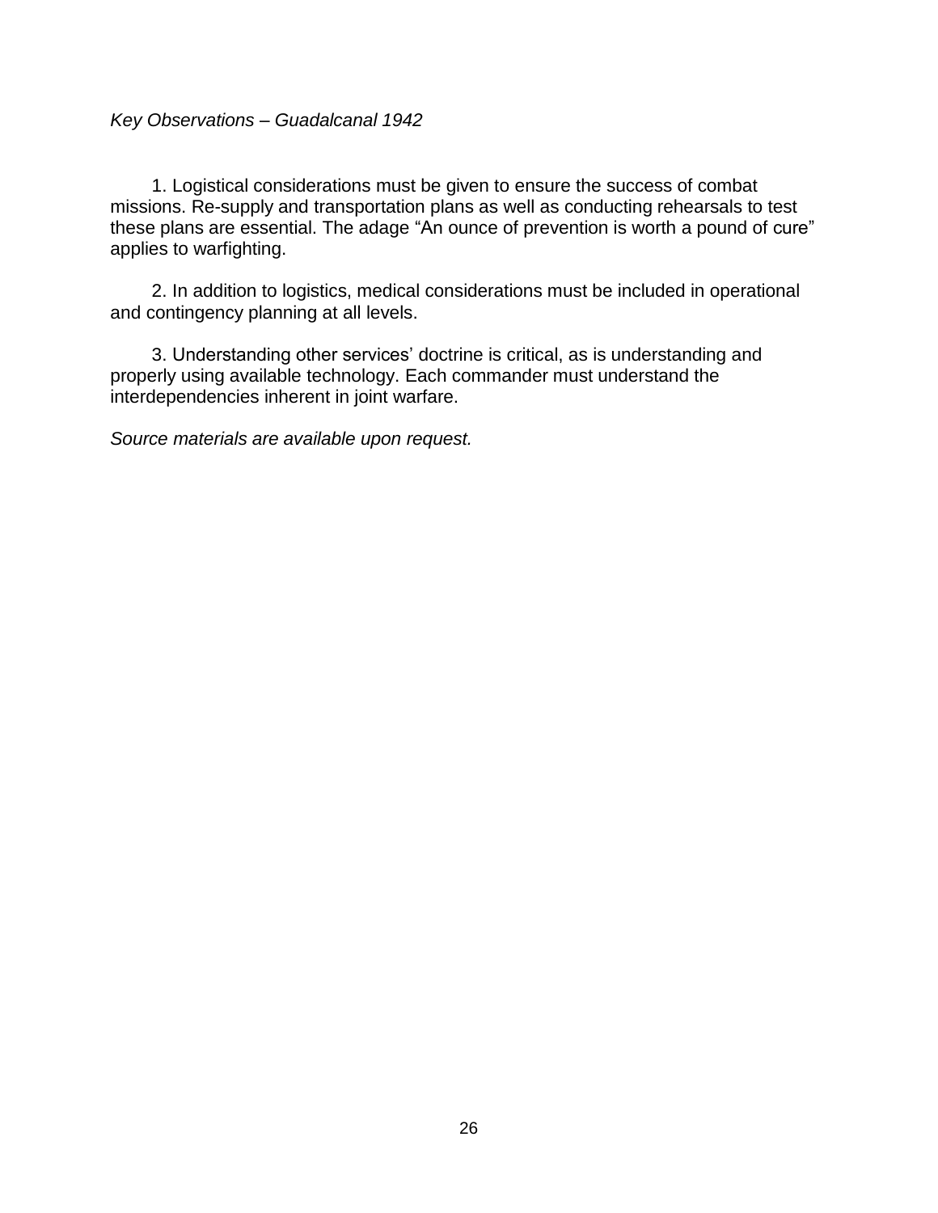*Key Observations – Guadalcanal 1942*

1. Logistical considerations must be given to ensure the success of combat missions. Re-supply and transportation plans as well as conducting rehearsals to test these plans are essential. The adage "An ounce of prevention is worth a pound of cure" applies to warfighting.

2. In addition to logistics, medical considerations must be included in operational and contingency planning at all levels.

3. Understanding other services' doctrine is critical, as is understanding and properly using available technology. Each commander must understand the interdependencies inherent in joint warfare.

*Source materials are available upon request.*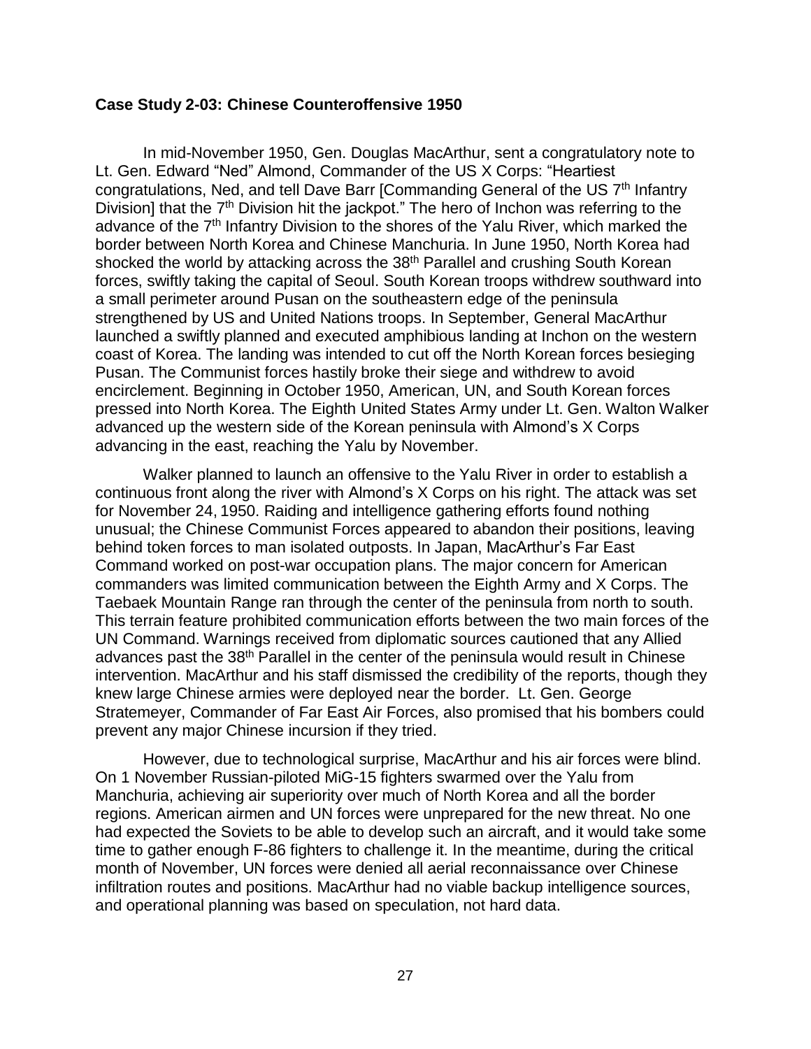**Case Study 2-03: Chinese Counteroffensive 1950**

In mid-November 1950, Gen. Douglas MacArthur, sent a congratulatory note to Lt. Gen. Edward "Ned" Almond, Commander of the US X Corps: "Heartiest congratulations, Ned, and tell Dave Barr [Commanding General of the US 7th Infantry Division] that the 7th Division hit the jackpot." The hero of Inchon was referring to the advance of the 7th Infantry Division to the shores of the Yalu River, which marked the border between North Korea and Chinese Manchuria. In June 1950, North Korea had shocked the world by attacking across the 38th Parallel and crushing South Korean forces, swiftly taking the capital of Seoul. South Korean troops withdrew southward into a small perimeter around Pusan on the southeastern edge of the peninsula strengthened by US and United Nations troops. In September, General MacArthur launched a swiftly planned and executed amphibious landing at Inchon on the western coast of Korea. The landing was intended to cut off the North Korean forces besieging Pusan. The Communist forces hastily broke their siege and withdrew to avoid encirclement. Beginning in October 1950, American, UN, and South Korean forces pressed into North Korea. The Eighth United States Army under Lt. Gen. Walton Walker advanced up the western side of the Korean peninsula with Almond's X Corps advancing in the east, reaching the Yalu by November.

Walker planned to launch an offensive to the Yalu River in order to establish a continuous front along the river with Almond's X Corps on his right. The attack was set for November 24, 1950. Raiding and intelligence gathering efforts found nothing unusual; the Chinese Communist Forces appeared to abandon their positions, leaving behind token forces to man isolated outposts. In Japan, MacArthur's Far East Command worked on post-war occupation plans. The major concern for American commanders was limited communication between the Eighth Army and X Corps. The Taebaek Mountain Range ran through the center of the peninsula from north to south. This terrain feature prohibited communication efforts between the two main forces of the UN Command. Warnings received from diplomatic sources cautioned that any Allied advances past the 38th Parallel in the center of the peninsula would result in Chinese intervention. MacArthur and his staff dismissed the credibility of the reports, though they knew large Chinese armies were deployed near the border. Lt. Gen. George Stratemeyer, Commander of Far East Air Forces, also promised that his bombers could prevent any major Chinese incursion if they tried.

However, due to technological surprise, MacArthur and his air forces were blind. On 1 November Russian-piloted MiG-15 fighters swarmed over the Yalu from Manchuria, achieving air superiority over much of North Korea and all the border regions. American airmen and UN forces were unprepared for the new threat. No one had expected the Soviets to be able to develop such an aircraft, and it would take some time to gather enough F-86 fighters to challenge it. In the meantime, during the critical month of November, UN forces were denied all aerial reconnaissance over Chinese infiltration routes and positions. MacArthur had no viable backup intelligence sources, and operational planning was based on speculation, not hard data.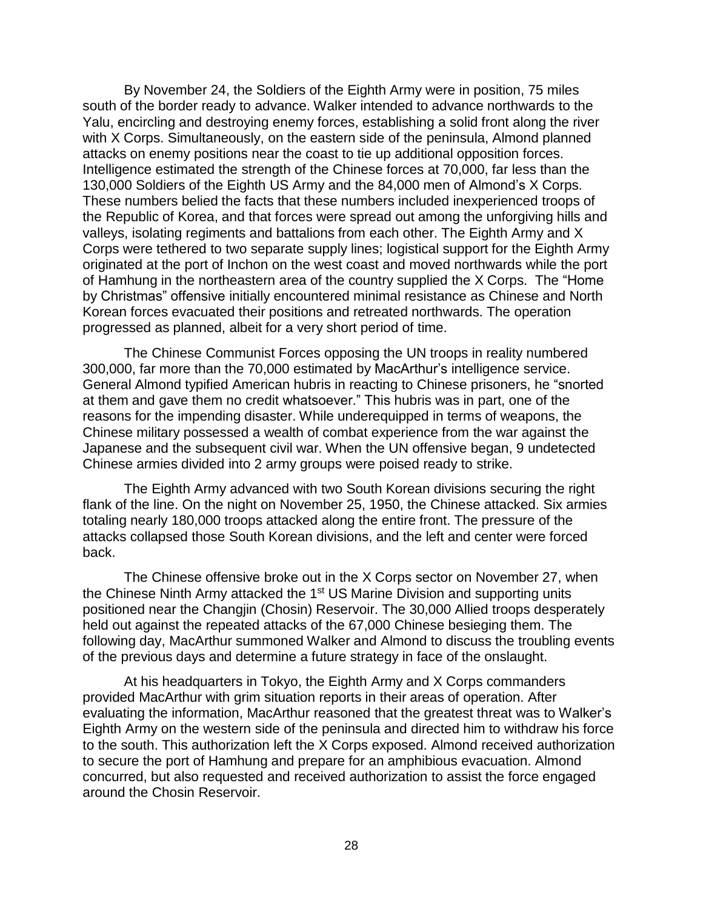By November 24, the Soldiers of the Eighth Army were in position, 75 miles south of the border ready to advance. Walker intended to advance northwards to the Yalu, encircling and destroying enemy forces, establishing a solid front along the river with X Corps. Simultaneously, on the eastern side of the peninsula, Almond planned attacks on enemy positions near the coast to tie up additional opposition forces. Intelligence estimated the strength of the Chinese forces at 70,000, far less than the 130,000 Soldiers of the Eighth US Army and the 84,000 men of Almond's X Corps. These numbers belied the facts that these numbers included inexperienced troops of the Republic of Korea, and that forces were spread out among the unforgiving hills and valleys, isolating regiments and battalions from each other. The Eighth Army and X Corps were tethered to two separate supply lines; logistical support for the Eighth Army originated at the port of Inchon on the west coast and moved northwards while the port of Hamhung in the northeastern area of the country supplied the X Corps. The "Home by Christmas" offensive initially encountered minimal resistance as Chinese and North Korean forces evacuated their positions and retreated northwards. The operation progressed as planned, albeit for a very short period of time.

The Chinese Communist Forces opposing the UN troops in reality numbered 300,000, far more than the 70,000 estimated by MacArthur's intelligence service. General Almond typified American hubris in reacting to Chinese prisoners, he "snorted at them and gave them no credit whatsoever." This hubris was in part, one of the reasons for the impending disaster. While underequipped in terms of weapons, the Chinese military possessed a wealth of combat experience from the war against the Japanese and the subsequent civil war. When the UN offensive began, 9 undetected Chinese armies divided into 2 army groups were poised ready to strike.

The Eighth Army advanced with two South Korean divisions securing the right flank of the line. On the night on November 25, 1950, the Chinese attacked. Six armies totaling nearly 180,000 troops attacked along the entire front. The pressure of the attacks collapsed those South Korean divisions, and the left and center were forced back.

The Chinese offensive broke out in the X Corps sector on November 27, when the Chinese Ninth Army attacked the 1st US Marine Division and supporting units positioned near the Changjin (Chosin) Reservoir. The 30,000 Allied troops desperately held out against the repeated attacks of the 67,000 Chinese besieging them. The following day, MacArthur summoned Walker and Almond to discuss the troubling events of the previous days and determine a future strategy in face of the onslaught.

At his headquarters in Tokyo, the Eighth Army and X Corps commanders provided MacArthur with grim situation reports in their areas of operation. After evaluating the information, MacArthur reasoned that the greatest threat was to Walker's Eighth Army on the western side of the peninsula and directed him to withdraw his force to the south. This authorization left the X Corps exposed. Almond received authorization to secure the port of Hamhung and prepare for an amphibious evacuation. Almond concurred, but also requested and received authorization to assist the force engaged around the Chosin Reservoir.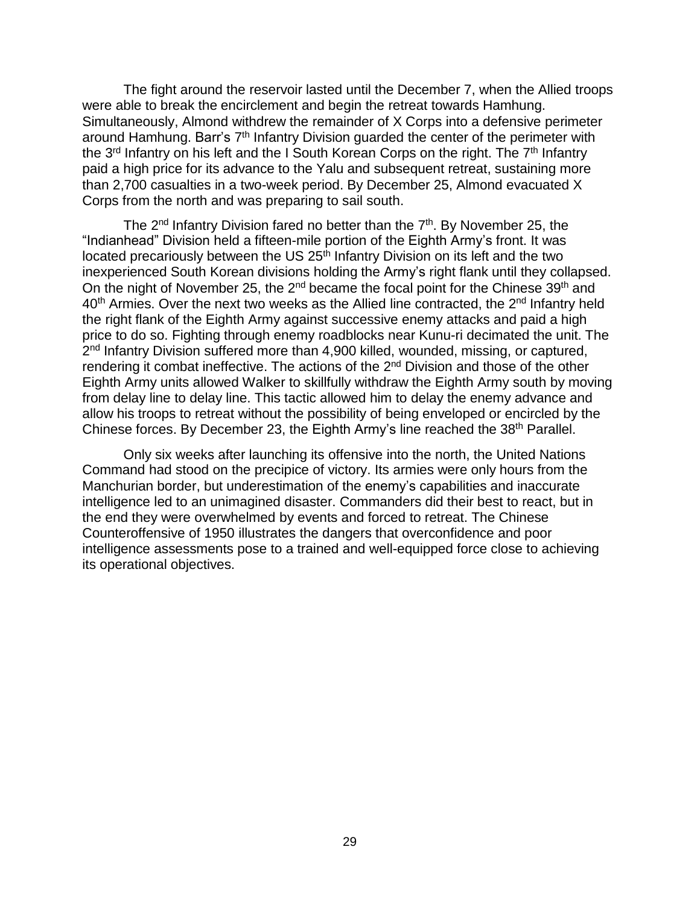The fight around the reservoir lasted until the December 7, when the Allied troops were able to break the encirclement and begin the retreat towards Hamhung. Simultaneously, Almond withdrew the remainder of X Corps into a defensive perimeter around Hamhung. Barr's 7th Infantry Division guarded the center of the perimeter with the 3rd Infantry on his left and the I South Korean Corps on the right. The 7th Infantry paid a high price for its advance to the Yalu and subsequent retreat, sustaining more than 2,700 casualties in a two-week period. By December 25, Almond evacuated X Corps from the north and was preparing to sail south.

The 2nd Infantry Division fared no better than the 7th. By November 25, the "Indianhead" Division held a fifteen-mile portion of the Eighth Army's front. It was located precariously between the US 25th Infantry Division on its left and the two inexperienced South Korean divisions holding the Army's right flank until they collapsed. On the night of November 25, the 2nd became the focal point for the Chinese 39th and 40th Armies. Over the next two weeks as the Allied line contracted, the 2nd Infantry held the right flank of the Eighth Army against successive enemy attacks and paid a high price to do so. Fighting through enemy roadblocks near Kunu-ri decimated the unit. The 2nd Infantry Division suffered more than 4,900 killed, wounded, missing, or captured, rendering it combat ineffective. The actions of the 2nd Division and those of the other Eighth Army units allowed Walker to skillfully withdraw the Eighth Army south by moving from delay line to delay line. This tactic allowed him to delay the enemy advance and allow his troops to retreat without the possibility of being enveloped or encircled by the Chinese forces. By December 23, the Eighth Army's line reached the 38th Parallel.

Only six weeks after launching its offensive into the north, the United Nations Command had stood on the precipice of victory. Its armies were only hours from the Manchurian border, but underestimation of the enemy's capabilities and inaccurate intelligence led to an unimagined disaster. Commanders did their best to react, but in the end they were overwhelmed by events and forced to retreat. The Chinese Counteroffensive of 1950 illustrates the dangers that overconfidence and poor intelligence assessments pose to a trained and well-equipped force close to achieving its operational objectives.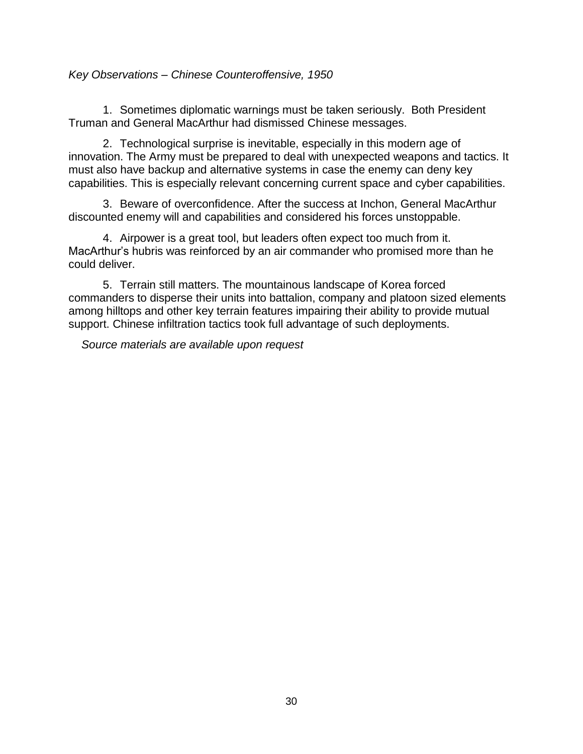*Key Observations – Chinese Counteroffensive, 1950*

1. Sometimes diplomatic warnings must be taken seriously. Both President Truman and General MacArthur had dismissed Chinese messages.

2. Technological surprise is inevitable, especially in this modern age of innovation. The Army must be prepared to deal with unexpected weapons and tactics. It must also have backup and alternative systems in case the enemy can deny key capabilities. This is especially relevant concerning current space and cyber capabilities.

3. Beware of overconfidence. After the success at Inchon, General MacArthur discounted enemy will and capabilities and considered his forces unstoppable.

4. Airpower is a great tool, but leaders often expect too much from it. MacArthur's hubris was reinforced by an air commander who promised more than he could deliver.

5. Terrain still matters. The mountainous landscape of Korea forced commanders to disperse their units into battalion, company and platoon sized elements among hilltops and other key terrain features impairing their ability to provide mutual support. Chinese infiltration tactics took full advantage of such deployments.

*Source materials are available upon request*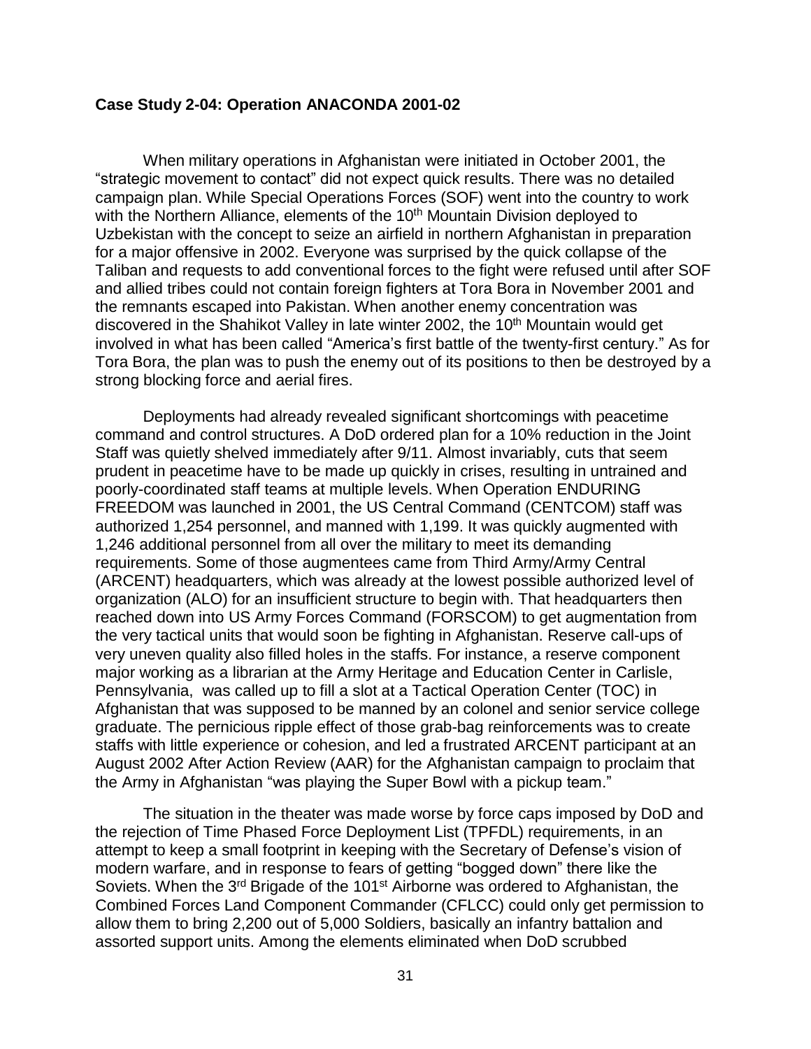**Case Study 2-04: Operation ANACONDA 2001-02**

When military operations in Afghanistan were initiated in October 2001, the "strategic movement to contact" did not expect quick results. There was no detailed campaign plan. While Special Operations Forces (SOF) went into the country to work with the Northern Alliance, elements of the 10th Mountain Division deployed to Uzbekistan with the concept to seize an airfield in northern Afghanistan in preparation for a major offensive in 2002. Everyone was surprised by the quick collapse of the Taliban and requests to add conventional forces to the fight were refused until after SOF and allied tribes could not contain foreign fighters at Tora Bora in November 2001 and the remnants escaped into Pakistan. When another enemy concentration was discovered in the Shahikot Valley in late winter 2002, the 10th Mountain would get involved in what has been called "America's first battle of the twenty-first century." As for Tora Bora, the plan was to push the enemy out of its positions to then be destroyed by a strong blocking force and aerial fires.

Deployments had already revealed significant shortcomings with peacetime command and control structures. A DoD ordered plan for a 10% reduction in the Joint Staff was quietly shelved immediately after 9/11. Almost invariably, cuts that seem prudent in peacetime have to be made up quickly in crises, resulting in untrained and poorly-coordinated staff teams at multiple levels. When Operation ENDURING FREEDOM was launched in 2001, the US Central Command (CENTCOM) staff was authorized 1,254 personnel, and manned with 1,199. It was quickly augmented with 1,246 additional personnel from all over the military to meet its demanding requirements. Some of those augmentees came from Third Army/Army Central (ARCENT) headquarters, which was already at the lowest possible authorized level of organization (ALO) for an insufficient structure to begin with. That headquarters then reached down into US Army Forces Command (FORSCOM) to get augmentation from the very tactical units that would soon be fighting in Afghanistan. Reserve call-ups of very uneven quality also filled holes in the staffs. For instance, a reserve component major working as a librarian at the Army Heritage and Education Center in Carlisle, Pennsylvania, was called up to fill a slot at a Tactical Operation Center (TOC) in Afghanistan that was supposed to be manned by an colonel and senior service college graduate. The pernicious ripple effect of those grab-bag reinforcements was to create staffs with little experience or cohesion, and led a frustrated ARCENT participant at an August 2002 After Action Review (AAR) for the Afghanistan campaign to proclaim that the Army in Afghanistan "was playing the Super Bowl with a pickup team."

The situation in the theater was made worse by force caps imposed by DoD and the rejection of Time Phased Force Deployment List (TPFDL) requirements, in an attempt to keep a small footprint in keeping with the Secretary of Defense's vision of modern warfare, and in response to fears of getting "bogged down" there like the Soviets. When the 3rd Brigade of the 101st Airborne was ordered to Afghanistan, the Combined Forces Land Component Commander (CFLCC) could only get permission to allow them to bring 2,200 out of 5,000 Soldiers, basically an infantry battalion and assorted support units. Among the elements eliminated when DoD scrubbed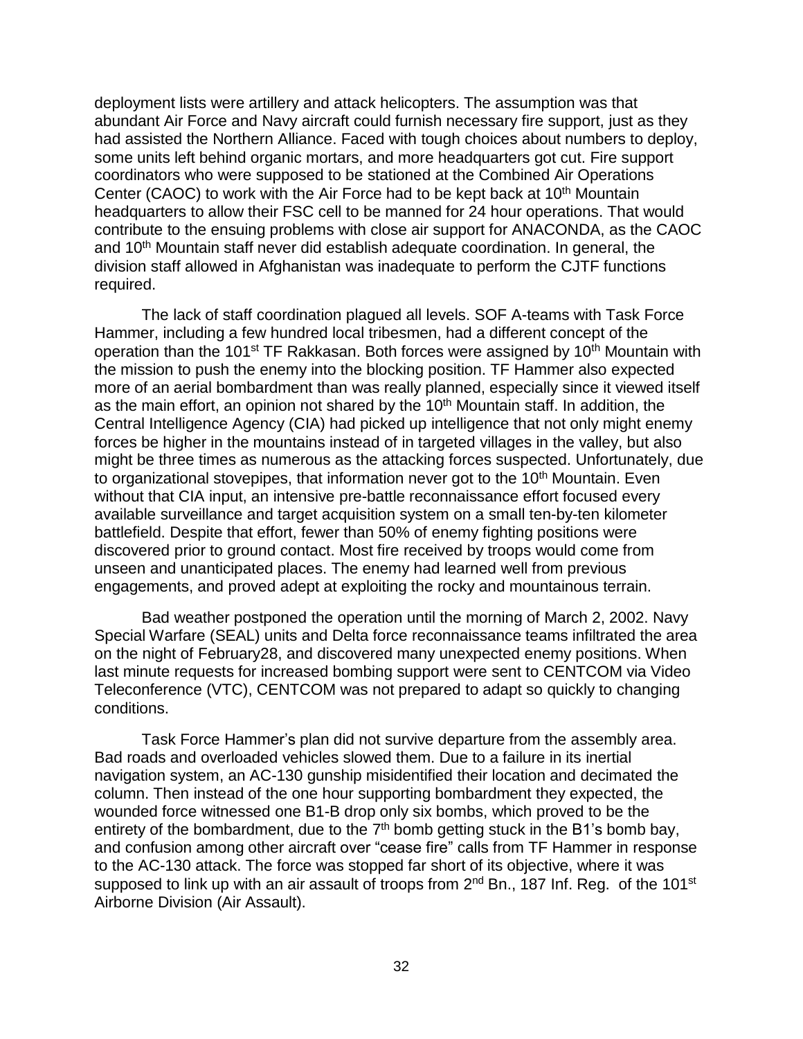deployment lists were artillery and attack helicopters. The assumption was that abundant Air Force and Navy aircraft could furnish necessary fire support, just as they had assisted the Northern Alliance. Faced with tough choices about numbers to deploy, some units left behind organic mortars, and more headquarters got cut. Fire support coordinators who were supposed to be stationed at the Combined Air Operations Center (CAOC) to work with the Air Force had to be kept back at 10th Mountain headquarters to allow their FSC cell to be manned for 24 hour operations. That would contribute to the ensuing problems with close air support for ANACONDA, as the CAOC and 10th Mountain staff never did establish adequate coordination. In general, the division staff allowed in Afghanistan was inadequate to perform the CJTF functions required.

The lack of staff coordination plagued all levels. SOF A-teams with Task Force Hammer, including a few hundred local tribesmen, had a different concept of the operation than the 101st TF Rakkasan. Both forces were assigned by 10th Mountain with the mission to push the enemy into the blocking position. TF Hammer also expected more of an aerial bombardment than was really planned, especially since it viewed itself as the main effort, an opinion not shared by the 10th Mountain staff. In addition, the Central Intelligence Agency (CIA) had picked up intelligence that not only might enemy forces be higher in the mountains instead of in targeted villages in the valley, but also might be three times as numerous as the attacking forces suspected. Unfortunately, due to organizational stovepipes, that information never got to the 10th Mountain. Even without that CIA input, an intensive pre-battle reconnaissance effort focused every available surveillance and target acquisition system on a small ten-by-ten kilometer battlefield. Despite that effort, fewer than 50% of enemy fighting positions were discovered prior to ground contact. Most fire received by troops would come from unseen and unanticipated places. The enemy had learned well from previous engagements, and proved adept at exploiting the rocky and mountainous terrain.

Bad weather postponed the operation until the morning of March 2, 2002. Navy Special Warfare (SEAL) units and Delta force reconnaissance teams infiltrated the area on the night of February28, and discovered many unexpected enemy positions. When last minute requests for increased bombing support were sent to CENTCOM via Video Teleconference (VTC), CENTCOM was not prepared to adapt so quickly to changing conditions.

Task Force Hammer's plan did not survive departure from the assembly area. Bad roads and overloaded vehicles slowed them. Due to a failure in its inertial navigation system, an AC-130 gunship misidentified their location and decimated the column. Then instead of the one hour supporting bombardment they expected, the wounded force witnessed one B1-B drop only six bombs, which proved to be the entirety of the bombardment, due to the 7th bomb getting stuck in the B1's bomb bay, and confusion among other aircraft over "cease fire" calls from TF Hammer in response to the AC-130 attack. The force was stopped far short of its objective, where it was supposed to link up with an air assault of troops from 2nd Bn., 187 Inf. Reg. of the 101st Airborne Division (Air Assault).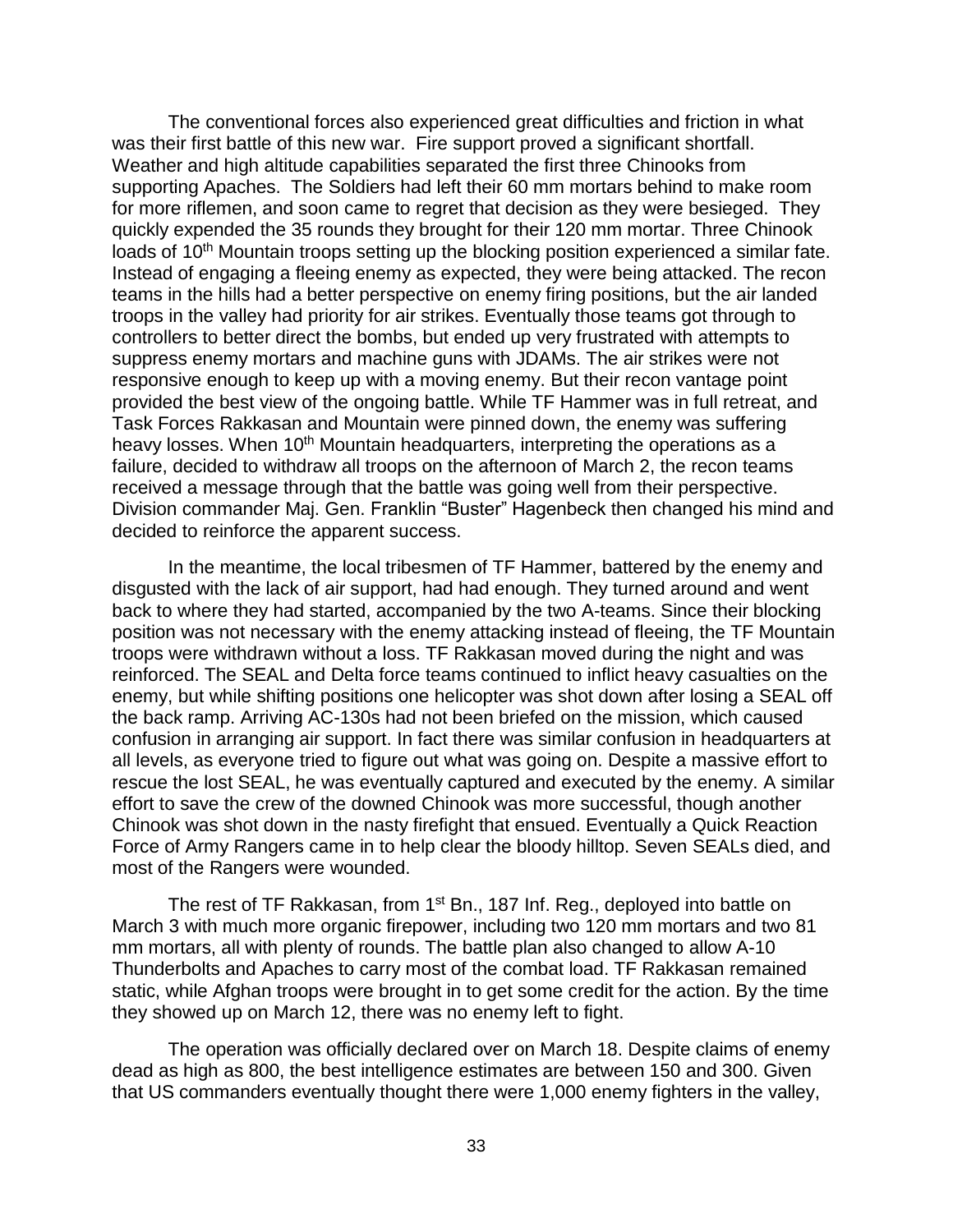The conventional forces also experienced great difficulties and friction in what was their first battle of this new war. Fire support proved a significant shortfall. Weather and high altitude capabilities separated the first three Chinooks from supporting Apaches. The Soldiers had left their 60 mm mortars behind to make room for more riflemen, and soon came to regret that decision as they were besieged. They quickly expended the 35 rounds they brought for their 120 mm mortar. Three Chinook loads of 10th Mountain troops setting up the blocking position experienced a similar fate. Instead of engaging a fleeing enemy as expected, they were being attacked. The recon teams in the hills had a better perspective on enemy firing positions, but the air landed troops in the valley had priority for air strikes. Eventually those teams got through to controllers to better direct the bombs, but ended up very frustrated with attempts to suppress enemy mortars and machine guns with JDAMs. The air strikes were not responsive enough to keep up with a moving enemy. But their recon vantage point provided the best view of the ongoing battle. While TF Hammer was in full retreat, and Task Forces Rakkasan and Mountain were pinned down, the enemy was suffering heavy losses. When 10th Mountain headquarters, interpreting the operations as a failure, decided to withdraw all troops on the afternoon of March 2, the recon teams received a message through that the battle was going well from their perspective. Division commander Maj. Gen. Franklin "Buster" Hagenbeck then changed his mind and decided to reinforce the apparent success.

In the meantime, the local tribesmen of TF Hammer, battered by the enemy and disgusted with the lack of air support, had had enough. They turned around and went back to where they had started, accompanied by the two A-teams. Since their blocking position was not necessary with the enemy attacking instead of fleeing, the TF Mountain troops were withdrawn without a loss. TF Rakkasan moved during the night and was reinforced. The SEAL and Delta force teams continued to inflict heavy casualties on the enemy, but while shifting positions one helicopter was shot down after losing a SEAL off the back ramp. Arriving AC-130s had not been briefed on the mission, which caused confusion in arranging air support. In fact there was similar confusion in headquarters at all levels, as everyone tried to figure out what was going on. Despite a massive effort to rescue the lost SEAL, he was eventually captured and executed by the enemy. A similar effort to save the crew of the downed Chinook was more successful, though another Chinook was shot down in the nasty firefight that ensued. Eventually a Quick Reaction Force of Army Rangers came in to help clear the bloody hilltop. Seven SEALs died, and most of the Rangers were wounded.

The rest of TF Rakkasan, from 1st Bn., 187 Inf. Reg., deployed into battle on March 3 with much more organic firepower, including two 120 mm mortars and two 81 mm mortars, all with plenty of rounds. The battle plan also changed to allow A-10 Thunderbolts and Apaches to carry most of the combat load. TF Rakkasan remained static, while Afghan troops were brought in to get some credit for the action. By the time they showed up on March 12, there was no enemy left to fight.

The operation was officially declared over on March 18. Despite claims of enemy dead as high as 800, the best intelligence estimates are between 150 and 300. Given that US commanders eventually thought there were 1,000 enemy fighters in the valley,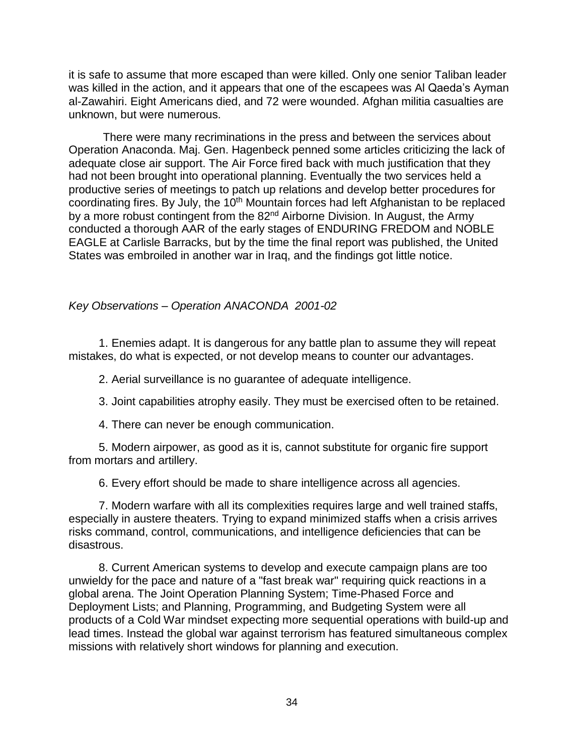it is safe to assume that more escaped than were killed. Only one senior Taliban leader was killed in the action, and it appears that one of the escapees was Al Qaeda's Ayman al-Zawahiri. Eight Americans died, and 72 were wounded. Afghan militia casualties are unknown, but were numerous.

There were many recriminations in the press and between the services about Operation Anaconda. Maj. Gen. Hagenbeck penned some articles criticizing the lack of adequate close air support. The Air Force fired back with much justification that they had not been brought into operational planning. Eventually the two services held a productive series of meetings to patch up relations and develop better procedures for coordinating fires. By July, the 10th Mountain forces had left Afghanistan to be replaced by a more robust contingent from the 82nd Airborne Division. In August, the Army conducted a thorough AAR of the early stages of ENDURING FREDOM and NOBLE EAGLE at Carlisle Barracks, but by the time the final report was published, the United States was embroiled in another war in Iraq, and the findings got little notice.

*Key Observations – Operation ANACONDA 2001-02*

1. Enemies adapt. It is dangerous for any battle plan to assume they will repeat mistakes, do what is expected, or not develop means to counter our advantages.

2. Aerial surveillance is no guarantee of adequate intelligence.

3. Joint capabilities atrophy easily. They must be exercised often to be retained.

4. There can never be enough communication.

5. Modern airpower, as good as it is, cannot substitute for organic fire support from mortars and artillery.

6. Every effort should be made to share intelligence across all agencies.

7. Modern warfare with all its complexities requires large and well trained staffs, especially in austere theaters. Trying to expand minimized staffs when a crisis arrives risks command, control, communications, and intelligence deficiencies that can be disastrous.

8. Current American systems to develop and execute campaign plans are too unwieldy for the pace and nature of a "fast break war" requiring quick reactions in a global arena. The Joint Operation Planning System; Time-Phased Force and Deployment Lists; and Planning, Programming, and Budgeting System were all products of a Cold War mindset expecting more sequential operations with build-up and lead times. Instead the global war against terrorism has featured simultaneous complex missions with relatively short windows for planning and execution.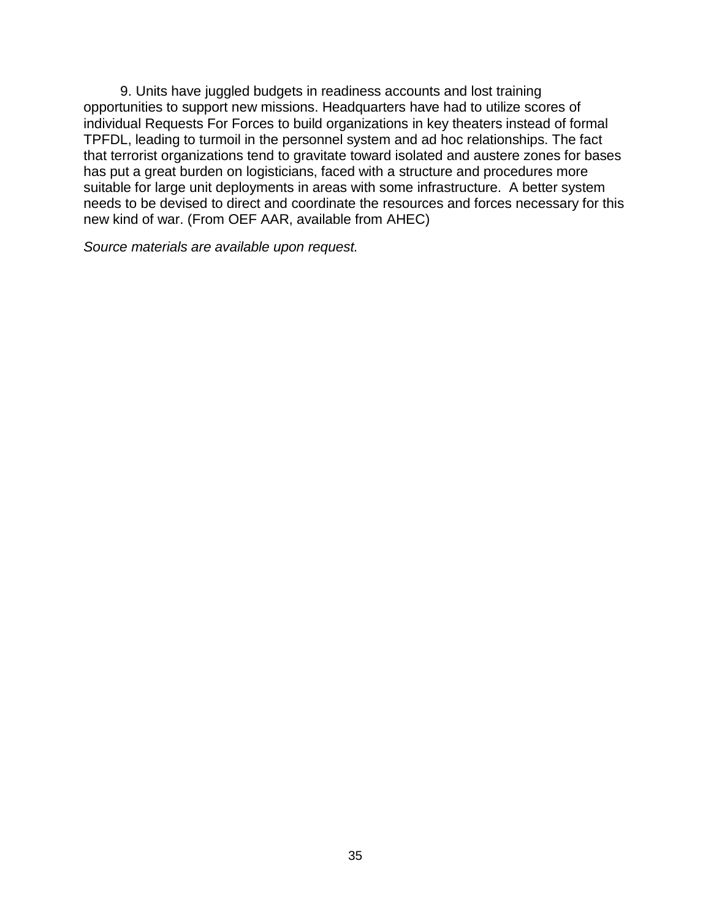9. Units have juggled budgets in readiness accounts and lost training opportunities to support new missions. Headquarters have had to utilize scores of individual Requests For Forces to build organizations in key theaters instead of formal TPFDL, leading to turmoil in the personnel system and ad hoc relationships. The fact that terrorist organizations tend to gravitate toward isolated and austere zones for bases has put a great burden on logisticians, faced with a structure and procedures more suitable for large unit deployments in areas with some infrastructure. A better system needs to be devised to direct and coordinate the resources and forces necessary for this new kind of war. (From OEF AAR, available from AHEC)

*Source materials are available upon request.*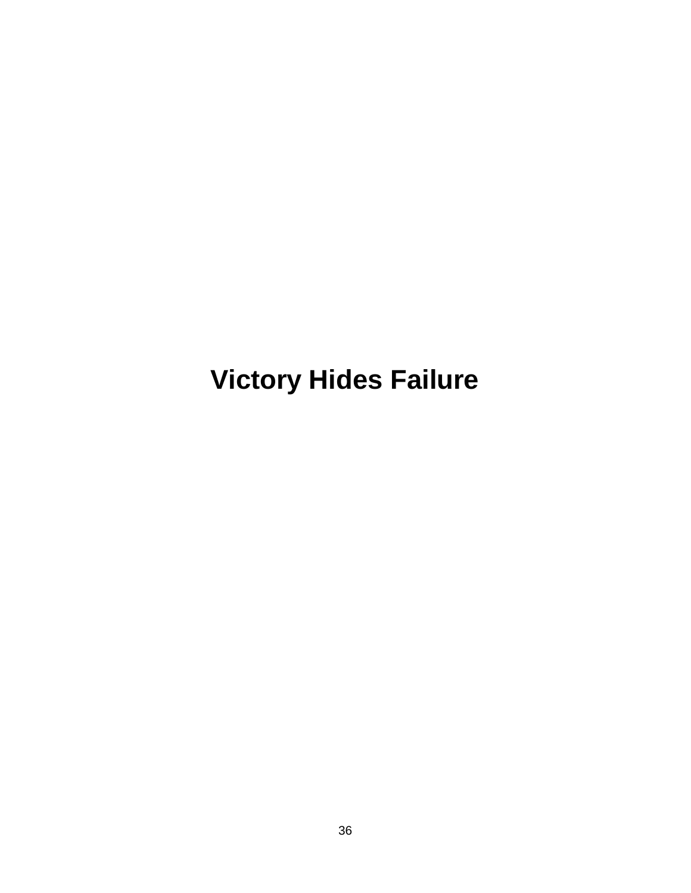# Victory Hides Failure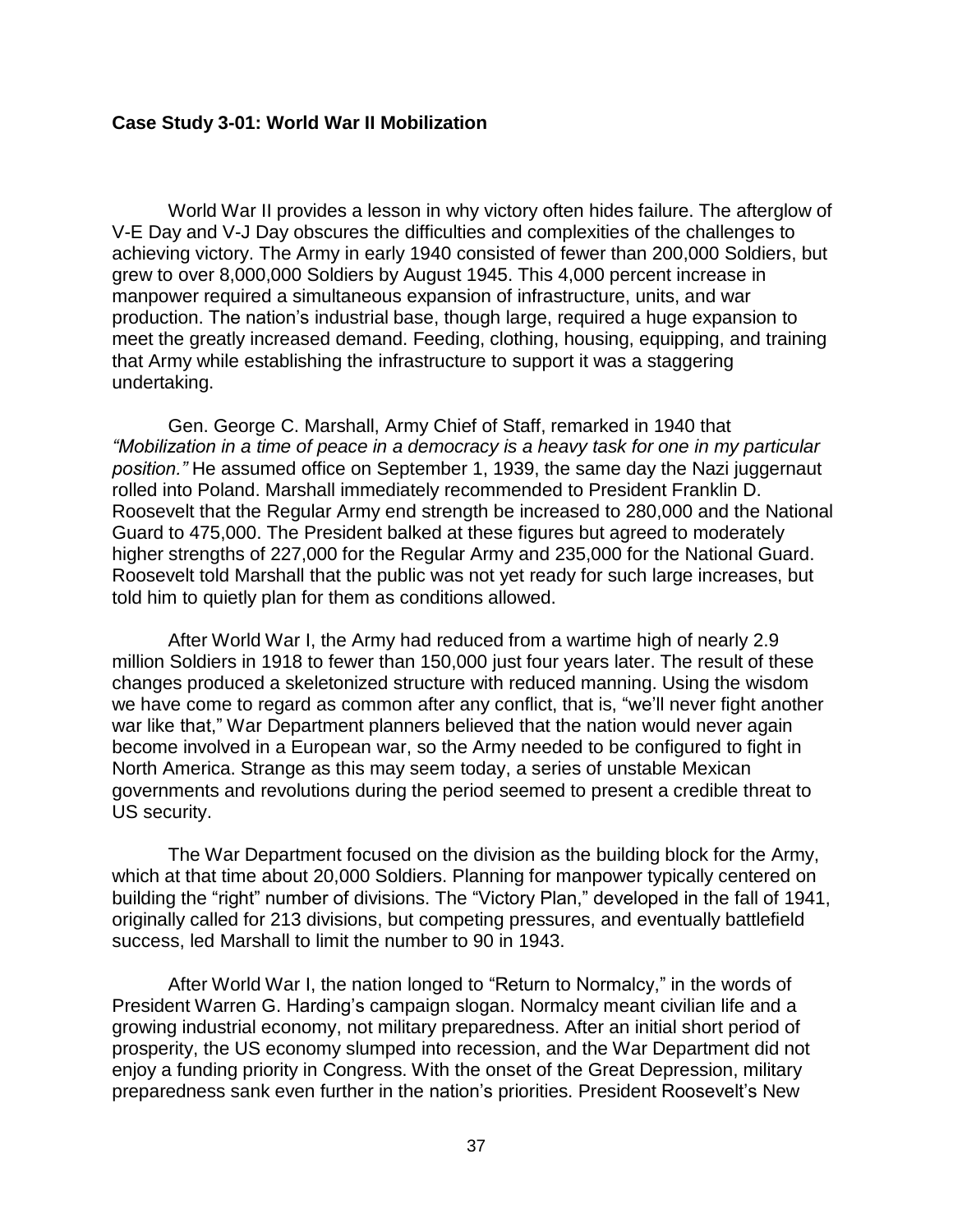### Case Study 3-01: World War II Mobilization

World War II provides a lesson in why victory often hides failure. The afterglow of V-E Day and V-J Day obscures the difficulties and complexities of the challenges to achieving victory. The Army in early 1940 consisted of fewer than 200,000 Soldiers, but grew to over 8,000,000 Soldiers by August 1945. This 4,000 percent increase in manpower required a simultaneous expansion of infrastructure, units, and war production. The nation's industrial base, though large, required a huge expansion to meet the greatly increased demand. Feeding, clothing, housing, equipping, and training that Army while establishing the infrastructure to support it was a staggering undertaking.

Gen. George C. Marshall, Army Chief of Staff, remarked in 1940 that *"Mobilization in a time of peace in a democracy is a heavy task for one in my particular position."* He assumed office on September 1, 1939, the same day the Nazi juggernaut rolled into Poland. Marshall immediately recommended to President Franklin D. Roosevelt that the Regular Army end strength be increased to 280,000 and the National Guard to 475,000. The President balked at these figures but agreed to moderately higher strengths of 227,000 for the Regular Army and 235,000 for the National Guard. Roosevelt told Marshall that the public was not yet ready for such large increases, but told him to quietly plan for them as conditions allowed.

After World War I, the Army had reduced from a wartime high of nearly 2.9 million Soldiers in 1918 to fewer than 150,000 just four years later. The result of these changes produced a skeletonized structure with reduced manning. Using the wisdom we have come to regard as common after any conflict, that is, "we'll never fight another war like that," War Department planners believed that the nation would never again become involved in a European war, so the Army needed to be configured to fight in North America. Strange as this may seem today, a series of unstable Mexican governments and revolutions during the period seemed to present a credible threat to US security.

The War Department focused on the division as the building block for the Army, which at that time about 20,000 Soldiers. Planning for manpower typically centered on building the "right" number of divisions. The "Victory Plan," developed in the fall of 1941, originally called for 213 divisions, but competing pressures, and eventually battlefield success, led Marshall to limit the number to 90 in 1943.

After World War I, the nation longed to "Return to Normalcy," in the words of President Warren G. Harding's campaign slogan. Normalcy meant civilian life and a growing industrial economy, not military preparedness. After an initial short period of prosperity, the US economy slumped into recession, and the War Department did not enjoy a funding priority in Congress. With the onset of the Great Depression, military preparedness sank even further in the nation's priorities. President Roosevelt's New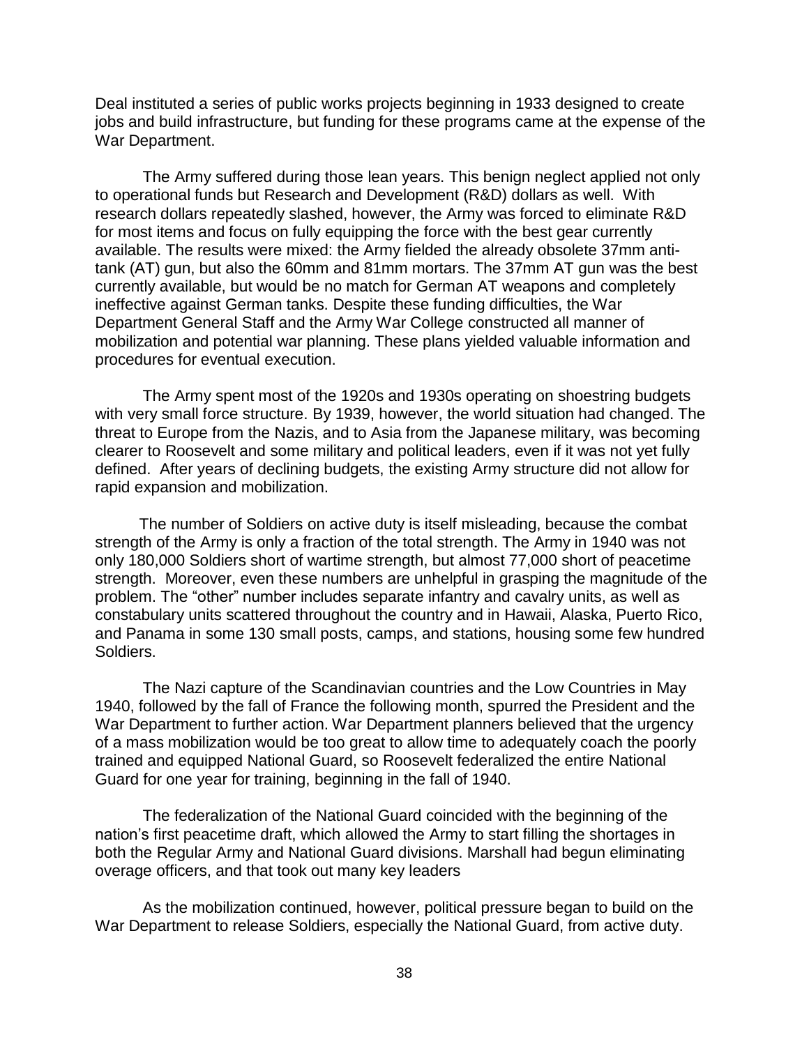Deal instituted a series of public works projects beginning in 1933 designed to create jobs and build infrastructure, but funding for these programs came at the expense of the War Department.

The Army suffered during those lean years. This benign neglect applied not only to operational funds but Research and Development (R&D) dollars as well. With research dollars repeatedly slashed, however, the Army was forced to eliminate R&D for most items and focus on fully equipping the force with the best gear currently available. The results were mixed: the Army fielded the already obsolete 37mm anti-tank (AT) gun, but also the 60mm and 81mm mortars. The 37mm AT gun was the best currently available, but would be no match for German AT weapons and completely ineffective against German tanks. Despite these funding difficulties, the War Department General Staff and the Army War College constructed all manner of mobilization and potential war planning. These plans yielded valuable information and procedures for eventual execution.

The Army spent most of the 1920s and 1930s operating on shoestring budgets with very small force structure. By 1939, however, the world situation had changed. The threat to Europe from the Nazis, and to Asia from the Japanese military, was becoming clearer to Roosevelt and some military and political leaders, even if it was not yet fully defined. After years of declining budgets, the existing Army structure did not allow for rapid expansion and mobilization.

The number of Soldiers on active duty is itself misleading, because the combat strength of the Army is only a fraction of the total strength. The Army in 1940 was not only 180,000 Soldiers short of wartime strength, but almost 77,000 short of peacetime strength. Moreover, even these numbers are unhelpful in grasping the magnitude of the problem. The "other" number includes separate infantry and cavalry units, as well as constabulary units scattered throughout the country and in Hawaii, Alaska, Puerto Rico, and Panama in some 130 small posts, camps, and stations, housing some few hundred Soldiers.

The Nazi capture of the Scandinavian countries and the Low Countries in May 1940, followed by the fall of France the following month, spurred the President and the War Department to further action. War Department planners believed that the urgency of a mass mobilization would be too great to allow time to adequately coach the poorly trained and equipped National Guard, so Roosevelt federalized the entire National Guard for one year for training, beginning in the fall of 1940.

The federalization of the National Guard coincided with the beginning of the nation's first peacetime draft, which allowed the Army to start filling the shortages in both the Regular Army and National Guard divisions. Marshall had begun eliminating overage officers, and that took out many key leaders

As the mobilization continued, however, political pressure began to build on the War Department to release Soldiers, especially the National Guard, from active duty.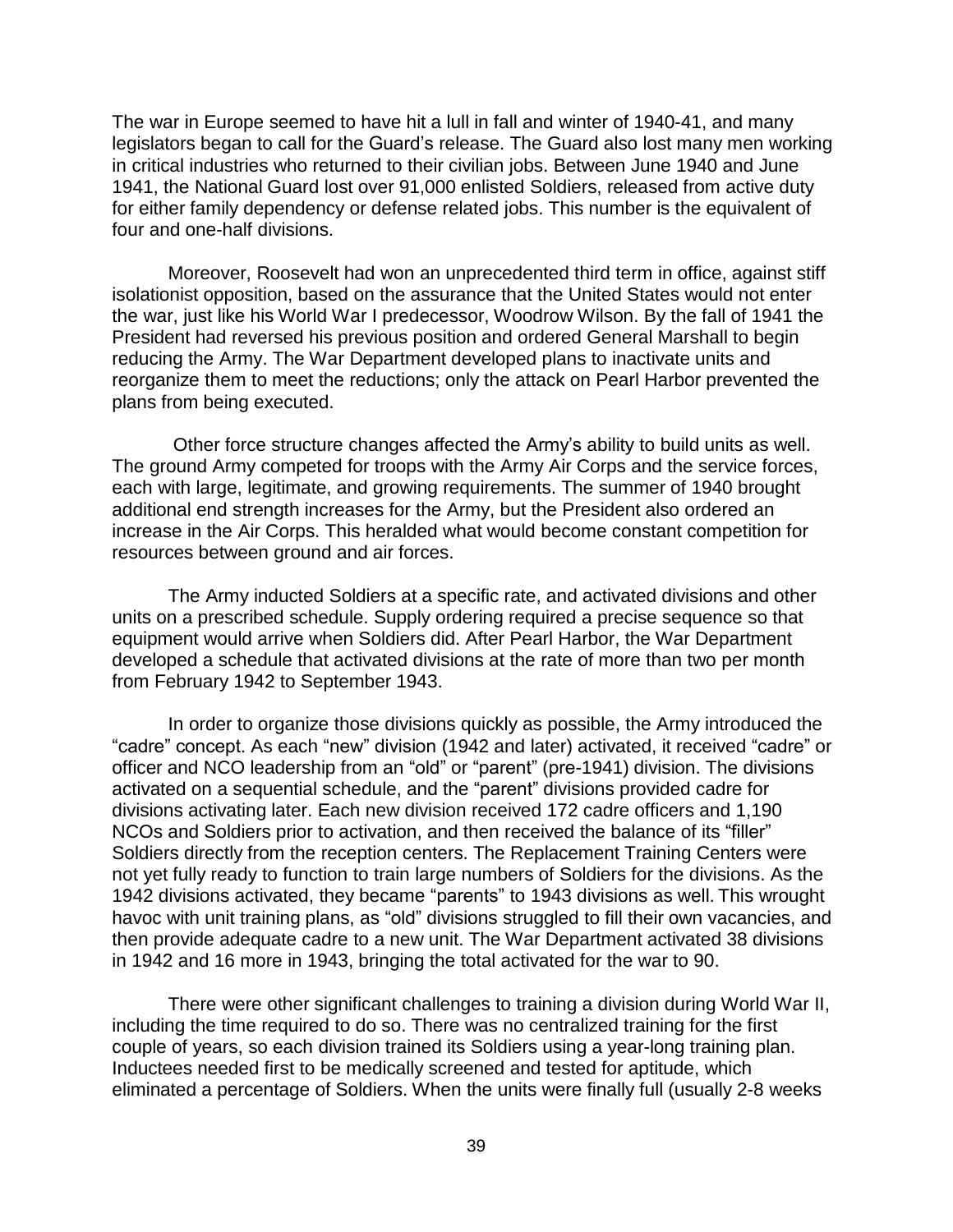The war in Europe seemed to have hit a lull in fall and winter of 1940-41, and many legislators began to call for the Guard's release. The Guard also lost many men working in critical industries who returned to their civilian jobs. Between June 1940 and June 1941, the National Guard lost over 91,000 enlisted Soldiers, released from active duty for either family dependency or defense related jobs. This number is the equivalent of four and one-half divisions.

Moreover, Roosevelt had won an unprecedented third term in office, against stiff isolationist opposition, based on the assurance that the United States would not enter the war, just like his World War I predecessor, Woodrow Wilson. By the fall of 1941 the President had reversed his previous position and ordered General Marshall to begin reducing the Army. The War Department developed plans to inactivate units and reorganize them to meet the reductions; only the attack on Pearl Harbor prevented the plans from being executed.

Other force structure changes affected the Army's ability to build units as well. The ground Army competed for troops with the Army Air Corps and the service forces, each with large, legitimate, and growing requirements. The summer of 1940 brought additional end strength increases for the Army, but the President also ordered an increase in the Air Corps. This heralded what would become constant competition for resources between ground and air forces.

The Army inducted Soldiers at a specific rate, and activated divisions and other units on a prescribed schedule. Supply ordering required a precise sequence so that equipment would arrive when Soldiers did. After Pearl Harbor, the War Department developed a schedule that activated divisions at the rate of more than two per month from February 1942 to September 1943.

In order to organize those divisions quickly as possible, the Army introduced the "cadre" concept. As each "new" division (1942 and later) activated, it received "cadre" or officer and NCO leadership from an "old" or "parent" (pre-1941) division. The divisions activated on a sequential schedule, and the "parent" divisions provided cadre for divisions activating later. Each new division received 172 cadre officers and 1,190 NCOs and Soldiers prior to activation, and then received the balance of its "filler" Soldiers directly from the reception centers. The Replacement Training Centers were not yet fully ready to function to train large numbers of Soldiers for the divisions. As the 1942 divisions activated, they became "parents" to 1943 divisions as well. This wrought havoc with unit training plans, as "old" divisions struggled to fill their own vacancies, and then provide adequate cadre to a new unit. The War Department activated 38 divisions in 1942 and 16 more in 1943, bringing the total activated for the war to 90.

There were other significant challenges to training a division during World War II, including the time required to do so. There was no centralized training for the first couple of years, so each division trained its Soldiers using a year-long training plan. Inductees needed first to be medically screened and tested for aptitude, which eliminated a percentage of Soldiers. When the units were finally full (usually 2-8 weeks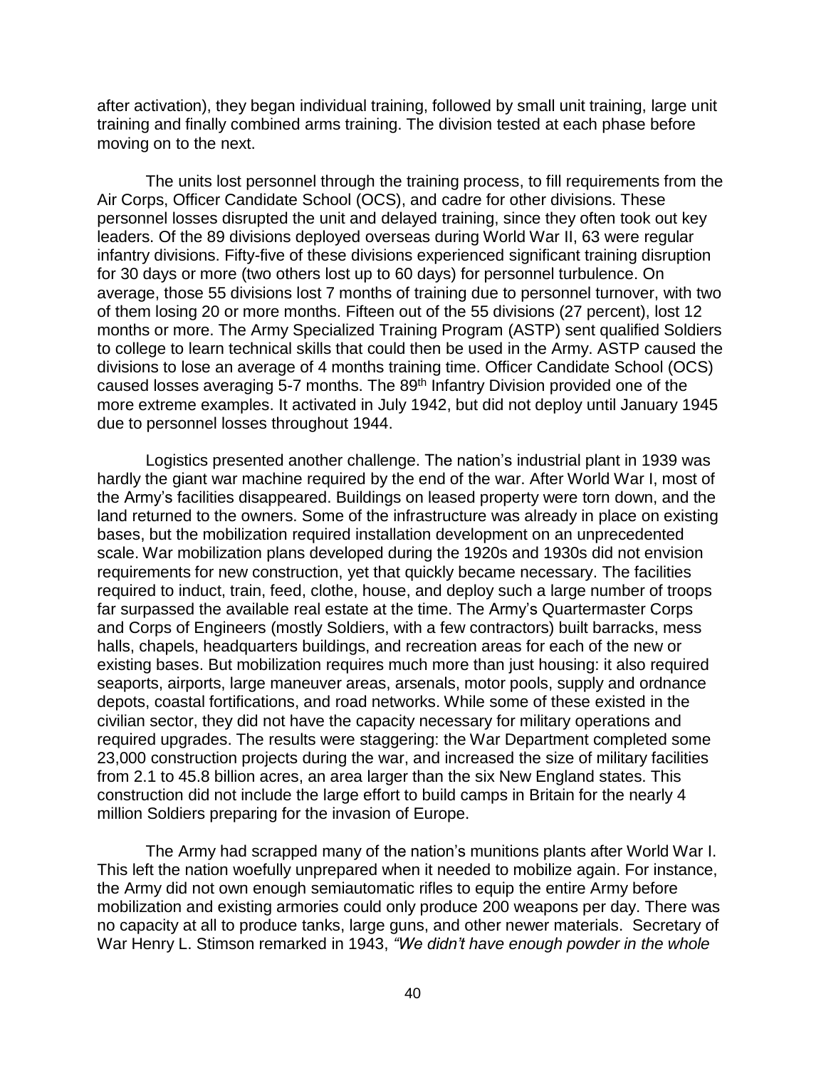after activation), they began individual training, followed by small unit training, large unit training and finally combined arms training. The division tested at each phase before moving on to the next.

The units lost personnel through the training process, to fill requirements from the Air Corps, Officer Candidate School (OCS), and cadre for other divisions. These personnel losses disrupted the unit and delayed training, since they often took out key leaders. Of the 89 divisions deployed overseas during World War II, 63 were regular infantry divisions. Fifty-five of these divisions experienced significant training disruption for 30 days or more (two others lost up to 60 days) for personnel turbulence. On average, those 55 divisions lost 7 months of training due to personnel turnover, with two of them losing 20 or more months. Fifteen out of the 55 divisions (27 percent), lost 12 months or more. The Army Specialized Training Program (ASTP) sent qualified Soldiers to college to learn technical skills that could then be used in the Army. ASTP caused the divisions to lose an average of 4 months training time. Officer Candidate School (OCS) caused losses averaging 5-7 months. The 89th Infantry Division provided one of the more extreme examples. It activated in July 1942, but did not deploy until January 1945 due to personnel losses throughout 1944.

Logistics presented another challenge. The nation's industrial plant in 1939 was hardly the giant war machine required by the end of the war. After World War I, most of the Army's facilities disappeared. Buildings on leased property were torn down, and the land returned to the owners. Some of the infrastructure was already in place on existing bases, but the mobilization required installation development on an unprecedented scale. War mobilization plans developed during the 1920s and 1930s did not envision requirements for new construction, yet that quickly became necessary. The facilities required to induct, train, feed, clothe, house, and deploy such a large number of troops far surpassed the available real estate at the time. The Army's Quartermaster Corps and Corps of Engineers (mostly Soldiers, with a few contractors) built barracks, mess halls, chapels, headquarters buildings, and recreation areas for each of the new or existing bases. But mobilization requires much more than just housing: it also required seaports, airports, large maneuver areas, arsenals, motor pools, supply and ordnance depots, coastal fortifications, and road networks. While some of these existed in the civilian sector, they did not have the capacity necessary for military operations and required upgrades. The results were staggering: the War Department completed some 23,000 construction projects during the war, and increased the size of military facilities from 2.1 to 45.8 billion acres, an area larger than the six New England states. This construction did not include the large effort to build camps in Britain for the nearly 4 million Soldiers preparing for the invasion of Europe.

The Army had scrapped many of the nation's munitions plants after World War I. This left the nation woefully unprepared when it needed to mobilize again. For instance, the Army did not own enough semiautomatic rifles to equip the entire Army before mobilization and existing armories could only produce 200 weapons per day. There was no capacity at all to produce tanks, large guns, and other newer materials. Secretary of War Henry L. Stimson remarked in 1943, *"We didn't have enough powder in the whole*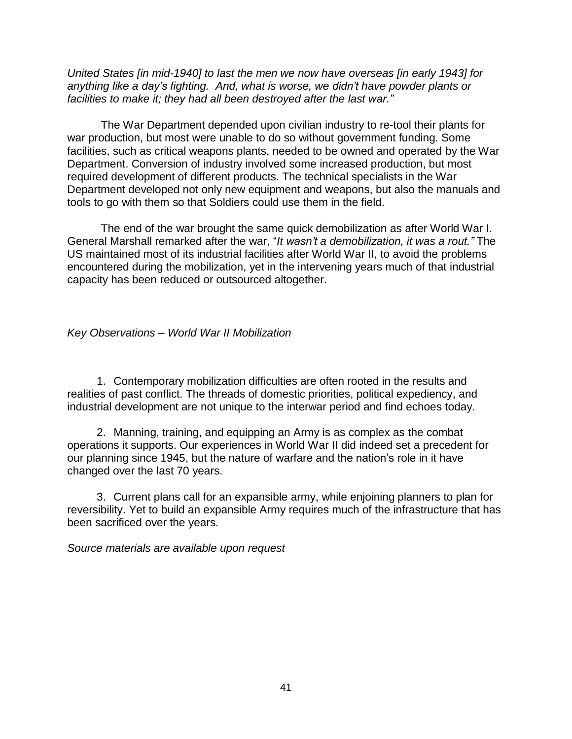*United States [in mid-1940] to last the men we now have overseas [in early 1943] for anything like a day's fighting. And, what is worse, we didn't have powder plants or facilities to make it; they had all been destroyed after the last war."*

The War Department depended upon civilian industry to re-tool their plants for war production, but most were unable to do so without government funding. Some facilities, such as critical weapons plants, needed to be owned and operated by the War Department. Conversion of industry involved some increased production, but most required development of different products. The technical specialists in the War Department developed not only new equipment and weapons, but also the manuals and tools to go with them so that Soldiers could use them in the field.

The end of the war brought the same quick demobilization as after World War I. General Marshall remarked after the war, "*It wasn't a demobilization, it was a rout."* The US maintained most of its industrial facilities after World War II, to avoid the problems encountered during the mobilization, yet in the intervening years much of that industrial capacity has been reduced or outsourced altogether.

*Key Observations – World War II Mobilization*

1. Contemporary mobilization difficulties are often rooted in the results and realities of past conflict. The threads of domestic priorities, political expediency, and industrial development are not unique to the interwar period and find echoes today.

2. Manning, training, and equipping an Army is as complex as the combat operations it supports. Our experiences in World War II did indeed set a precedent for our planning since 1945, but the nature of warfare and the nation's role in it have changed over the last 70 years.

3. Current plans call for an expansible army, while enjoining planners to plan for reversibility. Yet to build an expansible Army requires much of the infrastructure that has been sacrificed over the years.

*Source materials are available upon request*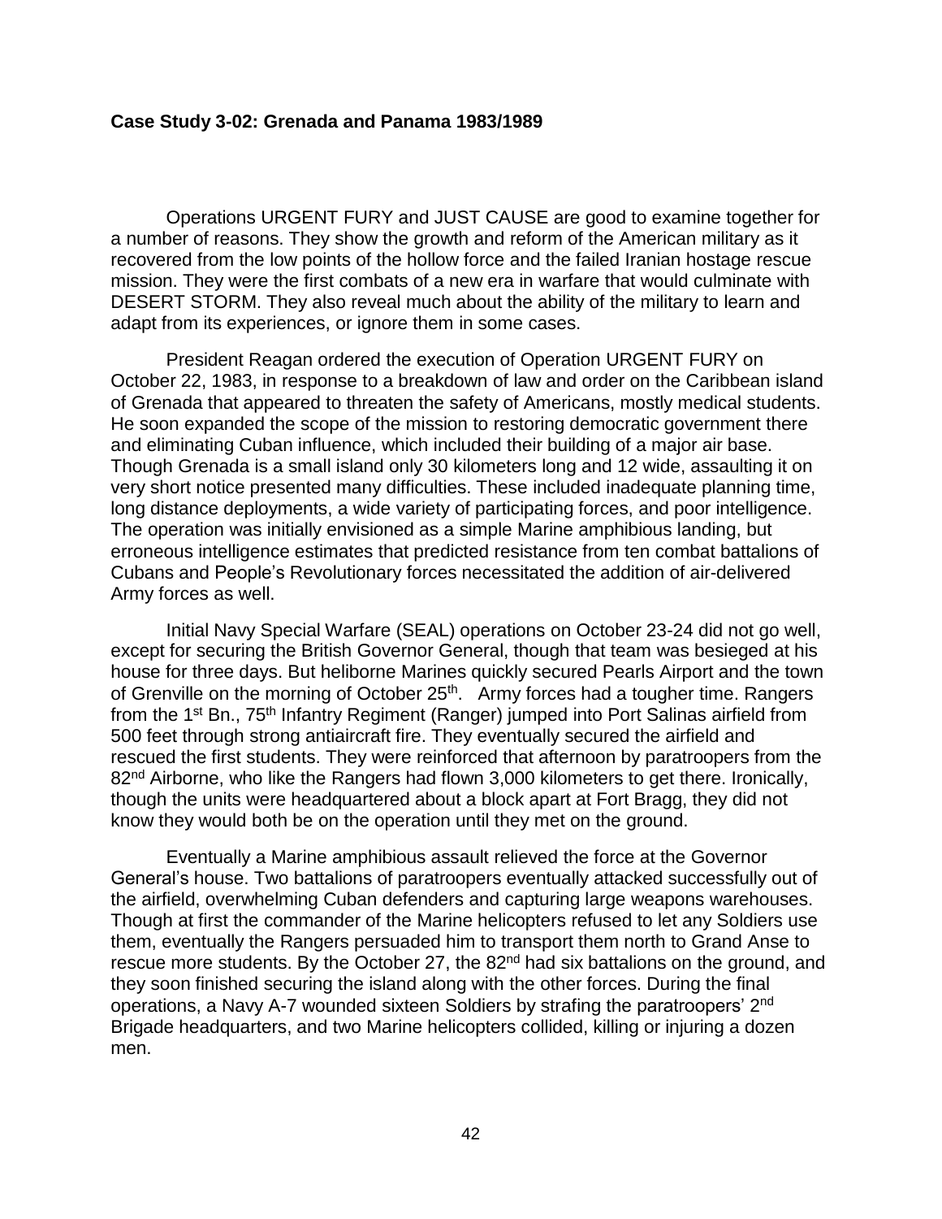**Case Study 3-02: Grenada and Panama 1983/1989**

Operations URGENT FURY and JUST CAUSE are good to examine together for a number of reasons. They show the growth and reform of the American military as it recovered from the low points of the hollow force and the failed Iranian hostage rescue mission. They were the first combats of a new era in warfare that would culminate with DESERT STORM. They also reveal much about the ability of the military to learn and adapt from its experiences, or ignore them in some cases.

President Reagan ordered the execution of Operation URGENT FURY on October 22, 1983, in response to a breakdown of law and order on the Caribbean island of Grenada that appeared to threaten the safety of Americans, mostly medical students. He soon expanded the scope of the mission to restoring democratic government there and eliminating Cuban influence, which included their building of a major air base. Though Grenada is a small island only 30 kilometers long and 12 wide, assaulting it on very short notice presented many difficulties. These included inadequate planning time, long distance deployments, a wide variety of participating forces, and poor intelligence. The operation was initially envisioned as a simple Marine amphibious landing, but erroneous intelligence estimates that predicted resistance from ten combat battalions of Cubans and People's Revolutionary forces necessitated the addition of air-delivered Army forces as well.

Initial Navy Special Warfare (SEAL) operations on October 23-24 did not go well, except for securing the British Governor General, though that team was besieged at his house for three days. But heliborne Marines quickly secured Pearls Airport and the town of Grenville on the morning of October 25th. Army forces had a tougher time. Rangers from the 1st Bn., 75th Infantry Regiment (Ranger) jumped into Port Salinas airfield from 500 feet through strong antiaircraft fire. They eventually secured the airfield and rescued the first students. They were reinforced that afternoon by paratroopers from the 82nd Airborne, who like the Rangers had flown 3,000 kilometers to get there. Ironically, though the units were headquartered about a block apart at Fort Bragg, they did not know they would both be on the operation until they met on the ground.

Eventually a Marine amphibious assault relieved the force at the Governor General's house. Two battalions of paratroopers eventually attacked successfully out of the airfield, overwhelming Cuban defenders and capturing large weapons warehouses. Though at first the commander of the Marine helicopters refused to let any Soldiers use them, eventually the Rangers persuaded him to transport them north to Grand Anse to rescue more students. By the October 27, the 82nd had six battalions on the ground, and they soon finished securing the island along with the other forces. During the final operations, a Navy A-7 wounded sixteen Soldiers by strafing the paratroopers' 2nd Brigade headquarters, and two Marine helicopters collided, killing or injuring a dozen men.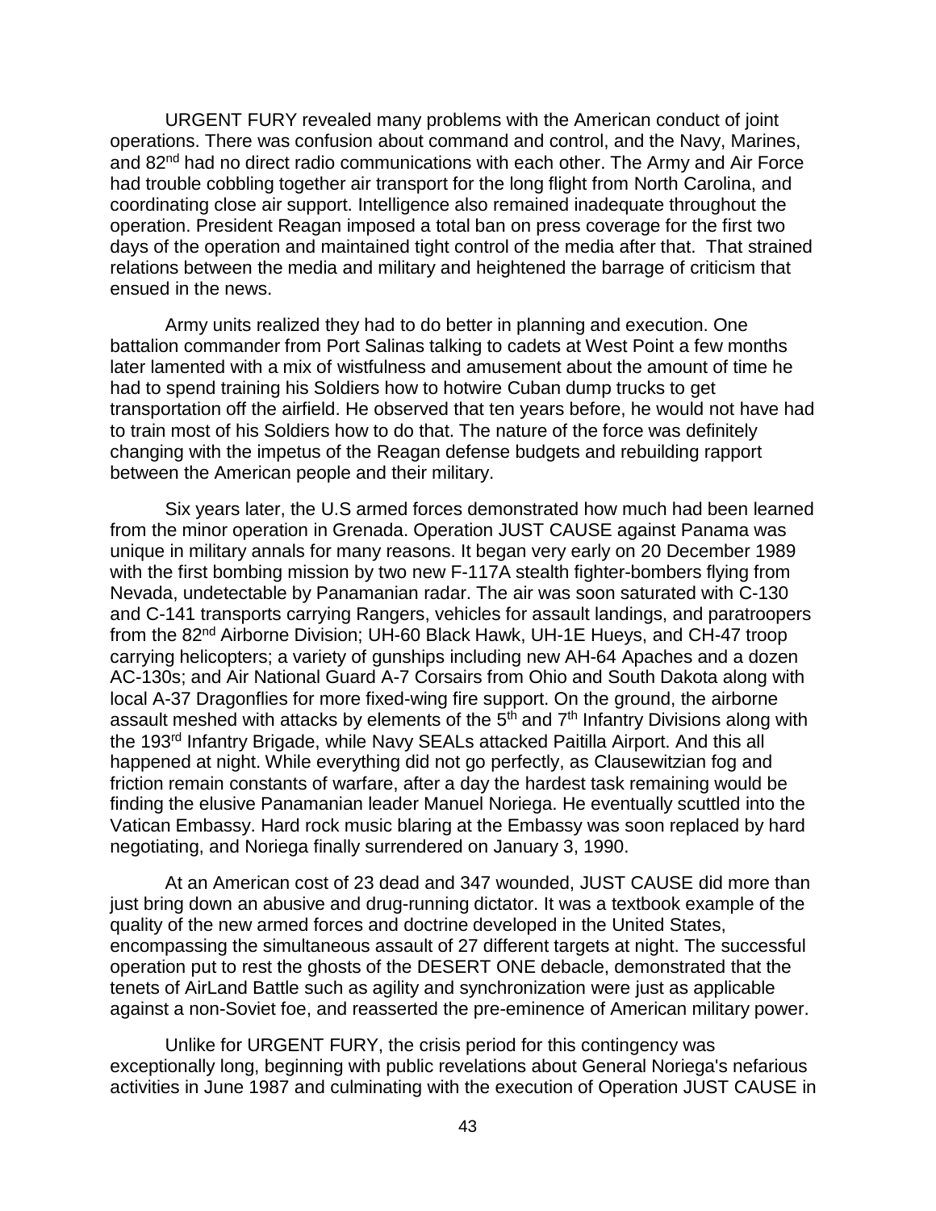URGENT FURY revealed many problems with the American conduct of joint operations. There was confusion about command and control, and the Navy, Marines, and 82nd had no direct radio communications with each other. The Army and Air Force had trouble cobbling together air transport for the long flight from North Carolina, and coordinating close air support. Intelligence also remained inadequate throughout the operation. President Reagan imposed a total ban on press coverage for the first two days of the operation and maintained tight control of the media after that. That strained relations between the media and military and heightened the barrage of criticism that ensued in the news.

Army units realized they had to do better in planning and execution. One battalion commander from Port Salinas talking to cadets at West Point a few months later lamented with a mix of wistfulness and amusement about the amount of time he had to spend training his Soldiers how to hotwire Cuban dump trucks to get transportation off the airfield. He observed that ten years before, he would not have had to train most of his Soldiers how to do that. The nature of the force was definitely changing with the impetus of the Reagan defense budgets and rebuilding rapport between the American people and their military.

Six years later, the U.S armed forces demonstrated how much had been learned from the minor operation in Grenada. Operation JUST CAUSE against Panama was unique in military annals for many reasons. It began very early on 20 December 1989 with the first bombing mission by two new F-117A stealth fighter-bombers flying from Nevada, undetectable by Panamanian radar. The air was soon saturated with C-130 and C-141 transports carrying Rangers, vehicles for assault landings, and paratroopers from the 82nd Airborne Division; UH-60 Black Hawk, UH-1E Hueys, and CH-47 troop carrying helicopters; a variety of gunships including new AH-64 Apaches and a dozen AC-130s; and Air National Guard A-7 Corsairs from Ohio and South Dakota along with local A-37 Dragonflies for more fixed-wing fire support. On the ground, the airborne assault meshed with attacks by elements of the 5th and 7th Infantry Divisions along with the 193rd Infantry Brigade, while Navy SEALs attacked Paitilla Airport. And this all happened at night. While everything did not go perfectly, as Clausewitzian fog and friction remain constants of warfare, after a day the hardest task remaining would be finding the elusive Panamanian leader Manuel Noriega. He eventually scuttled into the Vatican Embassy. Hard rock music blaring at the Embassy was soon replaced by hard negotiating, and Noriega finally surrendered on January 3, 1990.

At an American cost of 23 dead and 347 wounded, JUST CAUSE did more than just bring down an abusive and drug-running dictator. It was a textbook example of the quality of the new armed forces and doctrine developed in the United States, encompassing the simultaneous assault of 27 different targets at night. The successful operation put to rest the ghosts of the DESERT ONE debacle, demonstrated that the tenets of AirLand Battle such as agility and synchronization were just as applicable against a non-Soviet foe, and reasserted the pre-eminence of American military power.

Unlike for URGENT FURY, the crisis period for this contingency was exceptionally long, beginning with public revelations about General Noriega's nefarious activities in June 1987 and culminating with the execution of Operation JUST CAUSE in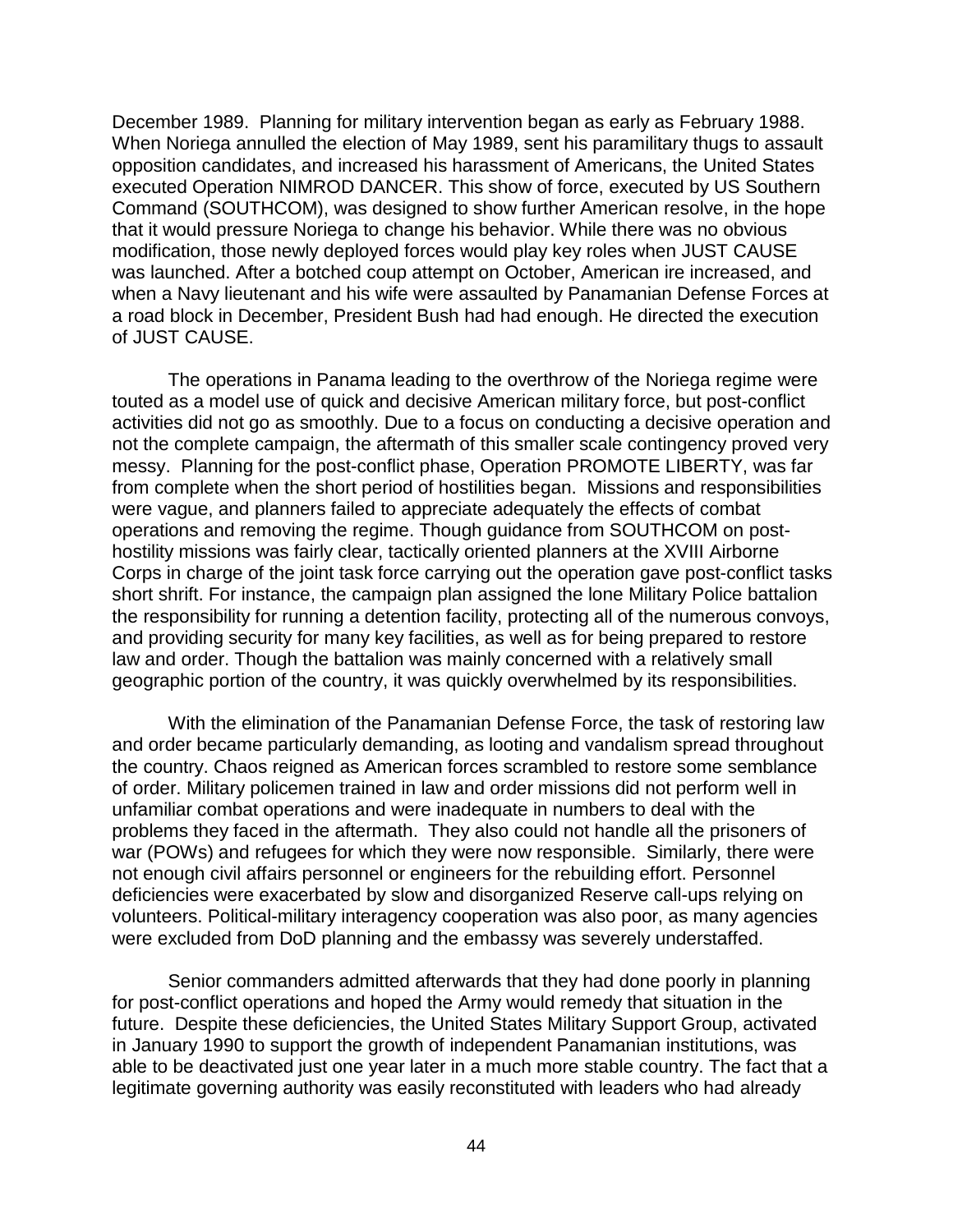December 1989. Planning for military intervention began as early as February 1988. When Noriega annulled the election of May 1989, sent his paramilitary thugs to assault opposition candidates, and increased his harassment of Americans, the United States executed Operation NIMROD DANCER. This show of force, executed by US Southern Command (SOUTHCOM), was designed to show further American resolve, in the hope that it would pressure Noriega to change his behavior. While there was no obvious modification, those newly deployed forces would play key roles when JUST CAUSE was launched. After a botched coup attempt on October, American ire increased, and when a Navy lieutenant and his wife were assaulted by Panamanian Defense Forces at a road block in December, President Bush had had enough. He directed the execution of JUST CAUSE.

The operations in Panama leading to the overthrow of the Noriega regime were touted as a model use of quick and decisive American military force, but post-conflict activities did not go as smoothly. Due to a focus on conducting a decisive operation and not the complete campaign, the aftermath of this smaller scale contingency proved very messy. Planning for the post-conflict phase, Operation PROMOTE LIBERTY, was far from complete when the short period of hostilities began. Missions and responsibilities were vague, and planners failed to appreciate adequately the effects of combat operations and removing the regime. Though guidance from SOUTHCOM on post-hostility missions was fairly clear, tactically oriented planners at the XVIII Airborne Corps in charge of the joint task force carrying out the operation gave post-conflict tasks short shrift. For instance, the campaign plan assigned the lone Military Police battalion the responsibility for running a detention facility, protecting all of the numerous convoys, and providing security for many key facilities, as well as for being prepared to restore law and order. Though the battalion was mainly concerned with a relatively small geographic portion of the country, it was quickly overwhelmed by its responsibilities.

With the elimination of the Panamanian Defense Force, the task of restoring law and order became particularly demanding, as looting and vandalism spread throughout the country. Chaos reigned as American forces scrambled to restore some semblance of order. Military policemen trained in law and order missions did not perform well in unfamiliar combat operations and were inadequate in numbers to deal with the problems they faced in the aftermath. They also could not handle all the prisoners of war (POWs) and refugees for which they were now responsible. Similarly, there were not enough civil affairs personnel or engineers for the rebuilding effort. Personnel deficiencies were exacerbated by slow and disorganized Reserve call-ups relying on volunteers. Political-military interagency cooperation was also poor, as many agencies were excluded from DoD planning and the embassy was severely understaffed.

Senior commanders admitted afterwards that they had done poorly in planning for post-conflict operations and hoped the Army would remedy that situation in the future. Despite these deficiencies, the United States Military Support Group, activated in January 1990 to support the growth of independent Panamanian institutions, was able to be deactivated just one year later in a much more stable country. The fact that a legitimate governing authority was easily reconstituted with leaders who had already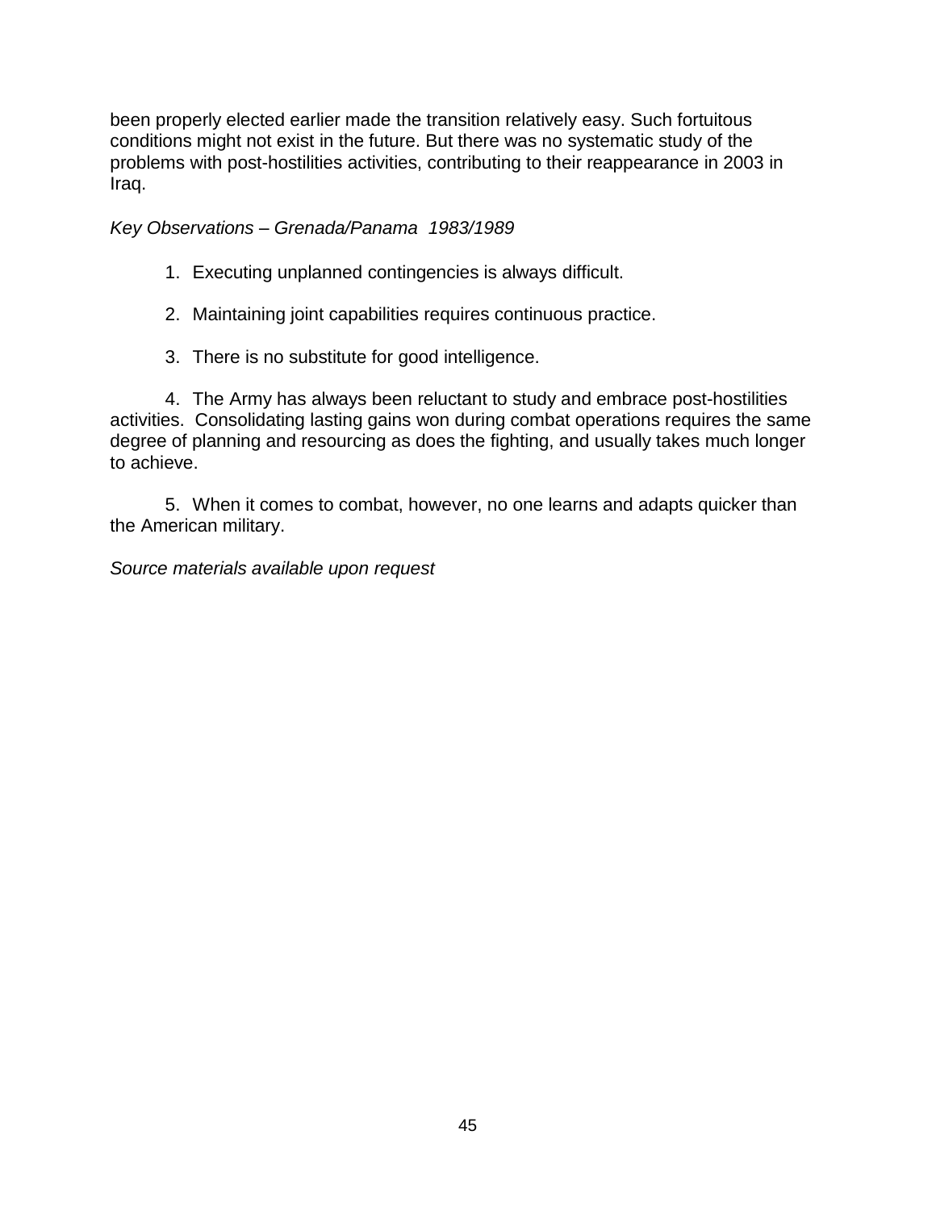been properly elected earlier made the transition relatively easy. Such fortuitous conditions might not exist in the future. But there was no systematic study of the problems with post-hostilities activities, contributing to their reappearance in 2003 in Iraq.

*Key Observations – Grenada/Panama 1983/1989*

1. Executing unplanned contingencies is always difficult.

2. Maintaining joint capabilities requires continuous practice.

3. There is no substitute for good intelligence.

4. The Army has always been reluctant to study and embrace post-hostilities activities. Consolidating lasting gains won during combat operations requires the same degree of planning and resourcing as does the fighting, and usually takes much longer to achieve.

5. When it comes to combat, however, no one learns and adapts quicker than the American military.

*Source materials available upon request*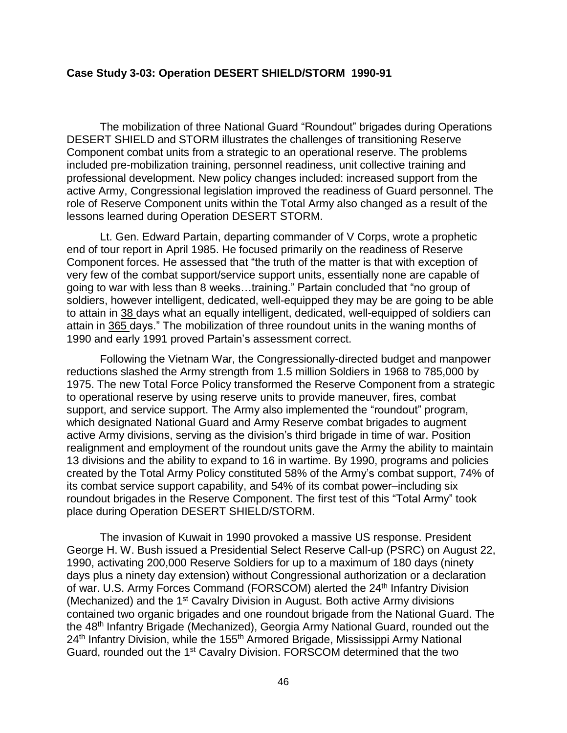**Case Study 3-03: Operation DESERT SHIELD/STORM 1990-91**

The mobilization of three National Guard "Roundout" brigades during Operations DESERT SHIELD and STORM illustrates the challenges of transitioning Reserve Component combat units from a strategic to an operational reserve. The problems included pre-mobilization training, personnel readiness, unit collective training and professional development. New policy changes included: increased support from the active Army, Congressional legislation improved the readiness of Guard personnel. The role of Reserve Component units within the Total Army also changed as a result of the lessons learned during Operation DESERT STORM.

Lt. Gen. Edward Partain, departing commander of V Corps, wrote a prophetic end of tour report in April 1985. He focused primarily on the readiness of Reserve Component forces. He assessed that "the truth of the matter is that with exception of very few of the combat support/service support units, essentially none are capable of going to war with less than 8 weeks…training." Partain concluded that "no group of soldiers, however intelligent, dedicated, well-equipped they may be are going to be able to attain in 38 days what an equally intelligent, dedicated, well-equipped of soldiers can attain in 365 days." The mobilization of three roundout units in the waning months of 1990 and early 1991 proved Partain's assessment correct.

Following the Vietnam War, the Congressionally-directed budget and manpower reductions slashed the Army strength from 1.5 million Soldiers in 1968 to 785,000 by 1975. The new Total Force Policy transformed the Reserve Component from a strategic to operational reserve by using reserve units to provide maneuver, fires, combat support, and service support. The Army also implemented the "roundout" program, which designated National Guard and Army Reserve combat brigades to augment active Army divisions, serving as the division's third brigade in time of war. Position realignment and employment of the roundout units gave the Army the ability to maintain 13 divisions and the ability to expand to 16 in wartime. By 1990, programs and policies created by the Total Army Policy constituted 58% of the Army's combat support, 74% of its combat service support capability, and 54% of its combat power–including six roundout brigades in the Reserve Component. The first test of this "Total Army" took place during Operation DESERT SHIELD/STORM.

The invasion of Kuwait in 1990 provoked a massive US response. President George H. W. Bush issued a Presidential Select Reserve Call-up (PSRC) on August 22, 1990, activating 200,000 Reserve Soldiers for up to a maximum of 180 days (ninety days plus a ninety day extension) without Congressional authorization or a declaration of war. U.S. Army Forces Command (FORSCOM) alerted the 24th Infantry Division (Mechanized) and the 1st Cavalry Division in August. Both active Army divisions contained two organic brigades and one roundout brigade from the National Guard. The the 48th Infantry Brigade (Mechanized), Georgia Army National Guard, rounded out the 24th Infantry Division, while the 155th Armored Brigade, Mississippi Army National Guard, rounded out the 1st Cavalry Division. FORSCOM determined that the two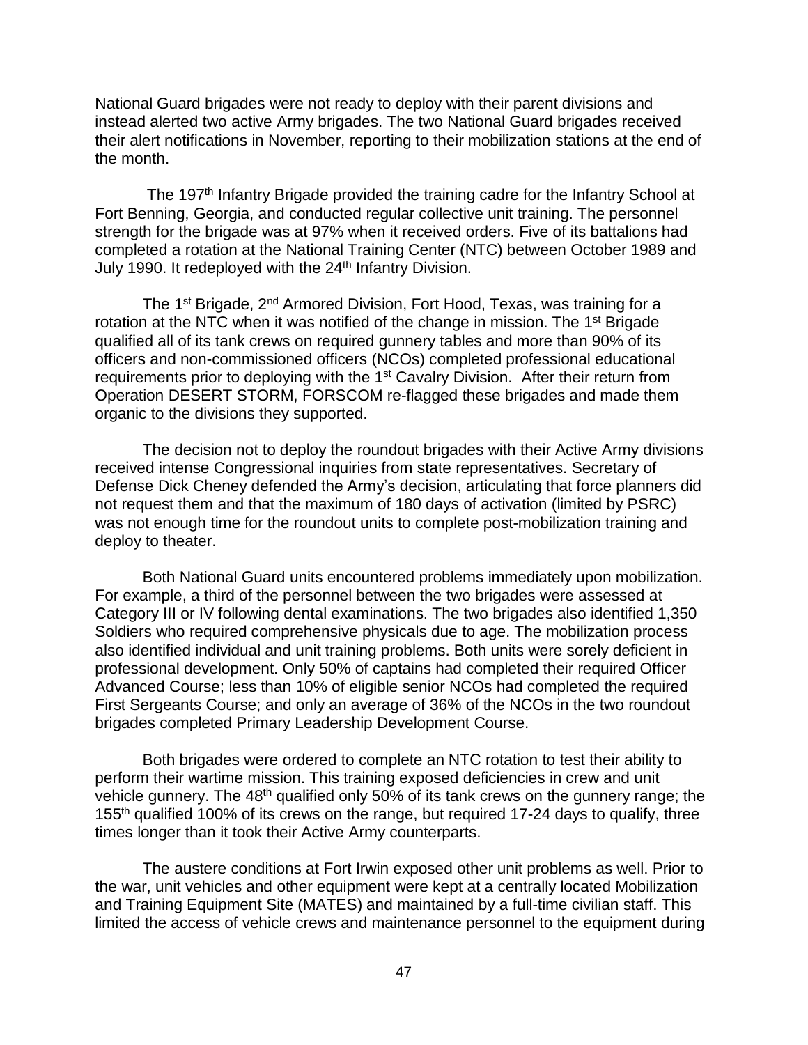National Guard brigades were not ready to deploy with their parent divisions and instead alerted two active Army brigades. The two National Guard brigades received their alert notifications in November, reporting to their mobilization stations at the end of the month.

The 197th Infantry Brigade provided the training cadre for the Infantry School at Fort Benning, Georgia, and conducted regular collective unit training. The personnel strength for the brigade was at 97% when it received orders. Five of its battalions had completed a rotation at the National Training Center (NTC) between October 1989 and July 1990. It redeployed with the 24th Infantry Division.

The 1st Brigade, 2nd Armored Division, Fort Hood, Texas, was training for a rotation at the NTC when it was notified of the change in mission. The 1st Brigade qualified all of its tank crews on required gunnery tables and more than 90% of its officers and non-commissioned officers (NCOs) completed professional educational requirements prior to deploying with the 1st Cavalry Division. After their return from Operation DESERT STORM, FORSCOM re-flagged these brigades and made them organic to the divisions they supported.

The decision not to deploy the roundout brigades with their Active Army divisions received intense Congressional inquiries from state representatives. Secretary of Defense Dick Cheney defended the Army's decision, articulating that force planners did not request them and that the maximum of 180 days of activation (limited by PSRC) was not enough time for the roundout units to complete post-mobilization training and deploy to theater.

Both National Guard units encountered problems immediately upon mobilization. For example, a third of the personnel between the two brigades were assessed at Category III or IV following dental examinations. The two brigades also identified 1,350 Soldiers who required comprehensive physicals due to age. The mobilization process also identified individual and unit training problems. Both units were sorely deficient in professional development. Only 50% of captains had completed their required Officer Advanced Course; less than 10% of eligible senior NCOs had completed the required First Sergeants Course; and only an average of 36% of the NCOs in the two roundout brigades completed Primary Leadership Development Course.

Both brigades were ordered to complete an NTC rotation to test their ability to perform their wartime mission. This training exposed deficiencies in crew and unit vehicle gunnery. The 48th qualified only 50% of its tank crews on the gunnery range; the 155th qualified 100% of its crews on the range, but required 17-24 days to qualify, three times longer than it took their Active Army counterparts.

The austere conditions at Fort Irwin exposed other unit problems as well. Prior to the war, unit vehicles and other equipment were kept at a centrally located Mobilization and Training Equipment Site (MATES) and maintained by a full-time civilian staff. This limited the access of vehicle crews and maintenance personnel to the equipment during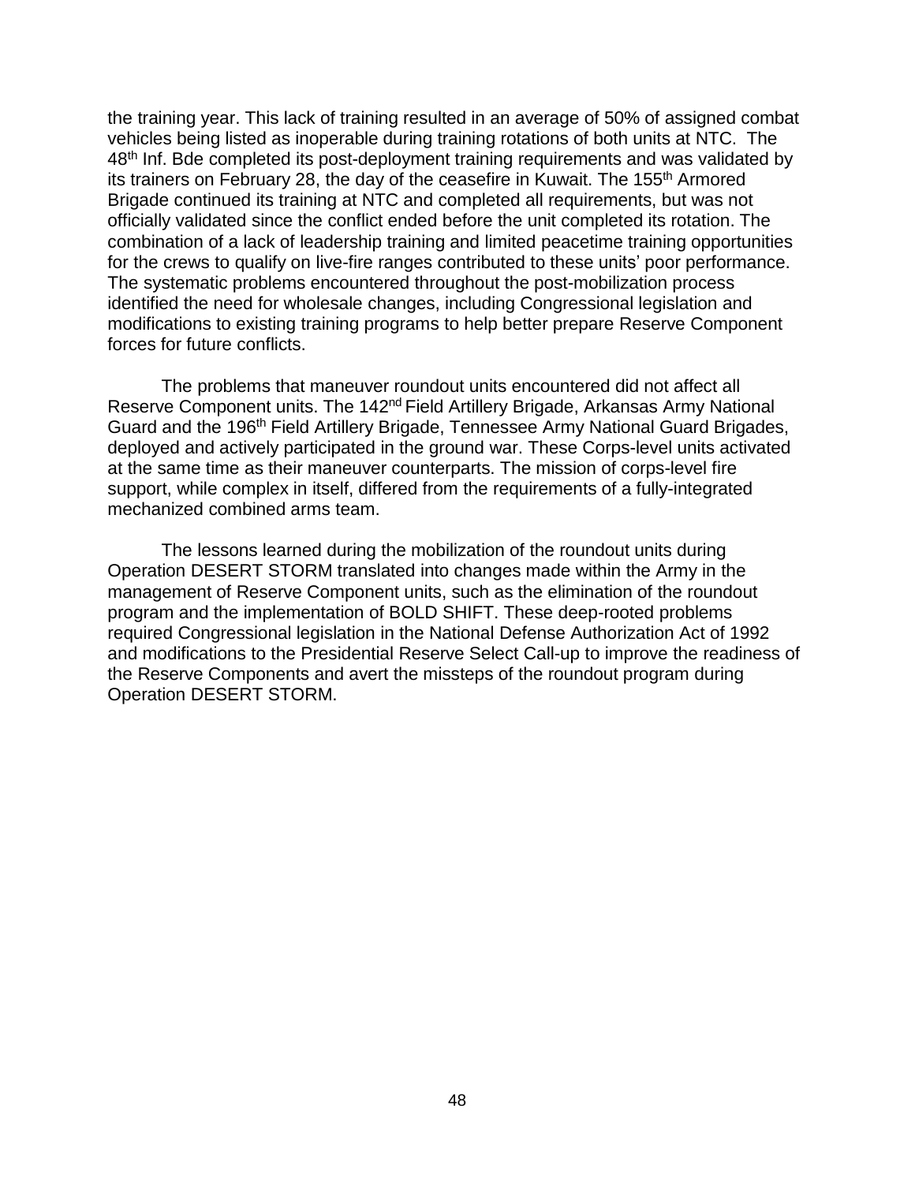the training year. This lack of training resulted in an average of 50% of assigned combat vehicles being listed as inoperable during training rotations of both units at NTC. The 48th Inf. Bde completed its post-deployment training requirements and was validated by its trainers on February 28, the day of the ceasefire in Kuwait. The 155th Armored Brigade continued its training at NTC and completed all requirements, but was not officially validated since the conflict ended before the unit completed its rotation. The combination of a lack of leadership training and limited peacetime training opportunities for the crews to qualify on live-fire ranges contributed to these units' poor performance. The systematic problems encountered throughout the post-mobilization process identified the need for wholesale changes, including Congressional legislation and modifications to existing training programs to help better prepare Reserve Component forces for future conflicts.

The problems that maneuver roundout units encountered did not affect all Reserve Component units. The 142nd Field Artillery Brigade, Arkansas Army National Guard and the 196th Field Artillery Brigade, Tennessee Army National Guard Brigades, deployed and actively participated in the ground war. These Corps-level units activated at the same time as their maneuver counterparts. The mission of corps-level fire support, while complex in itself, differed from the requirements of a fully-integrated mechanized combined arms team.

The lessons learned during the mobilization of the roundout units during Operation DESERT STORM translated into changes made within the Army in the management of Reserve Component units, such as the elimination of the roundout program and the implementation of BOLD SHIFT. These deep-rooted problems required Congressional legislation in the National Defense Authorization Act of 1992 and modifications to the Presidential Reserve Select Call-up to improve the readiness of the Reserve Components and avert the missteps of the roundout program during Operation DESERT STORM.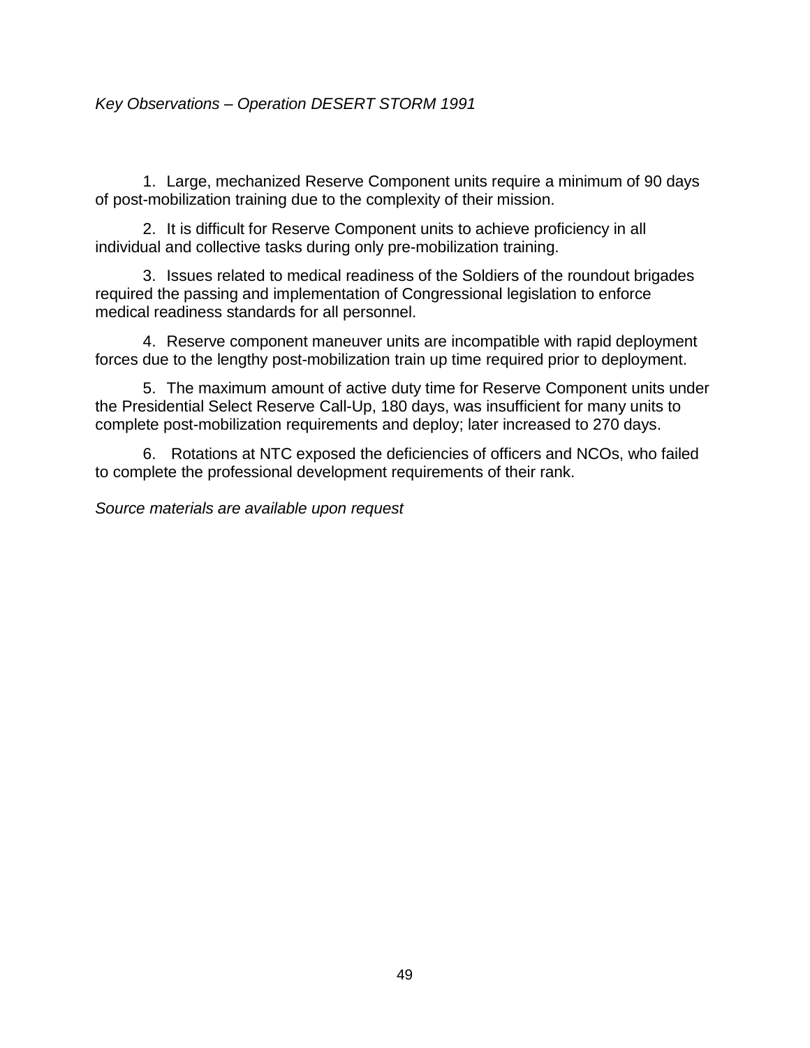*Key Observations – Operation DESERT STORM 1991*

1. Large, mechanized Reserve Component units require a minimum of 90 days of post-mobilization training due to the complexity of their mission.

2. It is difficult for Reserve Component units to achieve proficiency in all individual and collective tasks during only pre-mobilization training.

3. Issues related to medical readiness of the Soldiers of the roundout brigades required the passing and implementation of Congressional legislation to enforce medical readiness standards for all personnel.

4. Reserve component maneuver units are incompatible with rapid deployment forces due to the lengthy post-mobilization train up time required prior to deployment.

5. The maximum amount of active duty time for Reserve Component units under the Presidential Select Reserve Call-Up, 180 days, was insufficient for many units to complete post-mobilization requirements and deploy; later increased to 270 days.

6. Rotations at NTC exposed the deficiencies of officers and NCOs, who failed to complete the professional development requirements of their rank.

*Source materials are available upon request*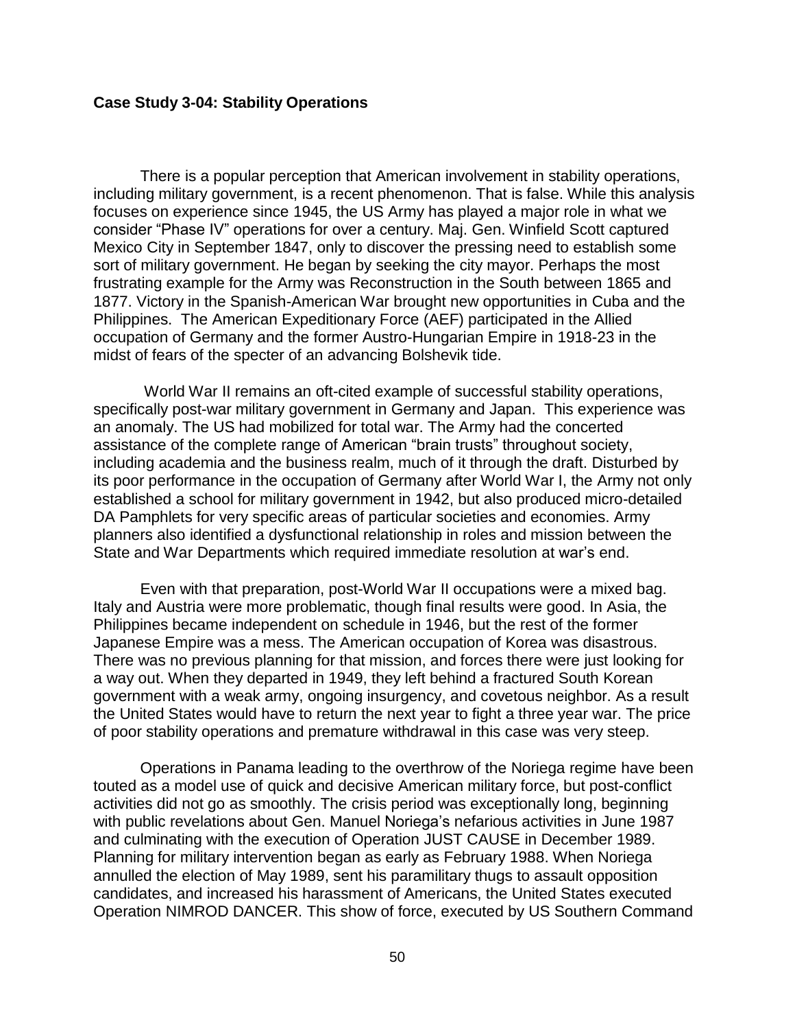### Case Study 3-04: Stability Operations

There is a popular perception that American involvement in stability operations, including military government, is a recent phenomenon. That is false. While this analysis focuses on experience since 1945, the US Army has played a major role in what we consider "Phase IV" operations for over a century. Maj. Gen. Winfield Scott captured Mexico City in September 1847, only to discover the pressing need to establish some sort of military government. He began by seeking the city mayor. Perhaps the most frustrating example for the Army was Reconstruction in the South between 1865 and 1877. Victory in the Spanish-American War brought new opportunities in Cuba and the Philippines. The American Expeditionary Force (AEF) participated in the Allied occupation of Germany and the former Austro-Hungarian Empire in 1918-23 in the midst of fears of the specter of an advancing Bolshevik tide.

World War II remains an oft-cited example of successful stability operations, specifically post-war military government in Germany and Japan. This experience was an anomaly. The US had mobilized for total war. The Army had the concerted assistance of the complete range of American "brain trusts" throughout society, including academia and the business realm, much of it through the draft. Disturbed by its poor performance in the occupation of Germany after World War I, the Army not only established a school for military government in 1942, but also produced micro-detailed DA Pamphlets for very specific areas of particular societies and economies. Army planners also identified a dysfunctional relationship in roles and mission between the State and War Departments which required immediate resolution at war's end.

Even with that preparation, post-World War II occupations were a mixed bag. Italy and Austria were more problematic, though final results were good. In Asia, the Philippines became independent on schedule in 1946, but the rest of the former Japanese Empire was a mess. The American occupation of Korea was disastrous. There was no previous planning for that mission, and forces there were just looking for a way out. When they departed in 1949, they left behind a fractured South Korean government with a weak army, ongoing insurgency, and covetous neighbor. As a result the United States would have to return the next year to fight a three year war. The price of poor stability operations and premature withdrawal in this case was very steep.

Operations in Panama leading to the overthrow of the Noriega regime have been touted as a model use of quick and decisive American military force, but post-conflict activities did not go as smoothly. The crisis period was exceptionally long, beginning with public revelations about Gen. Manuel Noriega's nefarious activities in June 1987 and culminating with the execution of Operation JUST CAUSE in December 1989. Planning for military intervention began as early as February 1988. When Noriega annulled the election of May 1989, sent his paramilitary thugs to assault opposition candidates, and increased his harassment of Americans, the United States executed Operation NIMROD DANCER. This show of force, executed by US Southern Command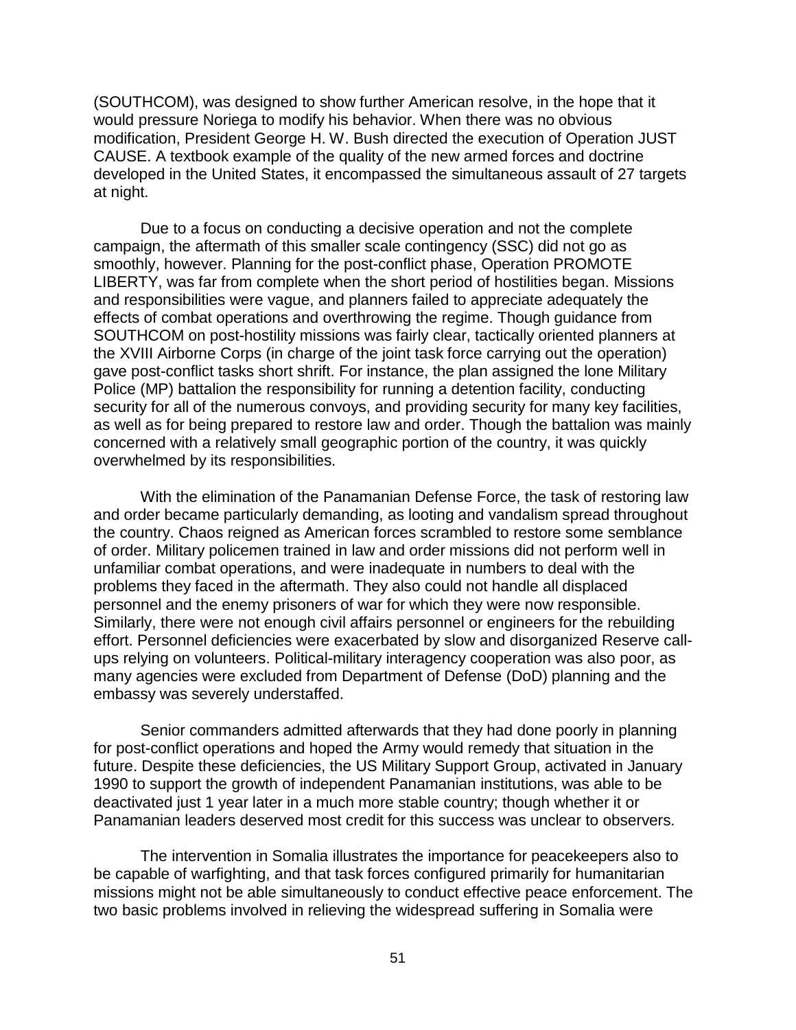(SOUTHCOM), was designed to show further American resolve, in the hope that it would pressure Noriega to modify his behavior. When there was no obvious modification, President George H. W. Bush directed the execution of Operation JUST CAUSE. A textbook example of the quality of the new armed forces and doctrine developed in the United States, it encompassed the simultaneous assault of 27 targets at night.

Due to a focus on conducting a decisive operation and not the complete campaign, the aftermath of this smaller scale contingency (SSC) did not go as smoothly, however. Planning for the post-conflict phase, Operation PROMOTE LIBERTY, was far from complete when the short period of hostilities began. Missions and responsibilities were vague, and planners failed to appreciate adequately the effects of combat operations and overthrowing the regime. Though guidance from SOUTHCOM on post-hostility missions was fairly clear, tactically oriented planners at the XVIII Airborne Corps (in charge of the joint task force carrying out the operation) gave post-conflict tasks short shrift. For instance, the plan assigned the lone Military Police (MP) battalion the responsibility for running a detention facility, conducting security for all of the numerous convoys, and providing security for many key facilities, as well as for being prepared to restore law and order. Though the battalion was mainly concerned with a relatively small geographic portion of the country, it was quickly overwhelmed by its responsibilities.

With the elimination of the Panamanian Defense Force, the task of restoring law and order became particularly demanding, as looting and vandalism spread throughout the country. Chaos reigned as American forces scrambled to restore some semblance of order. Military policemen trained in law and order missions did not perform well in unfamiliar combat operations, and were inadequate in numbers to deal with the problems they faced in the aftermath. They also could not handle all displaced personnel and the enemy prisoners of war for which they were now responsible. Similarly, there were not enough civil affairs personnel or engineers for the rebuilding effort. Personnel deficiencies were exacerbated by slow and disorganized Reserve call-ups relying on volunteers. Political-military interagency cooperation was also poor, as many agencies were excluded from Department of Defense (DoD) planning and the embassy was severely understaffed.

Senior commanders admitted afterwards that they had done poorly in planning for post-conflict operations and hoped the Army would remedy that situation in the future. Despite these deficiencies, the US Military Support Group, activated in January 1990 to support the growth of independent Panamanian institutions, was able to be deactivated just 1 year later in a much more stable country; though whether it or Panamanian leaders deserved most credit for this success was unclear to observers.

The intervention in Somalia illustrates the importance for peacekeepers also to be capable of warfighting, and that task forces configured primarily for humanitarian missions might not be able simultaneously to conduct effective peace enforcement. The two basic problems involved in relieving the widespread suffering in Somalia were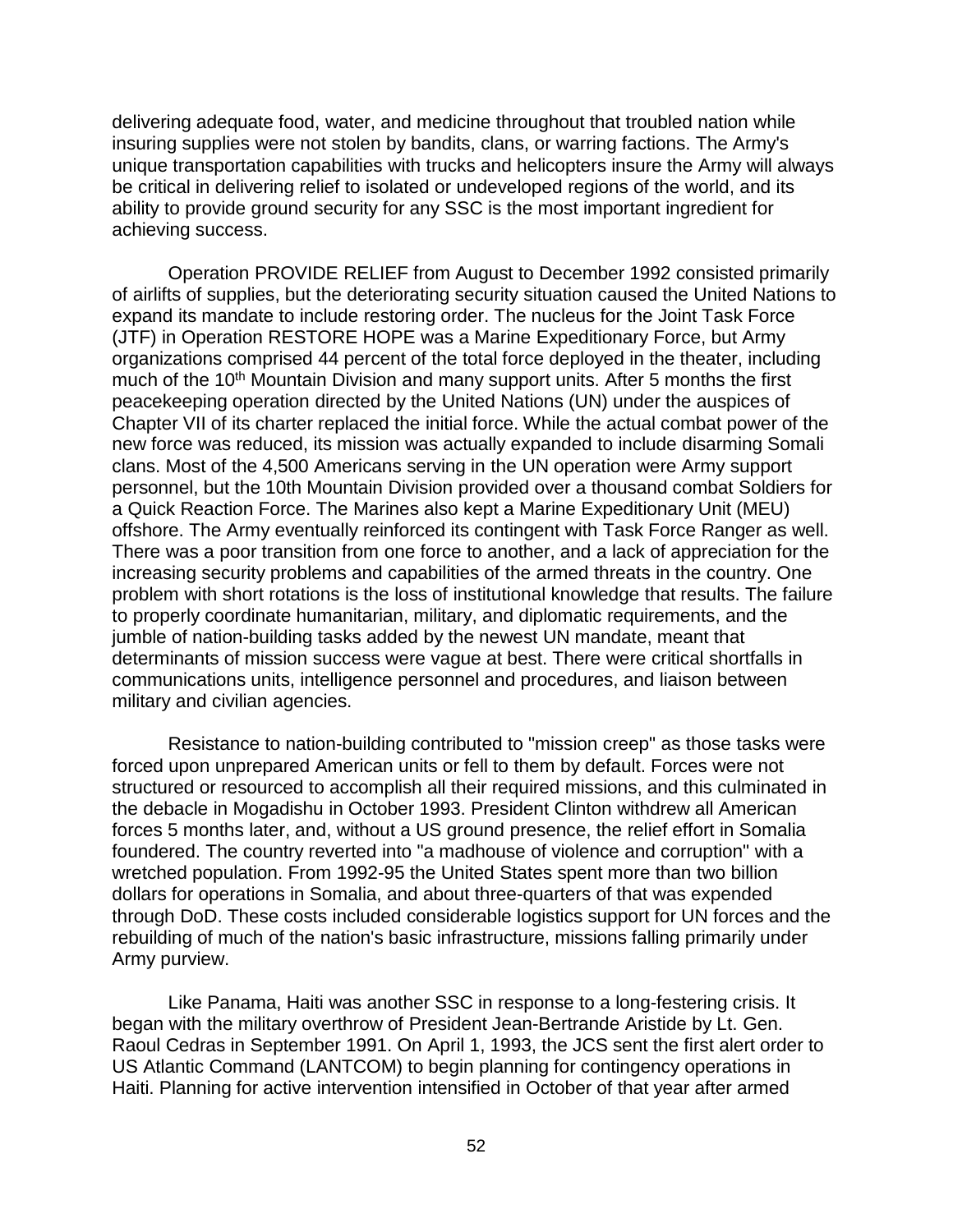delivering adequate food, water, and medicine throughout that troubled nation while insuring supplies were not stolen by bandits, clans, or warring factions. The Army's unique transportation capabilities with trucks and helicopters insure the Army will always be critical in delivering relief to isolated or undeveloped regions of the world, and its ability to provide ground security for any SSC is the most important ingredient for achieving success.

Operation PROVIDE RELIEF from August to December 1992 consisted primarily of airlifts of supplies, but the deteriorating security situation caused the United Nations to expand its mandate to include restoring order. The nucleus for the Joint Task Force (JTF) in Operation RESTORE HOPE was a Marine Expeditionary Force, but Army organizations comprised 44 percent of the total force deployed in the theater, including much of the 10th Mountain Division and many support units. After 5 months the first peacekeeping operation directed by the United Nations (UN) under the auspices of Chapter VII of its charter replaced the initial force. While the actual combat power of the new force was reduced, its mission was actually expanded to include disarming Somali clans. Most of the 4,500 Americans serving in the UN operation were Army support personnel, but the 10th Mountain Division provided over a thousand combat Soldiers for a Quick Reaction Force. The Marines also kept a Marine Expeditionary Unit (MEU) offshore. The Army eventually reinforced its contingent with Task Force Ranger as well. There was a poor transition from one force to another, and a lack of appreciation for the increasing security problems and capabilities of the armed threats in the country. One problem with short rotations is the loss of institutional knowledge that results. The failure to properly coordinate humanitarian, military, and diplomatic requirements, and the jumble of nation-building tasks added by the newest UN mandate, meant that determinants of mission success were vague at best. There were critical shortfalls in communications units, intelligence personnel and procedures, and liaison between military and civilian agencies.

Resistance to nation-building contributed to "mission creep" as those tasks were forced upon unprepared American units or fell to them by default. Forces were not structured or resourced to accomplish all their required missions, and this culminated in the debacle in Mogadishu in October 1993. President Clinton withdrew all American forces 5 months later, and, without a US ground presence, the relief effort in Somalia foundered. The country reverted into "a madhouse of violence and corruption" with a wretched population. From 1992-95 the United States spent more than two billion dollars for operations in Somalia, and about three-quarters of that was expended through DoD. These costs included considerable logistics support for UN forces and the rebuilding of much of the nation's basic infrastructure, missions falling primarily under Army purview.

Like Panama, Haiti was another SSC in response to a long-festering crisis. It began with the military overthrow of President Jean-Bertrande Aristide by Lt. Gen. Raoul Cedras in September 1991. On April 1, 1993, the JCS sent the first alert order to US Atlantic Command (LANTCOM) to begin planning for contingency operations in Haiti. Planning for active intervention intensified in October of that year after armed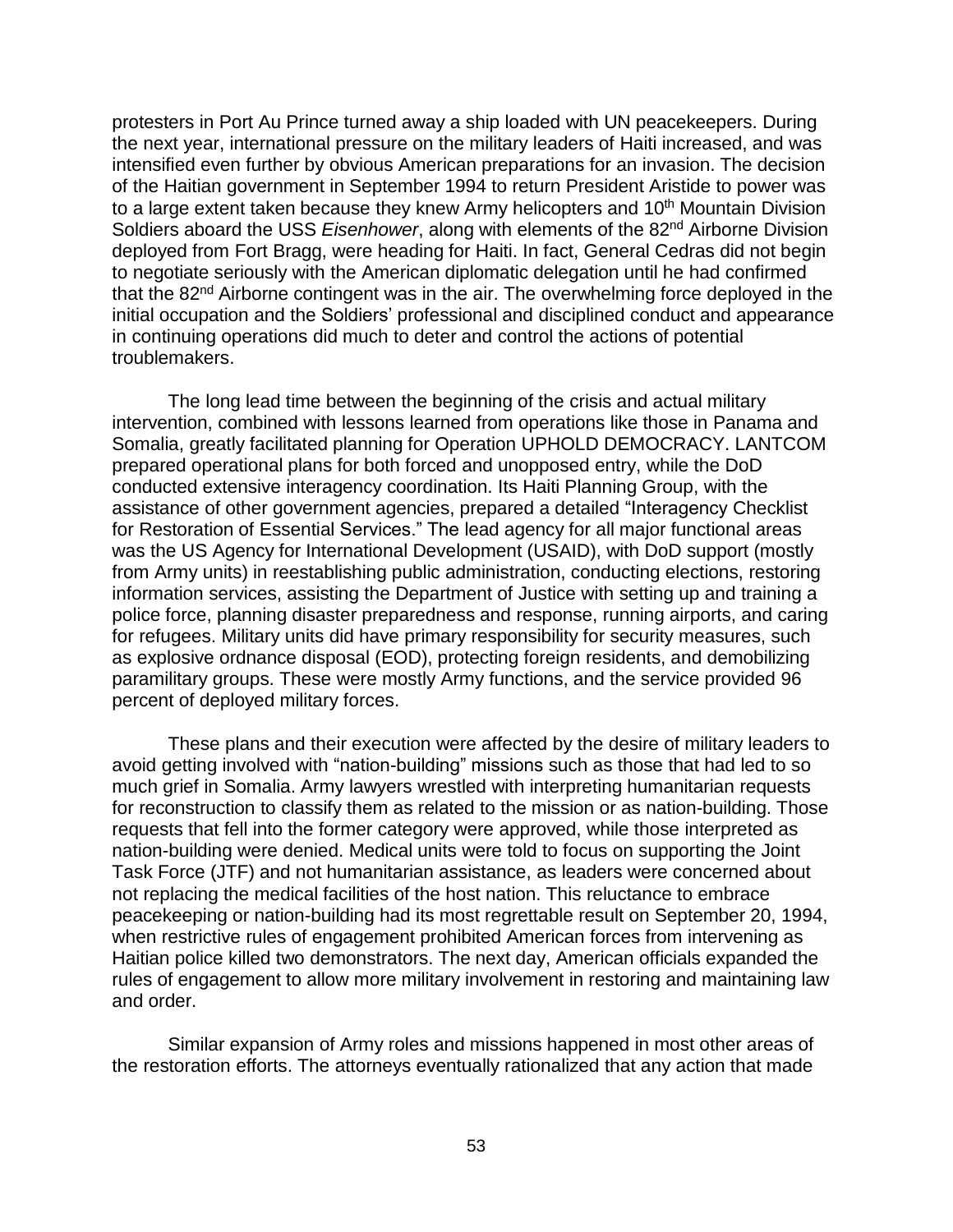protesters in Port Au Prince turned away a ship loaded with UN peacekeepers. During the next year, international pressure on the military leaders of Haiti increased, and was intensified even further by obvious American preparations for an invasion. The decision of the Haitian government in September 1994 to return President Aristide to power was to a large extent taken because they knew Army helicopters and 10th Mountain Division Soldiers aboard the USS *Eisenhower*, along with elements of the 82nd Airborne Division deployed from Fort Bragg, were heading for Haiti. In fact, General Cedras did not begin to negotiate seriously with the American diplomatic delegation until he had confirmed that the 82nd Airborne contingent was in the air. The overwhelming force deployed in the initial occupation and the Soldiers' professional and disciplined conduct and appearance in continuing operations did much to deter and control the actions of potential troublemakers.

The long lead time between the beginning of the crisis and actual military intervention, combined with lessons learned from operations like those in Panama and Somalia, greatly facilitated planning for Operation UPHOLD DEMOCRACY. LANTCOM prepared operational plans for both forced and unopposed entry, while the DoD conducted extensive interagency coordination. Its Haiti Planning Group, with the assistance of other government agencies, prepared a detailed "Interagency Checklist for Restoration of Essential Services." The lead agency for all major functional areas was the US Agency for International Development (USAID), with DoD support (mostly from Army units) in reestablishing public administration, conducting elections, restoring information services, assisting the Department of Justice with setting up and training a police force, planning disaster preparedness and response, running airports, and caring for refugees. Military units did have primary responsibility for security measures, such as explosive ordnance disposal (EOD), protecting foreign residents, and demobilizing paramilitary groups. These were mostly Army functions, and the service provided 96 percent of deployed military forces.

These plans and their execution were affected by the desire of military leaders to avoid getting involved with "nation-building" missions such as those that had led to so much grief in Somalia. Army lawyers wrestled with interpreting humanitarian requests for reconstruction to classify them as related to the mission or as nation-building. Those requests that fell into the former category were approved, while those interpreted as nation-building were denied. Medical units were told to focus on supporting the Joint Task Force (JTF) and not humanitarian assistance, as leaders were concerned about not replacing the medical facilities of the host nation. This reluctance to embrace peacekeeping or nation-building had its most regrettable result on September 20, 1994, when restrictive rules of engagement prohibited American forces from intervening as Haitian police killed two demonstrators. The next day, American officials expanded the rules of engagement to allow more military involvement in restoring and maintaining law and order.

Similar expansion of Army roles and missions happened in most other areas of the restoration efforts. The attorneys eventually rationalized that any action that made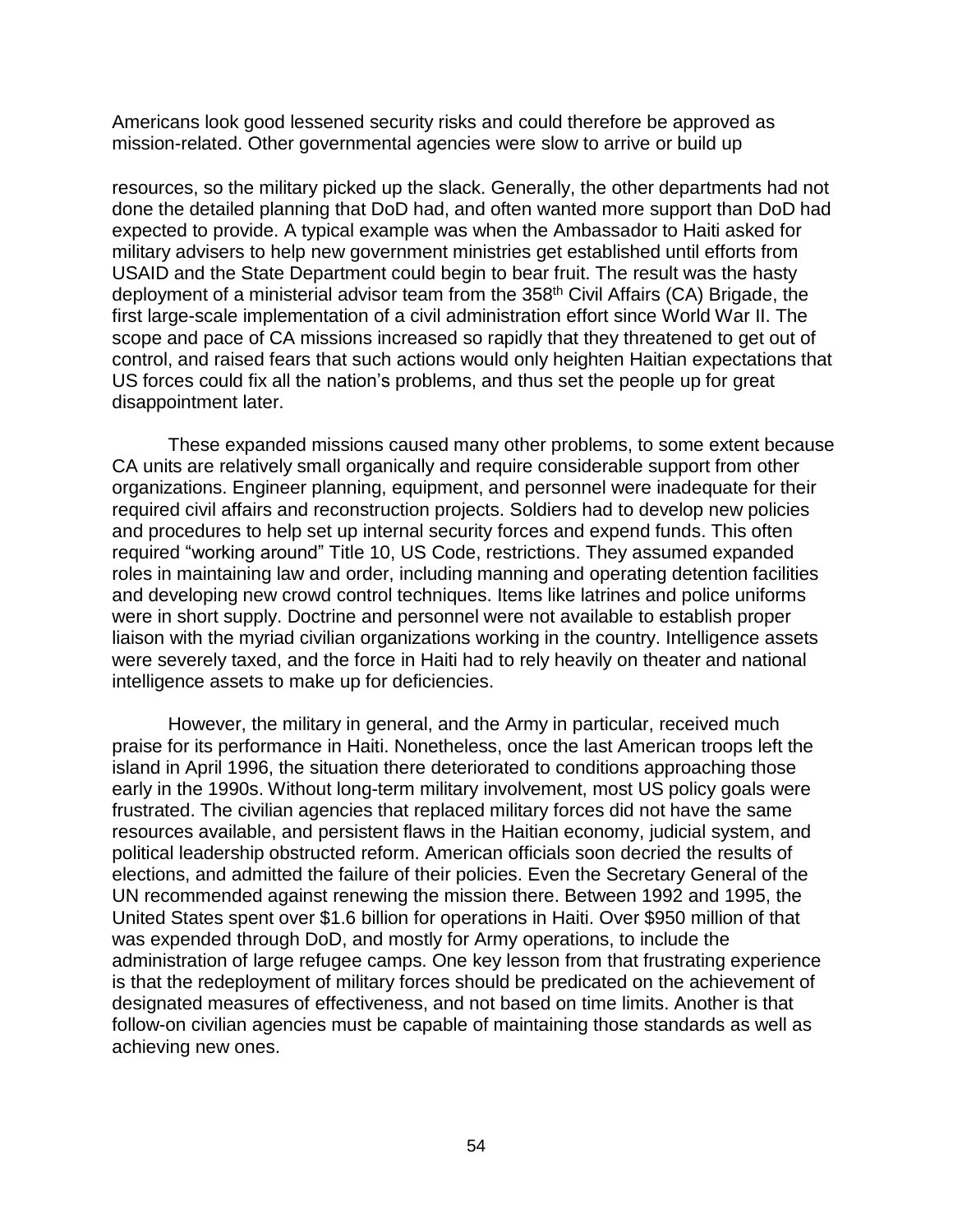Americans look good lessened security risks and could therefore be approved as mission-related. Other governmental agencies were slow to arrive or build up

resources, so the military picked up the slack. Generally, the other departments had not done the detailed planning that DoD had, and often wanted more support than DoD had expected to provide. A typical example was when the Ambassador to Haiti asked for military advisers to help new government ministries get established until efforts from USAID and the State Department could begin to bear fruit. The result was the hasty deployment of a ministerial advisor team from the 358th Civil Affairs (CA) Brigade, the first large-scale implementation of a civil administration effort since World War II. The scope and pace of CA missions increased so rapidly that they threatened to get out of control, and raised fears that such actions would only heighten Haitian expectations that US forces could fix all the nation's problems, and thus set the people up for great disappointment later.

These expanded missions caused many other problems, to some extent because CA units are relatively small organically and require considerable support from other organizations. Engineer planning, equipment, and personnel were inadequate for their required civil affairs and reconstruction projects. Soldiers had to develop new policies and procedures to help set up internal security forces and expend funds. This often required "working around" Title 10, US Code, restrictions. They assumed expanded roles in maintaining law and order, including manning and operating detention facilities and developing new crowd control techniques. Items like latrines and police uniforms were in short supply. Doctrine and personnel were not available to establish proper liaison with the myriad civilian organizations working in the country. Intelligence assets were severely taxed, and the force in Haiti had to rely heavily on theater and national intelligence assets to make up for deficiencies.

However, the military in general, and the Army in particular, received much praise for its performance in Haiti. Nonetheless, once the last American troops left the island in April 1996, the situation there deteriorated to conditions approaching those early in the 1990s. Without long-term military involvement, most US policy goals were frustrated. The civilian agencies that replaced military forces did not have the same resources available, and persistent flaws in the Haitian economy, judicial system, and political leadership obstructed reform. American officials soon decried the results of elections, and admitted the failure of their policies. Even the Secretary General of the UN recommended against renewing the mission there. Between 1992 and 1995, the United States spent over $1.6 billion for operations in Haiti. Over $950 million of that was expended through DoD, and mostly for Army operations, to include the administration of large refugee camps. One key lesson from that frustrating experience is that the redeployment of military forces should be predicated on the achievement of designated measures of effectiveness, and not based on time limits. Another is that follow-on civilian agencies must be capable of maintaining those standards as well as achieving new ones.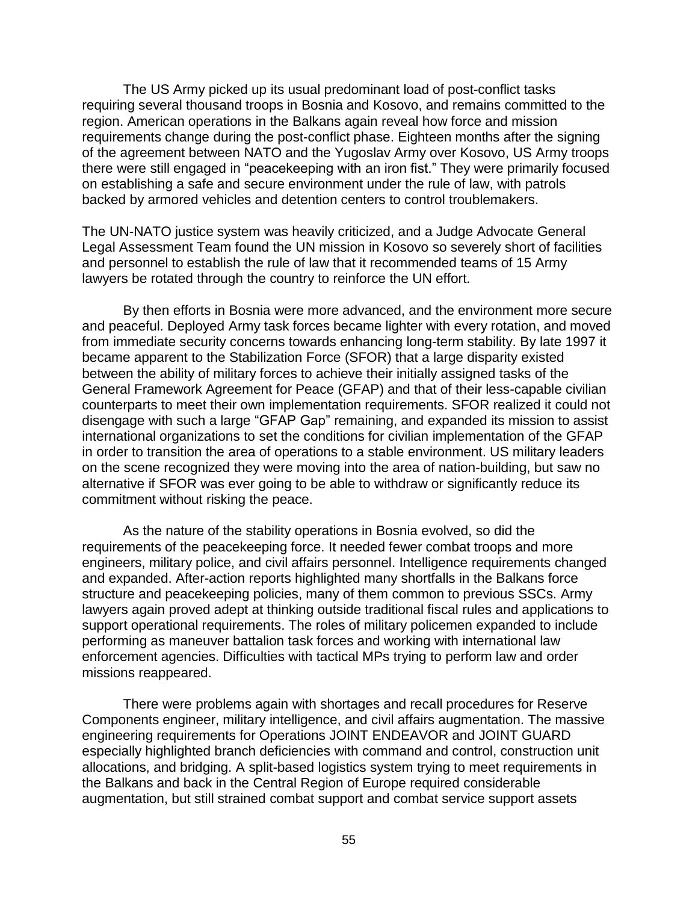The US Army picked up its usual predominant load of post-conflict tasks requiring several thousand troops in Bosnia and Kosovo, and remains committed to the region. American operations in the Balkans again reveal how force and mission requirements change during the post-conflict phase. Eighteen months after the signing of the agreement between NATO and the Yugoslav Army over Kosovo, US Army troops there were still engaged in "peacekeeping with an iron fist." They were primarily focused on establishing a safe and secure environment under the rule of law, with patrols backed by armored vehicles and detention centers to control troublemakers.

The UN-NATO justice system was heavily criticized, and a Judge Advocate General Legal Assessment Team found the UN mission in Kosovo so severely short of facilities and personnel to establish the rule of law that it recommended teams of 15 Army lawyers be rotated through the country to reinforce the UN effort.

By then efforts in Bosnia were more advanced, and the environment more secure and peaceful. Deployed Army task forces became lighter with every rotation, and moved from immediate security concerns towards enhancing long-term stability. By late 1997 it became apparent to the Stabilization Force (SFOR) that a large disparity existed between the ability of military forces to achieve their initially assigned tasks of the General Framework Agreement for Peace (GFAP) and that of their less-capable civilian counterparts to meet their own implementation requirements. SFOR realized it could not disengage with such a large "GFAP Gap" remaining, and expanded its mission to assist international organizations to set the conditions for civilian implementation of the GFAP in order to transition the area of operations to a stable environment. US military leaders on the scene recognized they were moving into the area of nation-building, but saw no alternative if SFOR was ever going to be able to withdraw or significantly reduce its commitment without risking the peace.

As the nature of the stability operations in Bosnia evolved, so did the requirements of the peacekeeping force. It needed fewer combat troops and more engineers, military police, and civil affairs personnel. Intelligence requirements changed and expanded. After-action reports highlighted many shortfalls in the Balkans force structure and peacekeeping policies, many of them common to previous SSCs. Army lawyers again proved adept at thinking outside traditional fiscal rules and applications to support operational requirements. The roles of military policemen expanded to include performing as maneuver battalion task forces and working with international law enforcement agencies. Difficulties with tactical MPs trying to perform law and order missions reappeared.

There were problems again with shortages and recall procedures for Reserve Components engineer, military intelligence, and civil affairs augmentation. The massive engineering requirements for Operations JOINT ENDEAVOR and JOINT GUARD especially highlighted branch deficiencies with command and control, construction unit allocations, and bridging. A split-based logistics system trying to meet requirements in the Balkans and back in the Central Region of Europe required considerable augmentation, but still strained combat support and combat service support assets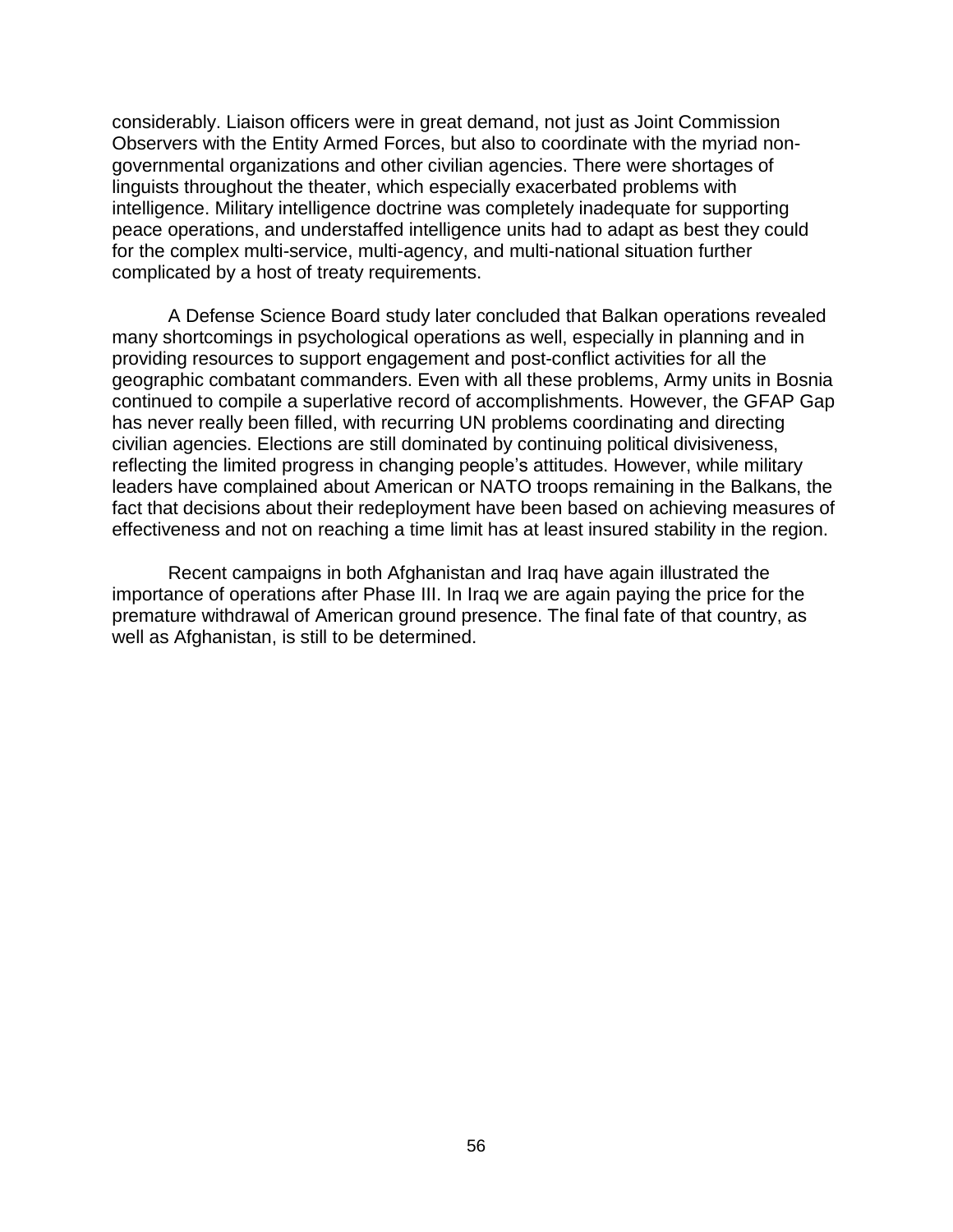considerably. Liaison officers were in great demand, not just as Joint Commission Observers with the Entity Armed Forces, but also to coordinate with the myriad non-governmental organizations and other civilian agencies. There were shortages of linguists throughout the theater, which especially exacerbated problems with intelligence. Military intelligence doctrine was completely inadequate for supporting peace operations, and understaffed intelligence units had to adapt as best they could for the complex multi-service, multi-agency, and multi-national situation further complicated by a host of treaty requirements.

A Defense Science Board study later concluded that Balkan operations revealed many shortcomings in psychological operations as well, especially in planning and in providing resources to support engagement and post-conflict activities for all the geographic combatant commanders. Even with all these problems, Army units in Bosnia continued to compile a superlative record of accomplishments. However, the GFAP Gap has never really been filled, with recurring UN problems coordinating and directing civilian agencies. Elections are still dominated by continuing political divisiveness, reflecting the limited progress in changing people's attitudes. However, while military leaders have complained about American or NATO troops remaining in the Balkans, the fact that decisions about their redeployment have been based on achieving measures of effectiveness and not on reaching a time limit has at least insured stability in the region.

Recent campaigns in both Afghanistan and Iraq have again illustrated the importance of operations after Phase III. In Iraq we are again paying the price for the premature withdrawal of American ground presence. The final fate of that country, as well as Afghanistan, is still to be determined.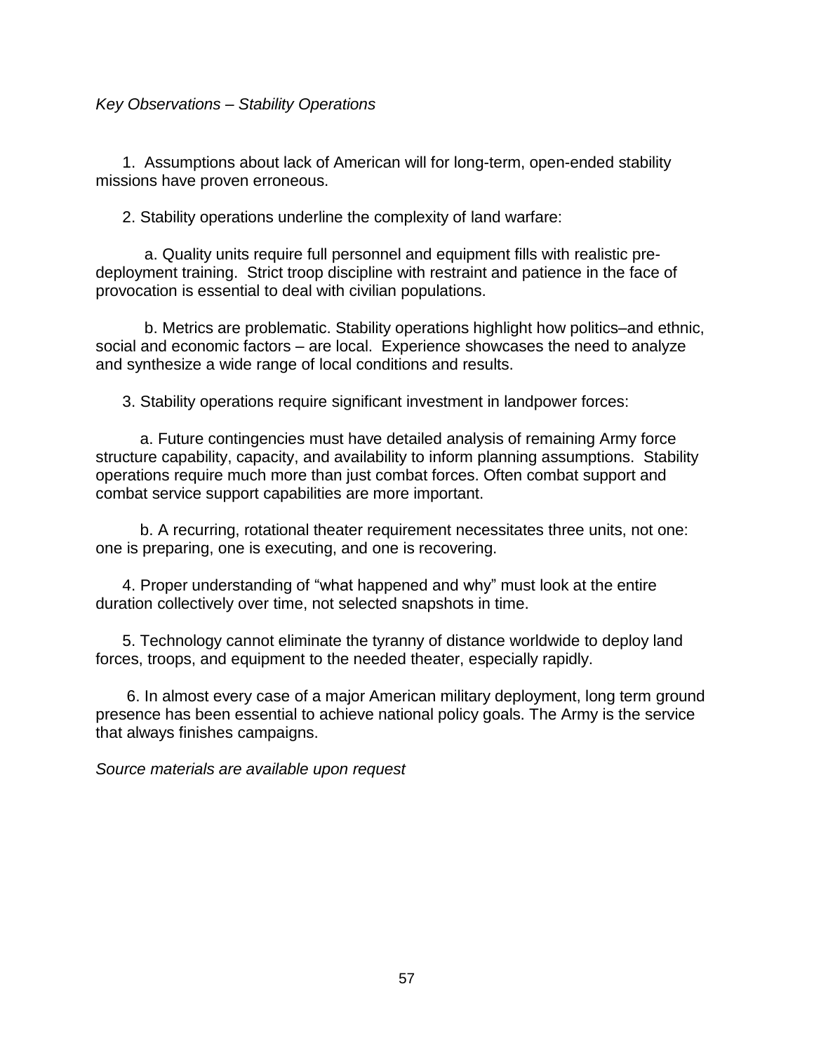*Key Observations – Stability Operations*

1. Assumptions about lack of American will for long-term, open-ended stability missions have proven erroneous.

2. Stability operations underline the complexity of land warfare:

   a. Quality units require full personnel and equipment fills with realistic pre-deployment training. Strict troop discipline with restraint and patience in the face of provocation is essential to deal with civilian populations.

   b. Metrics are problematic. Stability operations highlight how politics–and ethnic, social and economic factors – are local. Experience showcases the need to analyze and synthesize a wide range of local conditions and results.

3. Stability operations require significant investment in landpower forces:

   a. Future contingencies must have detailed analysis of remaining Army force structure capability, capacity, and availability to inform planning assumptions. Stability operations require much more than just combat forces. Often combat support and combat service support capabilities are more important.

   b. A recurring, rotational theater requirement necessitates three units, not one: one is preparing, one is executing, and one is recovering.

4. Proper understanding of "what happened and why" must look at the entire duration collectively over time, not selected snapshots in time.

5. Technology cannot eliminate the tyranny of distance worldwide to deploy land forces, troops, and equipment to the needed theater, especially rapidly.

6. In almost every case of a major American military deployment, long term ground presence has been essential to achieve national policy goals. The Army is the service that always finishes campaigns.

*Source materials are available upon request*